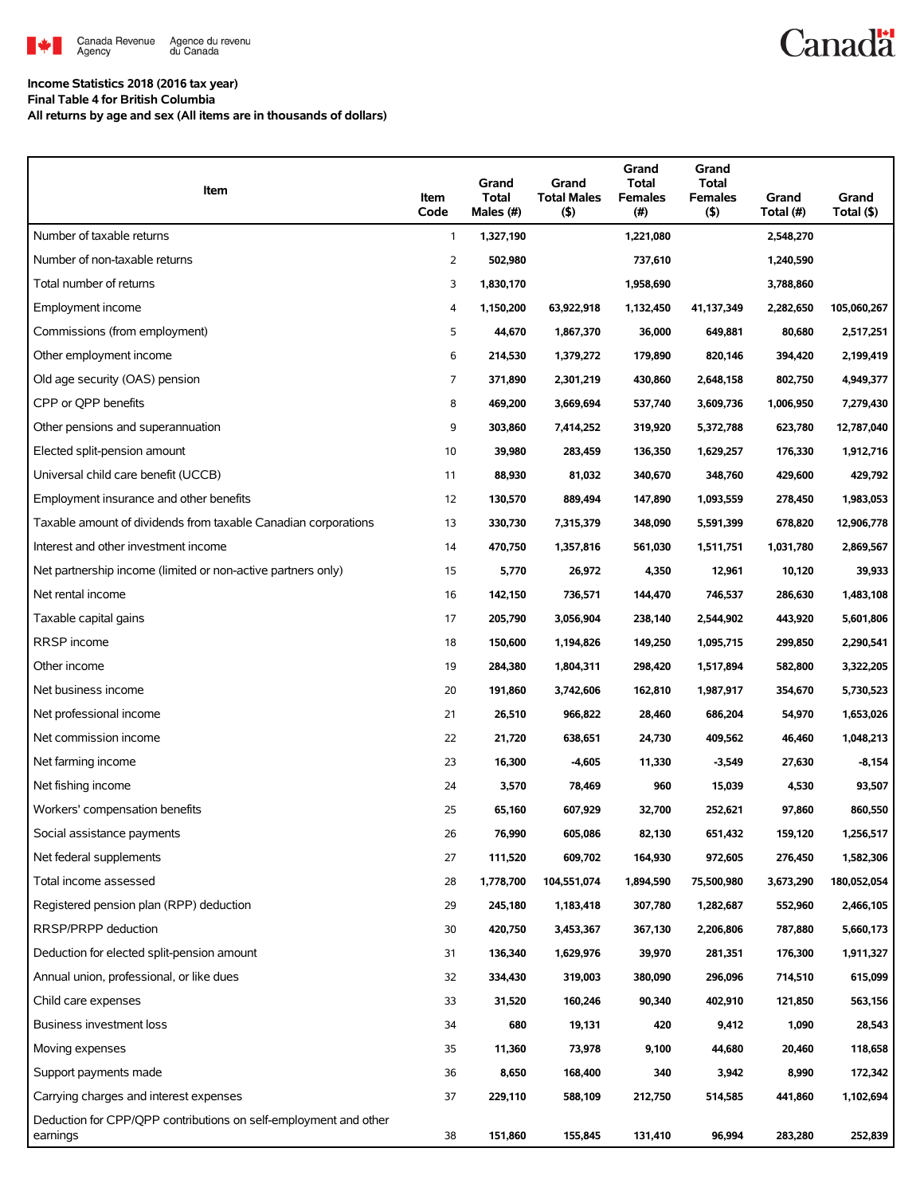Canada Revenue Agency / Agence du revenu du Canada

**Income Statistics 2018 (2016 tax year)**
**Final Table 4 for British Columbia**
**All returns by age and sex (All items are in thousands of dollars)**

| Item | Item Code | Grand Total Males (#) | Grand Total Males ($) | Grand Total Females (#) | Grand Total Females ($) | Grand Total (#) | Grand Total ($) |
|---|---|---|---|---|---|---|---|
| Number of taxable returns | 1 | 1,327,190 | | 1,221,080 | | 2,548,270 | |
| Number of non-taxable returns | 2 | 502,980 | | 737,610 | | 1,240,590 | |
| Total number of returns | 3 | 1,830,170 | | 1,958,690 | | 3,788,860 | |
| Employment income | 4 | 1,150,200 | 63,922,918 | 1,132,450 | 41,137,349 | 2,282,650 | 105,060,267 |
| Commissions (from employment) | 5 | 44,670 | 1,867,370 | 36,000 | 649,881 | 80,680 | 2,517,251 |
| Other employment income | 6 | 214,530 | 1,379,272 | 179,890 | 820,146 | 394,420 | 2,199,419 |
| Old age security (OAS) pension | 7 | 371,890 | 2,301,219 | 430,860 | 2,648,158 | 802,750 | 4,949,377 |
| CPP or QPP benefits | 8 | 469,200 | 3,669,694 | 537,740 | 3,609,736 | 1,006,950 | 7,279,430 |
| Other pensions and superannuation | 9 | 303,860 | 7,414,252 | 319,920 | 5,372,788 | 623,780 | 12,787,040 |
| Elected split-pension amount | 10 | 39,980 | 283,459 | 136,350 | 1,629,257 | 176,330 | 1,912,716 |
| Universal child care benefit (UCCB) | 11 | 88,930 | 81,032 | 340,670 | 348,760 | 429,600 | 429,792 |
| Employment insurance and other benefits | 12 | 130,570 | 889,494 | 147,890 | 1,093,559 | 278,450 | 1,983,053 |
| Taxable amount of dividends from taxable Canadian corporations | 13 | 330,730 | 7,315,379 | 348,090 | 5,591,399 | 678,820 | 12,906,778 |
| Interest and other investment income | 14 | 470,750 | 1,357,816 | 561,030 | 1,511,751 | 1,031,780 | 2,869,567 |
| Net partnership income (limited or non-active partners only) | 15 | 5,770 | 26,972 | 4,350 | 12,961 | 10,120 | 39,933 |
| Net rental income | 16 | 142,150 | 736,571 | 144,470 | 746,537 | 286,630 | 1,483,108 |
| Taxable capital gains | 17 | 205,790 | 3,056,904 | 238,140 | 2,544,902 | 443,920 | 5,601,806 |
| RRSP income | 18 | 150,600 | 1,194,826 | 149,250 | 1,095,715 | 299,850 | 2,290,541 |
| Other income | 19 | 284,380 | 1,804,311 | 298,420 | 1,517,894 | 582,800 | 3,322,205 |
| Net business income | 20 | 191,860 | 3,742,606 | 162,810 | 1,987,917 | 354,670 | 5,730,523 |
| Net professional income | 21 | 26,510 | 966,822 | 28,460 | 686,204 | 54,970 | 1,653,026 |
| Net commission income | 22 | 21,720 | 638,651 | 24,730 | 409,562 | 46,460 | 1,048,213 |
| Net farming income | 23 | 16,300 | -4,605 | 11,330 | -3,549 | 27,630 | -8,154 |
| Net fishing income | 24 | 3,570 | 78,469 | 960 | 15,039 | 4,530 | 93,507 |
| Workers' compensation benefits | 25 | 65,160 | 607,929 | 32,700 | 252,621 | 97,860 | 860,550 |
| Social assistance payments | 26 | 76,990 | 605,086 | 82,130 | 651,432 | 159,120 | 1,256,517 |
| Net federal supplements | 27 | 111,520 | 609,702 | 164,930 | 972,605 | 276,450 | 1,582,306 |
| Total income assessed | 28 | 1,778,700 | 104,551,074 | 1,894,590 | 75,500,980 | 3,673,290 | 180,052,054 |
| Registered pension plan (RPP) deduction | 29 | 245,180 | 1,183,418 | 307,780 | 1,282,687 | 552,960 | 2,466,105 |
| RRSP/PRPP deduction | 30 | 420,750 | 3,453,367 | 367,130 | 2,206,806 | 787,880 | 5,660,173 |
| Deduction for elected split-pension amount | 31 | 136,340 | 1,629,976 | 39,970 | 281,351 | 176,300 | 1,911,327 |
| Annual union, professional, or like dues | 32 | 334,430 | 319,003 | 380,090 | 296,096 | 714,510 | 615,099 |
| Child care expenses | 33 | 31,520 | 160,246 | 90,340 | 402,910 | 121,850 | 563,156 |
| Business investment loss | 34 | 680 | 19,131 | 420 | 9,412 | 1,090 | 28,543 |
| Moving expenses | 35 | 11,360 | 73,978 | 9,100 | 44,680 | 20,460 | 118,658 |
| Support payments made | 36 | 8,650 | 168,400 | 340 | 3,942 | 8,990 | 172,342 |
| Carrying charges and interest expenses | 37 | 229,110 | 588,109 | 212,750 | 514,585 | 441,860 | 1,102,694 |
| Deduction for CPP/QPP contributions on self-employment and other earnings | 38 | 151,860 | 155,845 | 131,410 | 96,994 | 283,280 | 252,839 |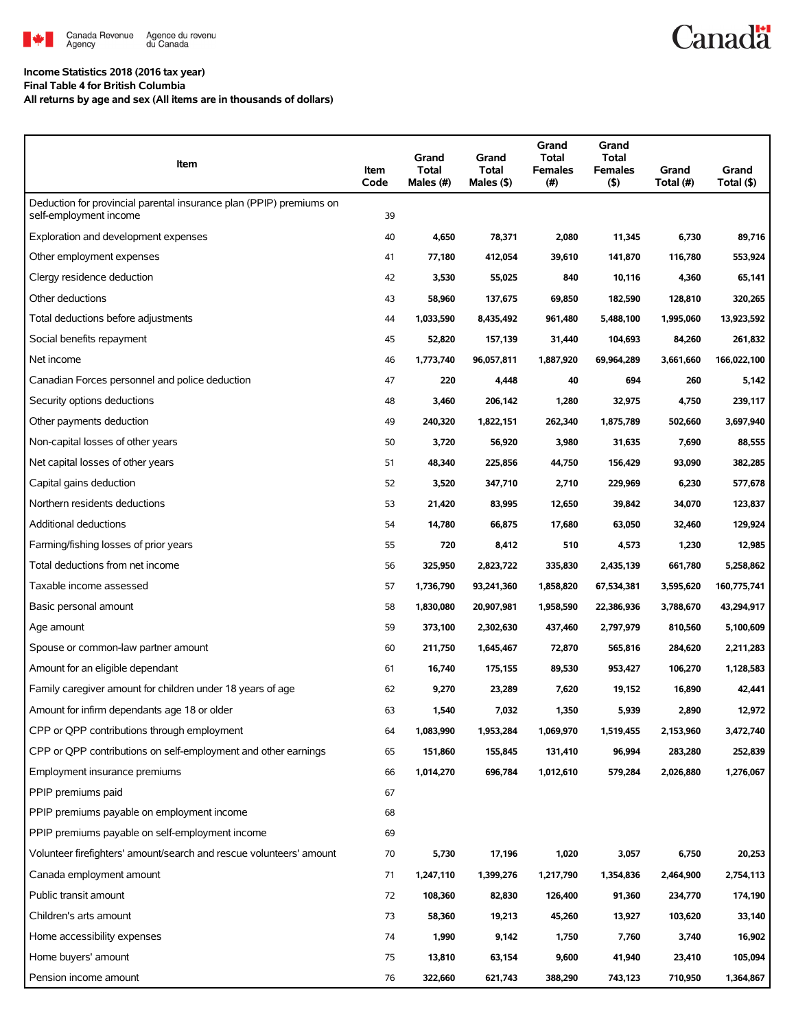**Income Statistics 2018 (2016 tax year)**
**Final Table 4 for British Columbia**
**All returns by age and sex (All items are in thousands of dollars)**

| Item | Item Code | Grand Total Males (#) | Grand Total Males ($) | Grand Total Females (#) | Grand Total Females ($) | Grand Total (#) | Grand Total ($) |
|---|---|---|---|---|---|---|---|
| Deduction for provincial parental insurance plan (PPIP) premiums on self-employment income | 39 | | | | | | |
| Exploration and development expenses | 40 | 4,650 | 78,371 | 2,080 | 11,345 | 6,730 | 89,716 |
| Other employment expenses | 41 | 77,180 | 412,054 | 39,610 | 141,870 | 116,780 | 553,924 |
| Clergy residence deduction | 42 | 3,530 | 55,025 | 840 | 10,116 | 4,360 | 65,141 |
| Other deductions | 43 | 58,960 | 137,675 | 69,850 | 182,590 | 128,810 | 320,265 |
| Total deductions before adjustments | 44 | 1,033,590 | 8,435,492 | 961,480 | 5,488,100 | 1,995,060 | 13,923,592 |
| Social benefits repayment | 45 | 52,820 | 157,139 | 31,440 | 104,693 | 84,260 | 261,832 |
| Net income | 46 | 1,773,740 | 96,057,811 | 1,887,920 | 69,964,289 | 3,661,660 | 166,022,100 |
| Canadian Forces personnel and police deduction | 47 | 220 | 4,448 | 40 | 694 | 260 | 5,142 |
| Security options deductions | 48 | 3,460 | 206,142 | 1,280 | 32,975 | 4,750 | 239,117 |
| Other payments deduction | 49 | 240,320 | 1,822,151 | 262,340 | 1,875,789 | 502,660 | 3,697,940 |
| Non-capital losses of other years | 50 | 3,720 | 56,920 | 3,980 | 31,635 | 7,690 | 88,555 |
| Net capital losses of other years | 51 | 48,340 | 225,856 | 44,750 | 156,429 | 93,090 | 382,285 |
| Capital gains deduction | 52 | 3,520 | 347,710 | 2,710 | 229,969 | 6,230 | 577,678 |
| Northern residents deductions | 53 | 21,420 | 83,995 | 12,650 | 39,842 | 34,070 | 123,837 |
| Additional deductions | 54 | 14,780 | 66,875 | 17,680 | 63,050 | 32,460 | 129,924 |
| Farming/fishing losses of prior years | 55 | 720 | 8,412 | 510 | 4,573 | 1,230 | 12,985 |
| Total deductions from net income | 56 | 325,950 | 2,823,722 | 335,830 | 2,435,139 | 661,780 | 5,258,862 |
| Taxable income assessed | 57 | 1,736,790 | 93,241,360 | 1,858,820 | 67,534,381 | 3,595,620 | 160,775,741 |
| Basic personal amount | 58 | 1,830,080 | 20,907,981 | 1,958,590 | 22,386,936 | 3,788,670 | 43,294,917 |
| Age amount | 59 | 373,100 | 2,302,630 | 437,460 | 2,797,979 | 810,560 | 5,100,609 |
| Spouse or common-law partner amount | 60 | 211,750 | 1,645,467 | 72,870 | 565,816 | 284,620 | 2,211,283 |
| Amount for an eligible dependant | 61 | 16,740 | 175,155 | 89,530 | 953,427 | 106,270 | 1,128,583 |
| Family caregiver amount for children under 18 years of age | 62 | 9,270 | 23,289 | 7,620 | 19,152 | 16,890 | 42,441 |
| Amount for infirm dependants age 18 or older | 63 | 1,540 | 7,032 | 1,350 | 5,939 | 2,890 | 12,972 |
| CPP or QPP contributions through employment | 64 | 1,083,990 | 1,953,284 | 1,069,970 | 1,519,455 | 2,153,960 | 3,472,740 |
| CPP or QPP contributions on self-employment and other earnings | 65 | 151,860 | 155,845 | 131,410 | 96,994 | 283,280 | 252,839 |
| Employment insurance premiums | 66 | 1,014,270 | 696,784 | 1,012,610 | 579,284 | 2,026,880 | 1,276,067 |
| PPIP premiums paid | 67 | | | | | | |
| PPIP premiums payable on employment income | 68 | | | | | | |
| PPIP premiums payable on self-employment income | 69 | | | | | | |
| Volunteer firefighters' amount/search and rescue volunteers' amount | 70 | 5,730 | 17,196 | 1,020 | 3,057 | 6,750 | 20,253 |
| Canada employment amount | 71 | 1,247,110 | 1,399,276 | 1,217,790 | 1,354,836 | 2,464,900 | 2,754,113 |
| Public transit amount | 72 | 108,360 | 82,830 | 126,400 | 91,360 | 234,770 | 174,190 |
| Children's arts amount | 73 | 58,360 | 19,213 | 45,260 | 13,927 | 103,620 | 33,140 |
| Home accessibility expenses | 74 | 1,990 | 9,142 | 1,750 | 7,760 | 3,740 | 16,902 |
| Home buyers' amount | 75 | 13,810 | 63,154 | 9,600 | 41,940 | 23,410 | 105,094 |
| Pension income amount | 76 | 322,660 | 621,743 | 388,290 | 743,123 | 710,950 | 1,364,867 |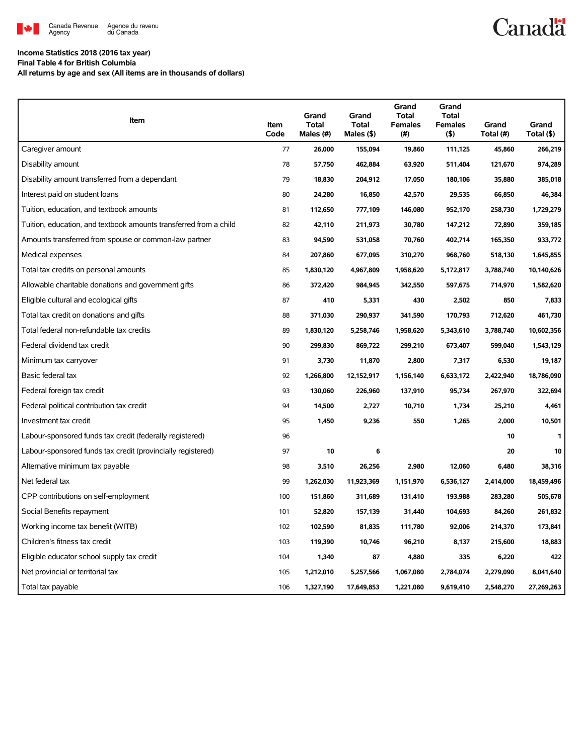Income Statistics 2018 (2016 tax year)
Final Table 4 for British Columbia
All returns by age and sex (All items are in thousands of dollars)

| Item | Item Code | Grand Total Males (#) | Grand Total Males ($) | Grand Total Females (#) | Grand Total Females ($) | Grand Total (#) | Grand Total ($) |
|---|---|---|---|---|---|---|---|
| Caregiver amount | 77 | 26,000 | 155,094 | 19,860 | 111,125 | 45,860 | 266,219 |
| Disability amount | 78 | 57,750 | 462,884 | 63,920 | 511,404 | 121,670 | 974,289 |
| Disability amount transferred from a dependant | 79 | 18,830 | 204,912 | 17,050 | 180,106 | 35,880 | 385,018 |
| Interest paid on student loans | 80 | 24,280 | 16,850 | 42,570 | 29,535 | 66,850 | 46,384 |
| Tuition, education, and textbook amounts | 81 | 112,650 | 777,109 | 146,080 | 952,170 | 258,730 | 1,729,279 |
| Tuition, education, and textbook amounts transferred from a child | 82 | 42,110 | 211,973 | 30,780 | 147,212 | 72,890 | 359,185 |
| Amounts transferred from spouse or common-law partner | 83 | 94,590 | 531,058 | 70,760 | 402,714 | 165,350 | 933,772 |
| Medical expenses | 84 | 207,860 | 677,095 | 310,270 | 968,760 | 518,130 | 1,645,855 |
| Total tax credits on personal amounts | 85 | 1,830,120 | 4,967,809 | 1,958,620 | 5,172,817 | 3,788,740 | 10,140,626 |
| Allowable charitable donations and government gifts | 86 | 372,420 | 984,945 | 342,550 | 597,675 | 714,970 | 1,582,620 |
| Eligible cultural and ecological gifts | 87 | 410 | 5,331 | 430 | 2,502 | 850 | 7,833 |
| Total tax credit on donations and gifts | 88 | 371,030 | 290,937 | 341,590 | 170,793 | 712,620 | 461,730 |
| Total federal non-refundable tax credits | 89 | 1,830,120 | 5,258,746 | 1,958,620 | 5,343,610 | 3,788,740 | 10,602,356 |
| Federal dividend tax credit | 90 | 299,830 | 869,722 | 299,210 | 673,407 | 599,040 | 1,543,129 |
| Minimum tax carryover | 91 | 3,730 | 11,870 | 2,800 | 7,317 | 6,530 | 19,187 |
| Basic federal tax | 92 | 1,266,800 | 12,152,917 | 1,156,140 | 6,633,172 | 2,422,940 | 18,786,090 |
| Federal foreign tax credit | 93 | 130,060 | 226,960 | 137,910 | 95,734 | 267,970 | 322,694 |
| Federal political contribution tax credit | 94 | 14,500 | 2,727 | 10,710 | 1,734 | 25,210 | 4,461 |
| Investment tax credit | 95 | 1,450 | 9,236 | 550 | 1,265 | 2,000 | 10,501 |
| Labour-sponsored funds tax credit (federally registered) | 96 | | | | | 10 | 1 |
| Labour-sponsored funds tax credit (provincially registered) | 97 | 10 | 6 | | | 20 | 10 |
| Alternative minimum tax payable | 98 | 3,510 | 26,256 | 2,980 | 12,060 | 6,480 | 38,316 |
| Net federal tax | 99 | 1,262,030 | 11,923,369 | 1,151,970 | 6,536,127 | 2,414,000 | 18,459,496 |
| CPP contributions on self-employment | 100 | 151,860 | 311,689 | 131,410 | 193,988 | 283,280 | 505,678 |
| Social Benefits repayment | 101 | 52,820 | 157,139 | 31,440 | 104,693 | 84,260 | 261,832 |
| Working income tax benefit (WITB) | 102 | 102,590 | 81,835 | 111,780 | 92,006 | 214,370 | 173,841 |
| Children's fitness tax credit | 103 | 119,390 | 10,746 | 96,210 | 8,137 | 215,600 | 18,883 |
| Eligible educator school supply tax credit | 104 | 1,340 | 87 | 4,880 | 335 | 6,220 | 422 |
| Net provincial or territorial tax | 105 | 1,212,010 | 5,257,566 | 1,067,080 | 2,784,074 | 2,279,090 | 8,041,640 |
| Total tax payable | 106 | 1,327,190 | 17,649,853 | 1,221,080 | 9,619,410 | 2,548,270 | 27,269,263 |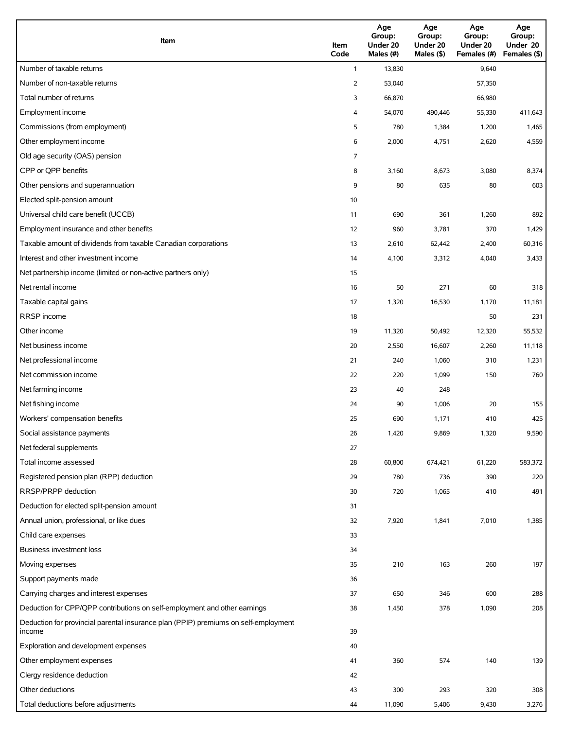| Item | Item Code | Age Group: Under 20 Males (#) | Age Group: Under 20 Males ($) | Age Group: Under 20 Females (#) | Age Group: Under 20 Females ($) |
|---|---|---|---|---|---|
| Number of taxable returns | 1 | 13,830 | | 9,640 | |
| Number of non-taxable returns | 2 | 53,040 | | 57,350 | |
| Total number of returns | 3 | 66,870 | | 66,980 | |
| Employment income | 4 | 54,070 | 490,446 | 55,330 | 411,643 |
| Commissions (from employment) | 5 | 780 | 1,384 | 1,200 | 1,465 |
| Other employment income | 6 | 2,000 | 4,751 | 2,620 | 4,559 |
| Old age security (OAS) pension | 7 | | | | |
| CPP or QPP benefits | 8 | 3,160 | 8,673 | 3,080 | 8,374 |
| Other pensions and superannuation | 9 | 80 | 635 | 80 | 603 |
| Elected split-pension amount | 10 | | | | |
| Universal child care benefit (UCCB) | 11 | 690 | 361 | 1,260 | 892 |
| Employment insurance and other benefits | 12 | 960 | 3,781 | 370 | 1,429 |
| Taxable amount of dividends from taxable Canadian corporations | 13 | 2,610 | 62,442 | 2,400 | 60,316 |
| Interest and other investment income | 14 | 4,100 | 3,312 | 4,040 | 3,433 |
| Net partnership income (limited or non-active partners only) | 15 | | | | |
| Net rental income | 16 | 50 | 271 | 60 | 318 |
| Taxable capital gains | 17 | 1,320 | 16,530 | 1,170 | 11,181 |
| RRSP income | 18 | | | 50 | 231 |
| Other income | 19 | 11,320 | 50,492 | 12,320 | 55,532 |
| Net business income | 20 | 2,550 | 16,607 | 2,260 | 11,118 |
| Net professional income | 21 | 240 | 1,060 | 310 | 1,231 |
| Net commission income | 22 | 220 | 1,099 | 150 | 760 |
| Net farming income | 23 | 40 | 248 | | |
| Net fishing income | 24 | 90 | 1,006 | 20 | 155 |
| Workers' compensation benefits | 25 | 690 | 1,171 | 410 | 425 |
| Social assistance payments | 26 | 1,420 | 9,869 | 1,320 | 9,590 |
| Net federal supplements | 27 | | | | |
| Total income assessed | 28 | 60,800 | 674,421 | 61,220 | 583,372 |
| Registered pension plan (RPP) deduction | 29 | 780 | 736 | 390 | 220 |
| RRSP/PRPP deduction | 30 | 720 | 1,065 | 410 | 491 |
| Deduction for elected split-pension amount | 31 | | | | |
| Annual union, professional, or like dues | 32 | 7,920 | 1,841 | 7,010 | 1,385 |
| Child care expenses | 33 | | | | |
| Business investment loss | 34 | | | | |
| Moving expenses | 35 | 210 | 163 | 260 | 197 |
| Support payments made | 36 | | | | |
| Carrying charges and interest expenses | 37 | 650 | 346 | 600 | 288 |
| Deduction for CPP/QPP contributions on self-employment and other earnings | 38 | 1,450 | 378 | 1,090 | 208 |
| Deduction for provincial parental insurance plan (PPIP) premiums on self-employment income | 39 | | | | |
| Exploration and development expenses | 40 | | | | |
| Other employment expenses | 41 | 360 | 574 | 140 | 139 |
| Clergy residence deduction | 42 | | | | |
| Other deductions | 43 | 300 | 293 | 320 | 308 |
| Total deductions before adjustments | 44 | 11,090 | 5,406 | 9,430 | 3,276 |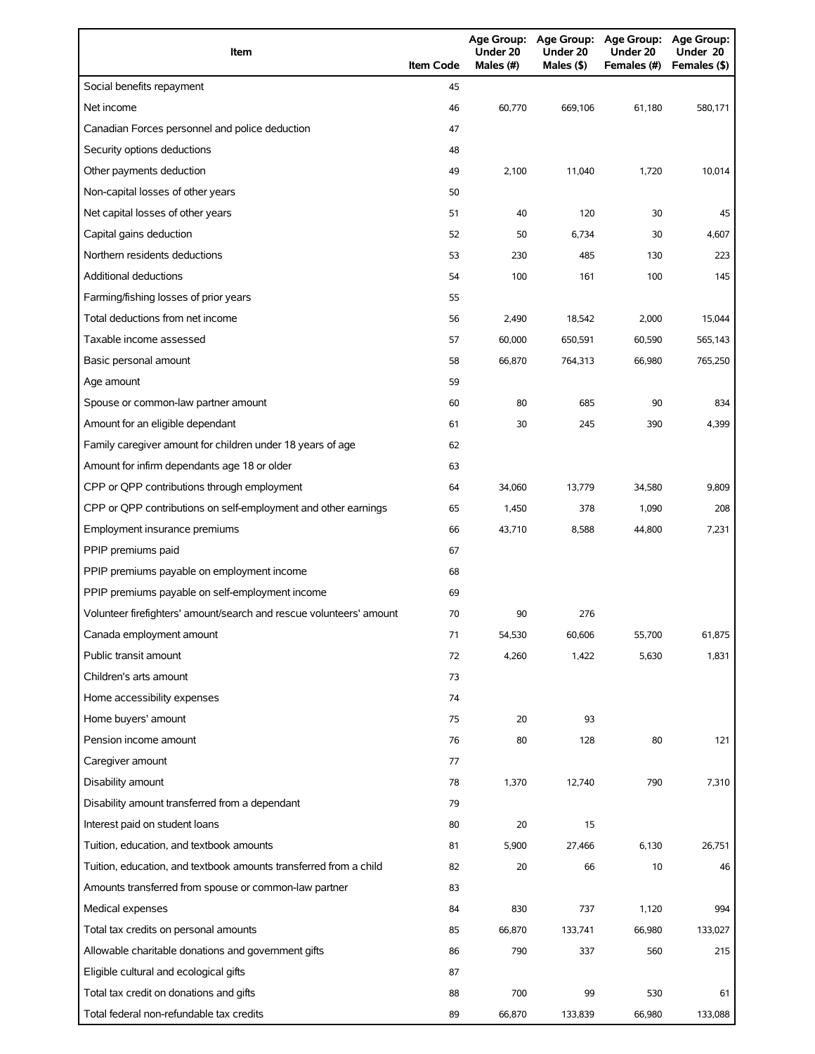| Item | Item Code | Age Group: Under 20 Males (#) | Age Group: Under 20 Males ($) | Age Group: Under 20 Females (#) | Age Group: Under 20 Females ($) |
|---|---|---|---|---|---|
| Social benefits repayment | 45 | | | | |
| Net income | 46 | 60,770 | 669,106 | 61,180 | 580,171 |
| Canadian Forces personnel and police deduction | 47 | | | | |
| Security options deductions | 48 | | | | |
| Other payments deduction | 49 | 2,100 | 11,040 | 1,720 | 10,014 |
| Non-capital losses of other years | 50 | | | | |
| Net capital losses of other years | 51 | 40 | 120 | 30 | 45 |
| Capital gains deduction | 52 | 50 | 6,734 | 30 | 4,607 |
| Northern residents deductions | 53 | 230 | 485 | 130 | 223 |
| Additional deductions | 54 | 100 | 161 | 100 | 145 |
| Farming/fishing losses of prior years | 55 | | | | |
| Total deductions from net income | 56 | 2,490 | 18,542 | 2,000 | 15,044 |
| Taxable income assessed | 57 | 60,000 | 650,591 | 60,590 | 565,143 |
| Basic personal amount | 58 | 66,870 | 764,313 | 66,980 | 765,250 |
| Age amount | 59 | | | | |
| Spouse or common-law partner amount | 60 | 80 | 685 | 90 | 834 |
| Amount for an eligible dependant | 61 | 30 | 245 | 390 | 4,399 |
| Family caregiver amount for children under 18 years of age | 62 | | | | |
| Amount for infirm dependants age 18 or older | 63 | | | | |
| CPP or QPP contributions through employment | 64 | 34,060 | 13,779 | 34,580 | 9,809 |
| CPP or QPP contributions on self-employment and other earnings | 65 | 1,450 | 378 | 1,090 | 208 |
| Employment insurance premiums | 66 | 43,710 | 8,588 | 44,800 | 7,231 |
| PPIP premiums paid | 67 | | | | |
| PPIP premiums payable on employment income | 68 | | | | |
| PPIP premiums payable on self-employment income | 69 | | | | |
| Volunteer firefighters' amount/search and rescue volunteers' amount | 70 | 90 | 276 | | |
| Canada employment amount | 71 | 54,530 | 60,606 | 55,700 | 61,875 |
| Public transit amount | 72 | 4,260 | 1,422 | 5,630 | 1,831 |
| Children's arts amount | 73 | | | | |
| Home accessibility expenses | 74 | | | | |
| Home buyers' amount | 75 | 20 | 93 | | |
| Pension income amount | 76 | 80 | 128 | 80 | 121 |
| Caregiver amount | 77 | | | | |
| Disability amount | 78 | 1,370 | 12,740 | 790 | 7,310 |
| Disability amount transferred from a dependant | 79 | | | | |
| Interest paid on student loans | 80 | 20 | 15 | | |
| Tuition, education, and textbook amounts | 81 | 5,900 | 27,466 | 6,130 | 26,751 |
| Tuition, education, and textbook amounts transferred from a child | 82 | 20 | 66 | 10 | 46 |
| Amounts transferred from spouse or common-law partner | 83 | | | | |
| Medical expenses | 84 | 830 | 737 | 1,120 | 994 |
| Total tax credits on personal amounts | 85 | 66,870 | 133,741 | 66,980 | 133,027 |
| Allowable charitable donations and government gifts | 86 | 790 | 337 | 560 | 215 |
| Eligible cultural and ecological gifts | 87 | | | | |
| Total tax credit on donations and gifts | 88 | 700 | 99 | 530 | 61 |
| Total federal non-refundable tax credits | 89 | 66,870 | 133,839 | 66,980 | 133,088 |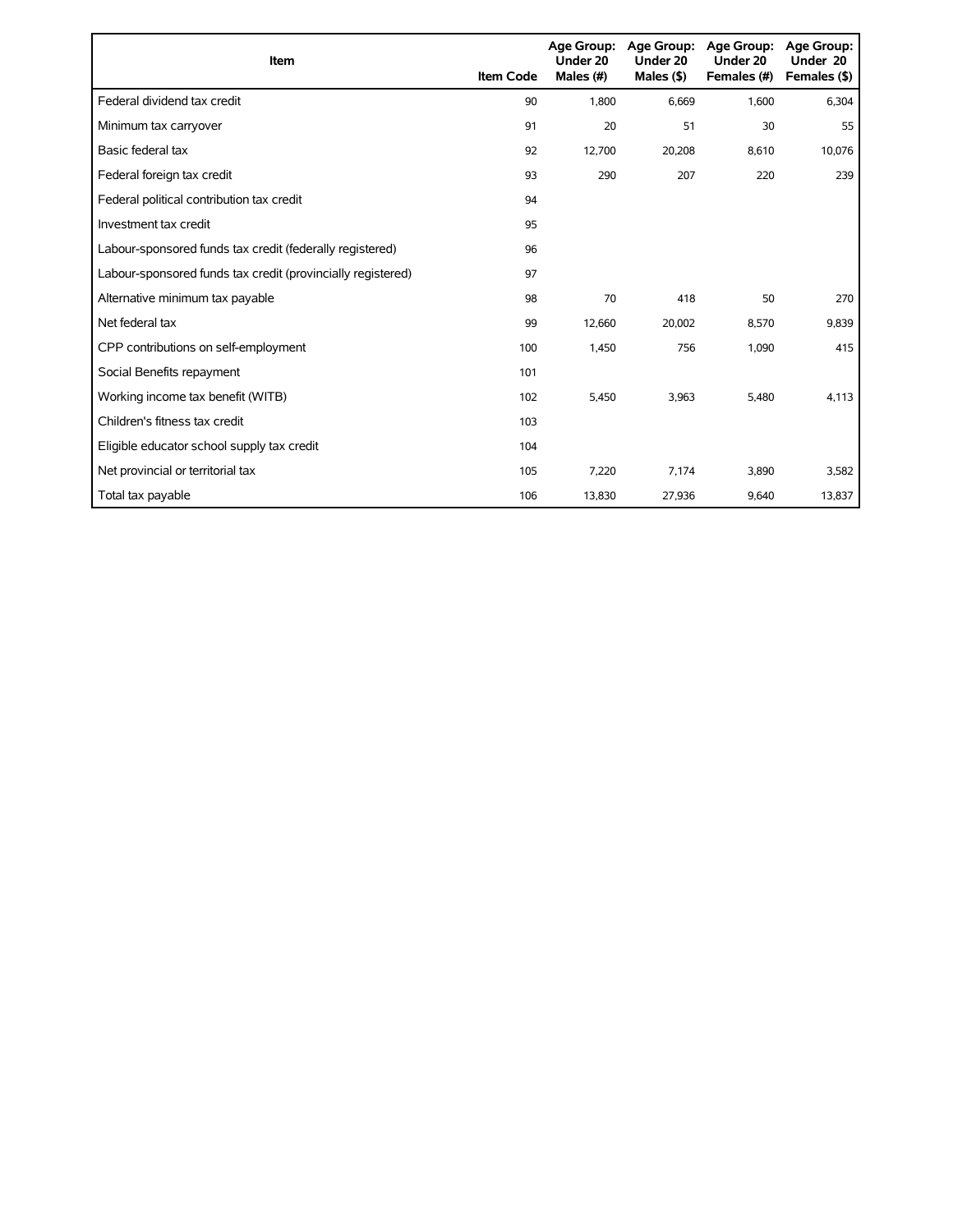| Item | Item Code | Age Group: Under 20 Males (#) | Age Group: Under 20 Males ($) | Age Group: Under 20 Females (#) | Age Group: Under 20 Females ($) |
|---|---|---|---|---|---|
| Federal dividend tax credit | 90 | 1,800 | 6,669 | 1,600 | 6,304 |
| Minimum tax carryover | 91 | 20 | 51 | 30 | 55 |
| Basic federal tax | 92 | 12,700 | 20,208 | 8,610 | 10,076 |
| Federal foreign tax credit | 93 | 290 | 207 | 220 | 239 |
| Federal political contribution tax credit | 94 | | | | |
| Investment tax credit | 95 | | | | |
| Labour-sponsored funds tax credit (federally registered) | 96 | | | | |
| Labour-sponsored funds tax credit (provincially registered) | 97 | | | | |
| Alternative minimum tax payable | 98 | 70 | 418 | 50 | 270 |
| Net federal tax | 99 | 12,660 | 20,002 | 8,570 | 9,839 |
| CPP contributions on self-employment | 100 | 1,450 | 756 | 1,090 | 415 |
| Social Benefits repayment | 101 | | | | |
| Working income tax benefit (WITB) | 102 | 5,450 | 3,963 | 5,480 | 4,113 |
| Children's fitness tax credit | 103 | | | | |
| Eligible educator school supply tax credit | 104 | | | | |
| Net provincial or territorial tax | 105 | 7,220 | 7,174 | 3,890 | 3,582 |
| Total tax payable | 106 | 13,830 | 27,936 | 9,640 | 13,837 |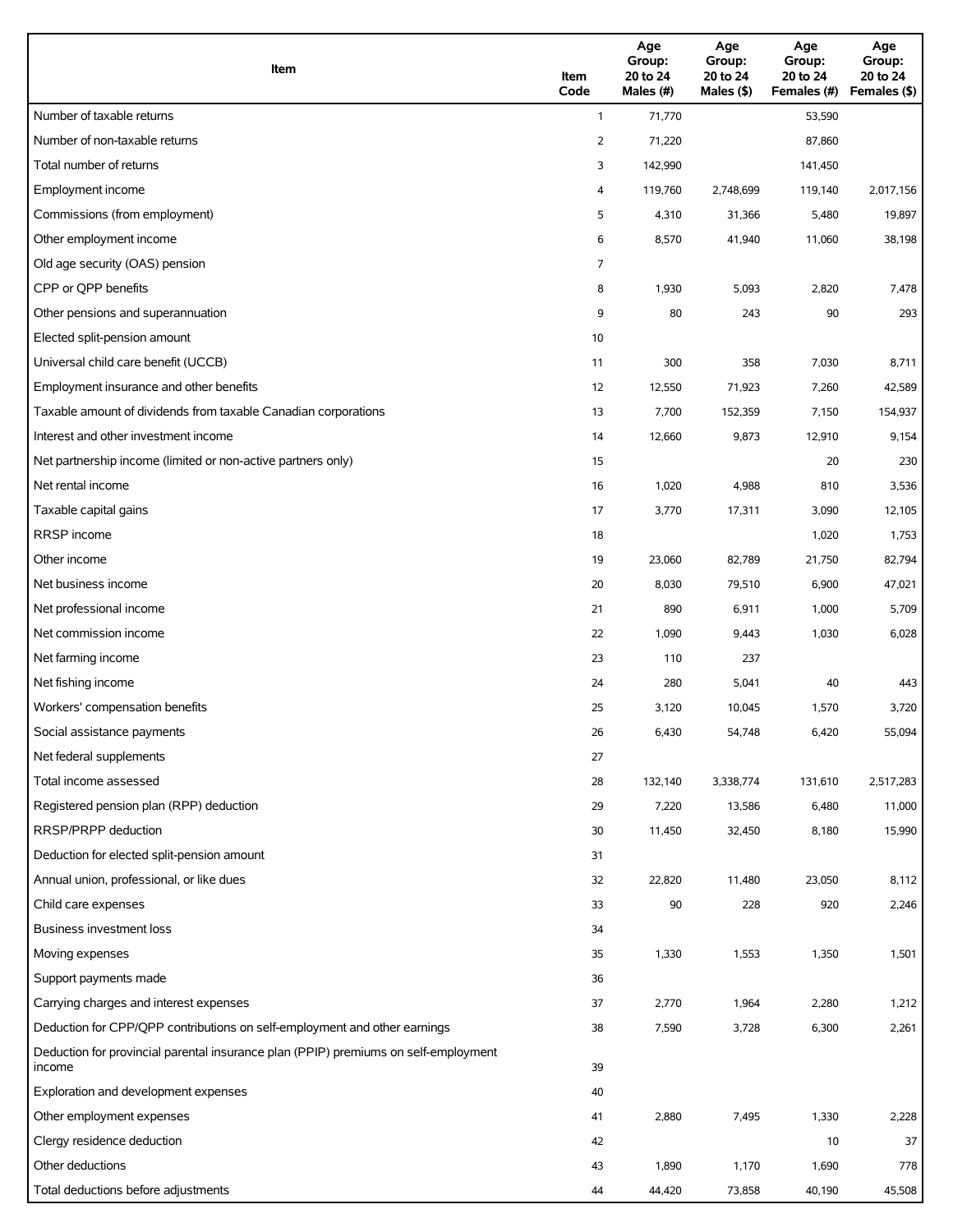| Item | Item Code | Age Group: 20 to 24 Males (#) | Age Group: 20 to 24 Males ($) | Age Group: 20 to 24 Females (#) | Age Group: 20 to 24 Females ($) |
|---|---|---|---|---|---|
| Number of taxable returns | 1 | 71,770 | | 53,590 | |
| Number of non-taxable returns | 2 | 71,220 | | 87,860 | |
| Total number of returns | 3 | 142,990 | | 141,450 | |
| Employment income | 4 | 119,760 | 2,748,699 | 119,140 | 2,017,156 |
| Commissions (from employment) | 5 | 4,310 | 31,366 | 5,480 | 19,897 |
| Other employment income | 6 | 8,570 | 41,940 | 11,060 | 38,198 |
| Old age security (OAS) pension | 7 | | | | |
| CPP or QPP benefits | 8 | 1,930 | 5,093 | 2,820 | 7,478 |
| Other pensions and superannuation | 9 | 80 | 243 | 90 | 293 |
| Elected split-pension amount | 10 | | | | |
| Universal child care benefit (UCCB) | 11 | 300 | 358 | 7,030 | 8,711 |
| Employment insurance and other benefits | 12 | 12,550 | 71,923 | 7,260 | 42,589 |
| Taxable amount of dividends from taxable Canadian corporations | 13 | 7,700 | 152,359 | 7,150 | 154,937 |
| Interest and other investment income | 14 | 12,660 | 9,873 | 12,910 | 9,154 |
| Net partnership income (limited or non-active partners only) | 15 | | | 20 | 230 |
| Net rental income | 16 | 1,020 | 4,988 | 810 | 3,536 |
| Taxable capital gains | 17 | 3,770 | 17,311 | 3,090 | 12,105 |
| RRSP income | 18 | | | 1,020 | 1,753 |
| Other income | 19 | 23,060 | 82,789 | 21,750 | 82,794 |
| Net business income | 20 | 8,030 | 79,510 | 6,900 | 47,021 |
| Net professional income | 21 | 890 | 6,911 | 1,000 | 5,709 |
| Net commission income | 22 | 1,090 | 9,443 | 1,030 | 6,028 |
| Net farming income | 23 | 110 | 237 | | |
| Net fishing income | 24 | 280 | 5,041 | 40 | 443 |
| Workers' compensation benefits | 25 | 3,120 | 10,045 | 1,570 | 3,720 |
| Social assistance payments | 26 | 6,430 | 54,748 | 6,420 | 55,094 |
| Net federal supplements | 27 | | | | |
| Total income assessed | 28 | 132,140 | 3,338,774 | 131,610 | 2,517,283 |
| Registered pension plan (RPP) deduction | 29 | 7,220 | 13,586 | 6,480 | 11,000 |
| RRSP/PRPP deduction | 30 | 11,450 | 32,450 | 8,180 | 15,990 |
| Deduction for elected split-pension amount | 31 | | | | |
| Annual union, professional, or like dues | 32 | 22,820 | 11,480 | 23,050 | 8,112 |
| Child care expenses | 33 | 90 | 228 | 920 | 2,246 |
| Business investment loss | 34 | | | | |
| Moving expenses | 35 | 1,330 | 1,553 | 1,350 | 1,501 |
| Support payments made | 36 | | | | |
| Carrying charges and interest expenses | 37 | 2,770 | 1,964 | 2,280 | 1,212 |
| Deduction for CPP/QPP contributions on self-employment and other earnings | 38 | 7,590 | 3,728 | 6,300 | 2,261 |
| Deduction for provincial parental insurance plan (PPIP) premiums on self-employment income | 39 | | | | |
| Exploration and development expenses | 40 | | | | |
| Other employment expenses | 41 | 2,880 | 7,495 | 1,330 | 2,228 |
| Clergy residence deduction | 42 | | | 10 | 37 |
| Other deductions | 43 | 1,890 | 1,170 | 1,690 | 778 |
| Total deductions before adjustments | 44 | 44,420 | 73,858 | 40,190 | 45,508 |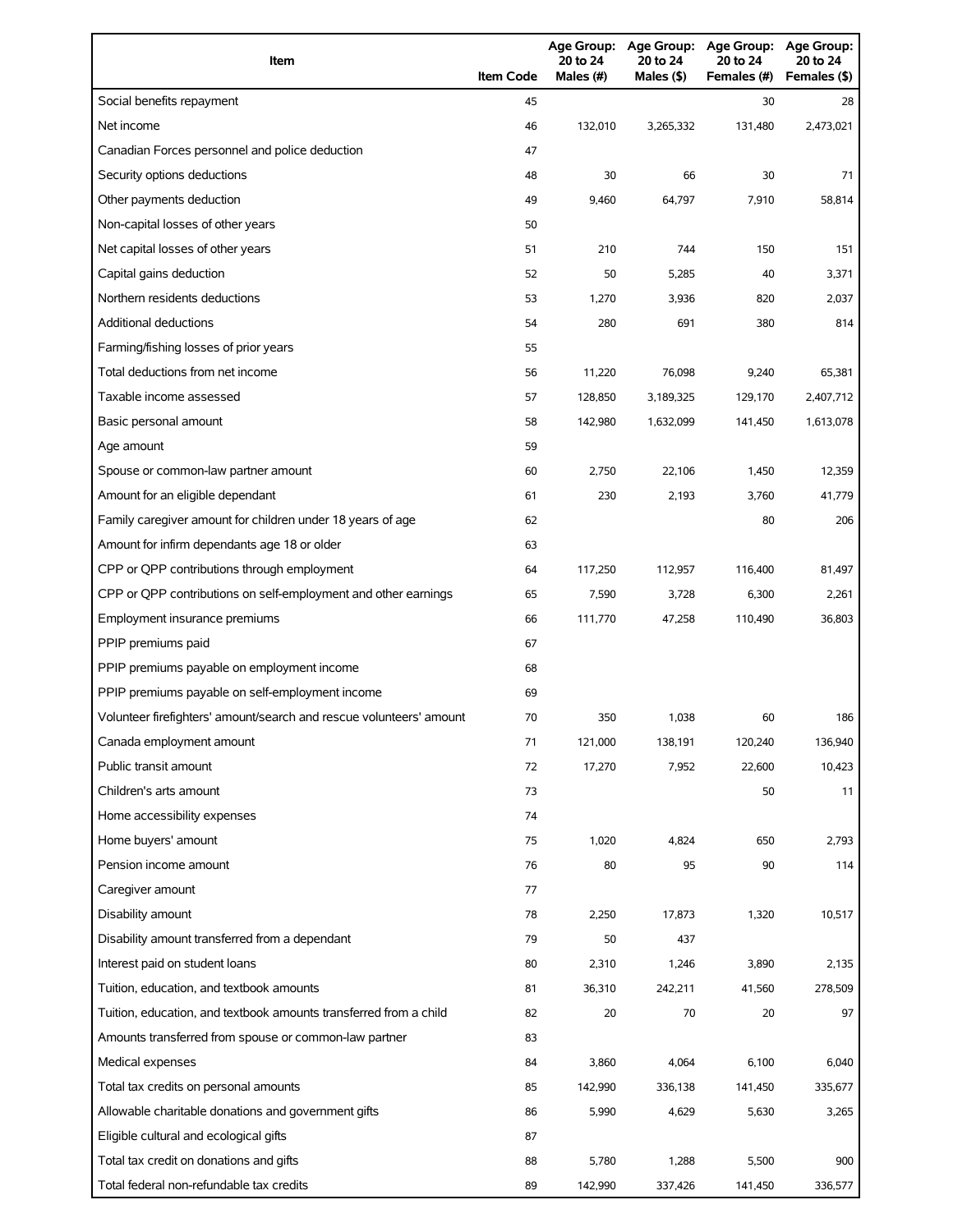| Item | Item Code | Age Group: 20 to 24 Males (#) | Age Group: 20 to 24 Males ($) | Age Group: 20 to 24 Females (#) | Age Group: 20 to 24 Females ($) |
| --- | --- | --- | --- | --- | --- |
| Social benefits repayment | 45 | | | 30 | 28 |
| Net income | 46 | 132,010 | 3,265,332 | 131,480 | 2,473,021 |
| Canadian Forces personnel and police deduction | 47 | | | | |
| Security options deductions | 48 | 30 | 66 | 30 | 71 |
| Other payments deduction | 49 | 9,460 | 64,797 | 7,910 | 58,814 |
| Non-capital losses of other years | 50 | | | | |
| Net capital losses of other years | 51 | 210 | 744 | 150 | 151 |
| Capital gains deduction | 52 | 50 | 5,285 | 40 | 3,371 |
| Northern residents deductions | 53 | 1,270 | 3,936 | 820 | 2,037 |
| Additional deductions | 54 | 280 | 691 | 380 | 814 |
| Farming/fishing losses of prior years | 55 | | | | |
| Total deductions from net income | 56 | 11,220 | 76,098 | 9,240 | 65,381 |
| Taxable income assessed | 57 | 128,850 | 3,189,325 | 129,170 | 2,407,712 |
| Basic personal amount | 58 | 142,980 | 1,632,099 | 141,450 | 1,613,078 |
| Age amount | 59 | | | | |
| Spouse or common-law partner amount | 60 | 2,750 | 22,106 | 1,450 | 12,359 |
| Amount for an eligible dependant | 61 | 230 | 2,193 | 3,760 | 41,779 |
| Family caregiver amount for children under 18 years of age | 62 | | | 80 | 206 |
| Amount for infirm dependants age 18 or older | 63 | | | | |
| CPP or QPP contributions through employment | 64 | 117,250 | 112,957 | 116,400 | 81,497 |
| CPP or QPP contributions on self-employment and other earnings | 65 | 7,590 | 3,728 | 6,300 | 2,261 |
| Employment insurance premiums | 66 | 111,770 | 47,258 | 110,490 | 36,803 |
| PPIP premiums paid | 67 | | | | |
| PPIP premiums payable on employment income | 68 | | | | |
| PPIP premiums payable on self-employment income | 69 | | | | |
| Volunteer firefighters' amount/search and rescue volunteers' amount | 70 | 350 | 1,038 | 60 | 186 |
| Canada employment amount | 71 | 121,000 | 138,191 | 120,240 | 136,940 |
| Public transit amount | 72 | 17,270 | 7,952 | 22,600 | 10,423 |
| Children's arts amount | 73 | | | 50 | 11 |
| Home accessibility expenses | 74 | | | | |
| Home buyers' amount | 75 | 1,020 | 4,824 | 650 | 2,793 |
| Pension income amount | 76 | 80 | 95 | 90 | 114 |
| Caregiver amount | 77 | | | | |
| Disability amount | 78 | 2,250 | 17,873 | 1,320 | 10,517 |
| Disability amount transferred from a dependant | 79 | 50 | 437 | | |
| Interest paid on student loans | 80 | 2,310 | 1,246 | 3,890 | 2,135 |
| Tuition, education, and textbook amounts | 81 | 36,310 | 242,211 | 41,560 | 278,509 |
| Tuition, education, and textbook amounts transferred from a child | 82 | 20 | 70 | 20 | 97 |
| Amounts transferred from spouse or common-law partner | 83 | | | | |
| Medical expenses | 84 | 3,860 | 4,064 | 6,100 | 6,040 |
| Total tax credits on personal amounts | 85 | 142,990 | 336,138 | 141,450 | 335,677 |
| Allowable charitable donations and government gifts | 86 | 5,990 | 4,629 | 5,630 | 3,265 |
| Eligible cultural and ecological gifts | 87 | | | | |
| Total tax credit on donations and gifts | 88 | 5,780 | 1,288 | 5,500 | 900 |
| Total federal non-refundable tax credits | 89 | 142,990 | 337,426 | 141,450 | 336,577 |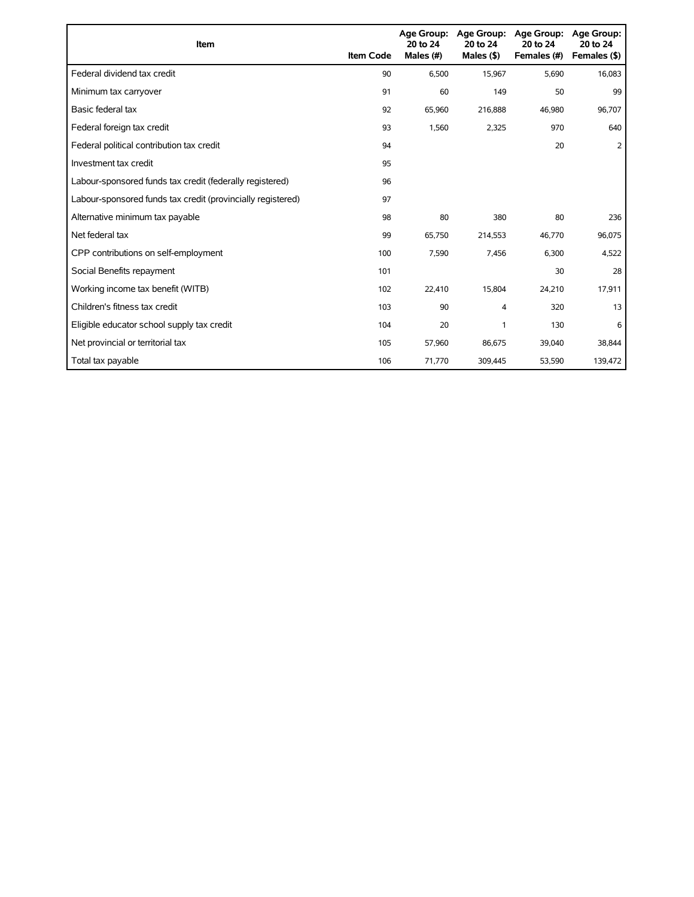| Item | Item Code | Age Group: 20 to 24 Males (#) | Age Group: 20 to 24 Males ($) | Age Group: 20 to 24 Females (#) | Age Group: 20 to 24 Females ($) |
|---|---|---|---|---|---|
| Federal dividend tax credit | 90 | 6,500 | 15,967 | 5,690 | 16,083 |
| Minimum tax carryover | 91 | 60 | 149 | 50 | 99 |
| Basic federal tax | 92 | 65,960 | 216,888 | 46,980 | 96,707 |
| Federal foreign tax credit | 93 | 1,560 | 2,325 | 970 | 640 |
| Federal political contribution tax credit | 94 | | | 20 | 2 |
| Investment tax credit | 95 | | | | |
| Labour-sponsored funds tax credit (federally registered) | 96 | | | | |
| Labour-sponsored funds tax credit (provincially registered) | 97 | | | | |
| Alternative minimum tax payable | 98 | 80 | 380 | 80 | 236 |
| Net federal tax | 99 | 65,750 | 214,553 | 46,770 | 96,075 |
| CPP contributions on self-employment | 100 | 7,590 | 7,456 | 6,300 | 4,522 |
| Social Benefits repayment | 101 | | | 30 | 28 |
| Working income tax benefit (WITB) | 102 | 22,410 | 15,804 | 24,210 | 17,911 |
| Children's fitness tax credit | 103 | 90 | 4 | 320 | 13 |
| Eligible educator school supply tax credit | 104 | 20 | 1 | 130 | 6 |
| Net provincial or territorial tax | 105 | 57,960 | 86,675 | 39,040 | 38,844 |
| Total tax payable | 106 | 71,770 | 309,445 | 53,590 | 139,472 |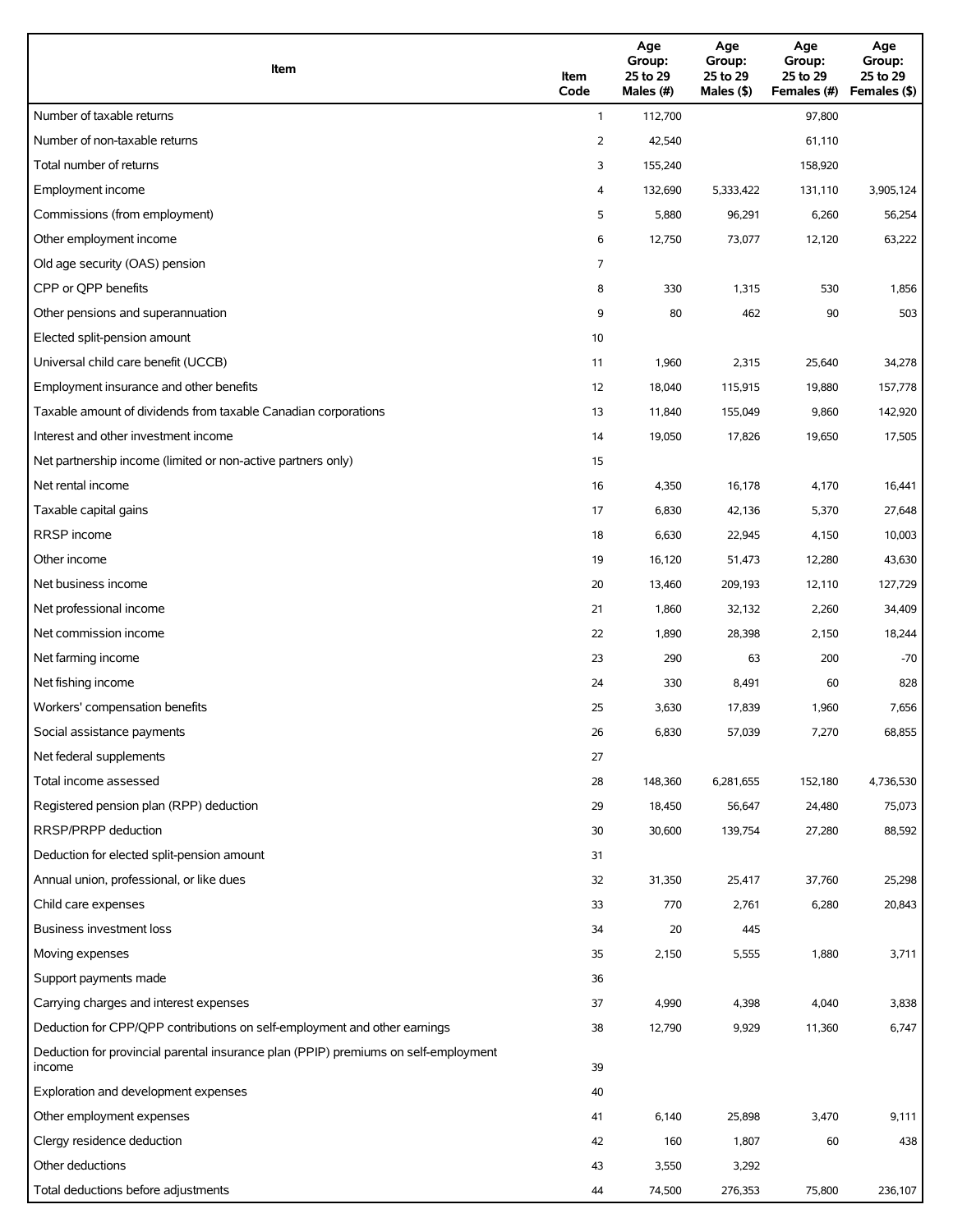| Item | Item Code | Age Group: 25 to 29 Males (#) | Age Group: 25 to 29 Males ($) | Age Group: 25 to 29 Females (#) | Age Group: 25 to 29 Females ($) |
|---|---|---|---|---|---|
| Number of taxable returns | 1 | 112,700 | | 97,800 | |
| Number of non-taxable returns | 2 | 42,540 | | 61,110 | |
| Total number of returns | 3 | 155,240 | | 158,920 | |
| Employment income | 4 | 132,690 | 5,333,422 | 131,110 | 3,905,124 |
| Commissions (from employment) | 5 | 5,880 | 96,291 | 6,260 | 56,254 |
| Other employment income | 6 | 12,750 | 73,077 | 12,120 | 63,222 |
| Old age security (OAS) pension | 7 | | | | |
| CPP or QPP benefits | 8 | 330 | 1,315 | 530 | 1,856 |
| Other pensions and superannuation | 9 | 80 | 462 | 90 | 503 |
| Elected split-pension amount | 10 | | | | |
| Universal child care benefit (UCCB) | 11 | 1,960 | 2,315 | 25,640 | 34,278 |
| Employment insurance and other benefits | 12 | 18,040 | 115,915 | 19,880 | 157,778 |
| Taxable amount of dividends from taxable Canadian corporations | 13 | 11,840 | 155,049 | 9,860 | 142,920 |
| Interest and other investment income | 14 | 19,050 | 17,826 | 19,650 | 17,505 |
| Net partnership income (limited or non-active partners only) | 15 | | | | |
| Net rental income | 16 | 4,350 | 16,178 | 4,170 | 16,441 |
| Taxable capital gains | 17 | 6,830 | 42,136 | 5,370 | 27,648 |
| RRSP income | 18 | 6,630 | 22,945 | 4,150 | 10,003 |
| Other income | 19 | 16,120 | 51,473 | 12,280 | 43,630 |
| Net business income | 20 | 13,460 | 209,193 | 12,110 | 127,729 |
| Net professional income | 21 | 1,860 | 32,132 | 2,260 | 34,409 |
| Net commission income | 22 | 1,890 | 28,398 | 2,150 | 18,244 |
| Net farming income | 23 | 290 | 63 | 200 | -70 |
| Net fishing income | 24 | 330 | 8,491 | 60 | 828 |
| Workers' compensation benefits | 25 | 3,630 | 17,839 | 1,960 | 7,656 |
| Social assistance payments | 26 | 6,830 | 57,039 | 7,270 | 68,855 |
| Net federal supplements | 27 | | | | |
| Total income assessed | 28 | 148,360 | 6,281,655 | 152,180 | 4,736,530 |
| Registered pension plan (RPP) deduction | 29 | 18,450 | 56,647 | 24,480 | 75,073 |
| RRSP/PRPP deduction | 30 | 30,600 | 139,754 | 27,280 | 88,592 |
| Deduction for elected split-pension amount | 31 | | | | |
| Annual union, professional, or like dues | 32 | 31,350 | 25,417 | 37,760 | 25,298 |
| Child care expenses | 33 | 770 | 2,761 | 6,280 | 20,843 |
| Business investment loss | 34 | 20 | 445 | | |
| Moving expenses | 35 | 2,150 | 5,555 | 1,880 | 3,711 |
| Support payments made | 36 | | | | |
| Carrying charges and interest expenses | 37 | 4,990 | 4,398 | 4,040 | 3,838 |
| Deduction for CPP/QPP contributions on self-employment and other earnings | 38 | 12,790 | 9,929 | 11,360 | 6,747 |
| Deduction for provincial parental insurance plan (PPIP) premiums on self-employment income | 39 | | | | |
| Exploration and development expenses | 40 | | | | |
| Other employment expenses | 41 | 6,140 | 25,898 | 3,470 | 9,111 |
| Clergy residence deduction | 42 | 160 | 1,807 | 60 | 438 |
| Other deductions | 43 | 3,550 | 3,292 | | |
| Total deductions before adjustments | 44 | 74,500 | 276,353 | 75,800 | 236,107 |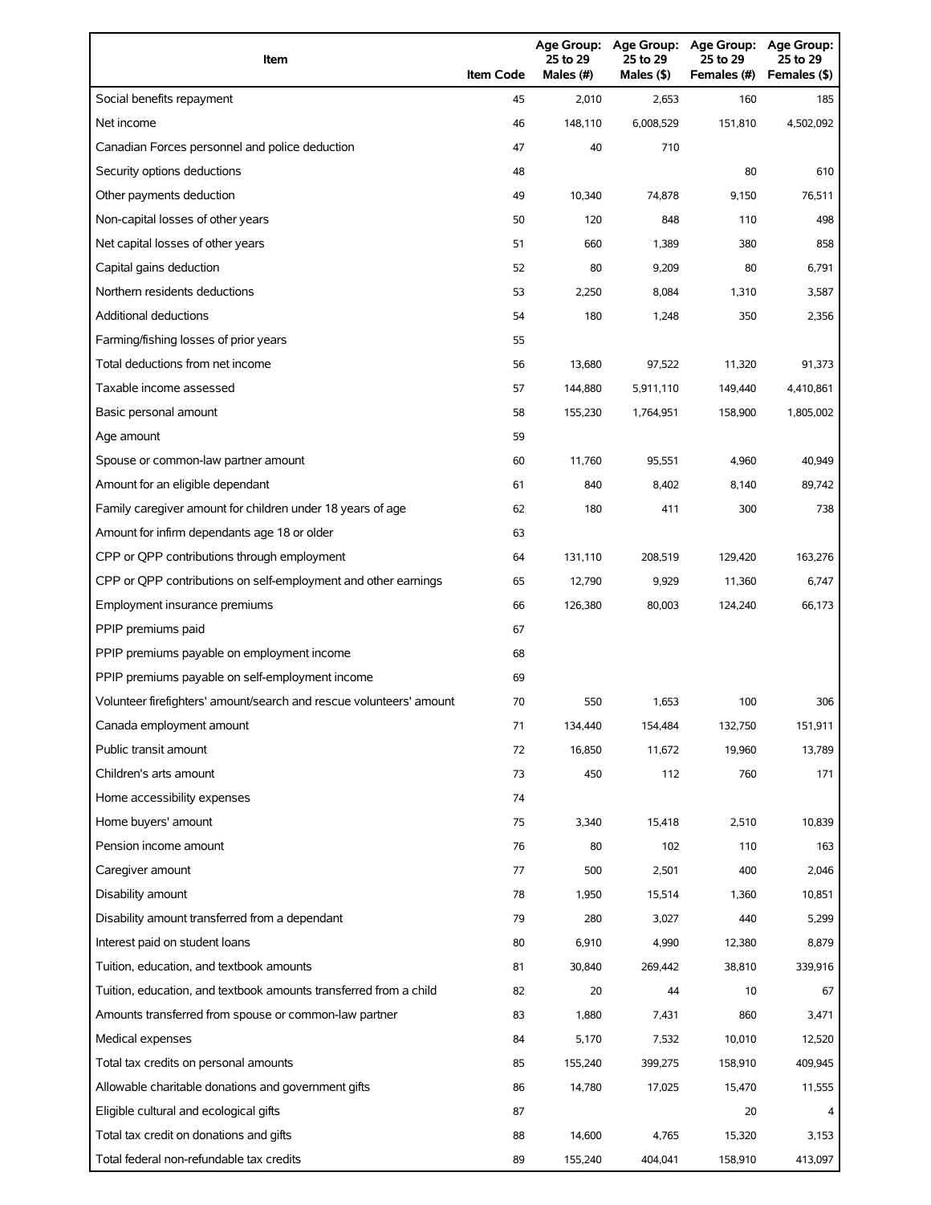| Item | Item Code | Age Group: 25 to 29 Males (#) | Age Group: 25 to 29 Males ($) | Age Group: 25 to 29 Females (#) | Age Group: 25 to 29 Females ($) |
|---|---|---|---|---|---|
| Social benefits repayment | 45 | 2,010 | 2,653 | 160 | 185 |
| Net income | 46 | 148,110 | 6,008,529 | 151,810 | 4,502,092 |
| Canadian Forces personnel and police deduction | 47 | 40 | 710 | | |
| Security options deductions | 48 | | | 80 | 610 |
| Other payments deduction | 49 | 10,340 | 74,878 | 9,150 | 76,511 |
| Non-capital losses of other years | 50 | 120 | 848 | 110 | 498 |
| Net capital losses of other years | 51 | 660 | 1,389 | 380 | 858 |
| Capital gains deduction | 52 | 80 | 9,209 | 80 | 6,791 |
| Northern residents deductions | 53 | 2,250 | 8,084 | 1,310 | 3,587 |
| Additional deductions | 54 | 180 | 1,248 | 350 | 2,356 |
| Farming/fishing losses of prior years | 55 | | | | |
| Total deductions from net income | 56 | 13,680 | 97,522 | 11,320 | 91,373 |
| Taxable income assessed | 57 | 144,880 | 5,911,110 | 149,440 | 4,410,861 |
| Basic personal amount | 58 | 155,230 | 1,764,951 | 158,900 | 1,805,002 |
| Age amount | 59 | | | | |
| Spouse or common-law partner amount | 60 | 11,760 | 95,551 | 4,960 | 40,949 |
| Amount for an eligible dependant | 61 | 840 | 8,402 | 8,140 | 89,742 |
| Family caregiver amount for children under 18 years of age | 62 | 180 | 411 | 300 | 738 |
| Amount for infirm dependants age 18 or older | 63 | | | | |
| CPP or QPP contributions through employment | 64 | 131,110 | 208,519 | 129,420 | 163,276 |
| CPP or QPP contributions on self-employment and other earnings | 65 | 12,790 | 9,929 | 11,360 | 6,747 |
| Employment insurance premiums | 66 | 126,380 | 80,003 | 124,240 | 66,173 |
| PPIP premiums paid | 67 | | | | |
| PPIP premiums payable on employment income | 68 | | | | |
| PPIP premiums payable on self-employment income | 69 | | | | |
| Volunteer firefighters' amount/search and rescue volunteers' amount | 70 | 550 | 1,653 | 100 | 306 |
| Canada employment amount | 71 | 134,440 | 154,484 | 132,750 | 151,911 |
| Public transit amount | 72 | 16,850 | 11,672 | 19,960 | 13,789 |
| Children's arts amount | 73 | 450 | 112 | 760 | 171 |
| Home accessibility expenses | 74 | | | | |
| Home buyers' amount | 75 | 3,340 | 15,418 | 2,510 | 10,839 |
| Pension income amount | 76 | 80 | 102 | 110 | 163 |
| Caregiver amount | 77 | 500 | 2,501 | 400 | 2,046 |
| Disability amount | 78 | 1,950 | 15,514 | 1,360 | 10,851 |
| Disability amount transferred from a dependant | 79 | 280 | 3,027 | 440 | 5,299 |
| Interest paid on student loans | 80 | 6,910 | 4,990 | 12,380 | 8,879 |
| Tuition, education, and textbook amounts | 81 | 30,840 | 269,442 | 38,810 | 339,916 |
| Tuition, education, and textbook amounts transferred from a child | 82 | 20 | 44 | 10 | 67 |
| Amounts transferred from spouse or common-law partner | 83 | 1,880 | 7,431 | 860 | 3,471 |
| Medical expenses | 84 | 5,170 | 7,532 | 10,010 | 12,520 |
| Total tax credits on personal amounts | 85 | 155,240 | 399,275 | 158,910 | 409,945 |
| Allowable charitable donations and government gifts | 86 | 14,780 | 17,025 | 15,470 | 11,555 |
| Eligible cultural and ecological gifts | 87 | | | 20 | 4 |
| Total tax credit on donations and gifts | 88 | 14,600 | 4,765 | 15,320 | 3,153 |
| Total federal non-refundable tax credits | 89 | 155,240 | 404,041 | 158,910 | 413,097 |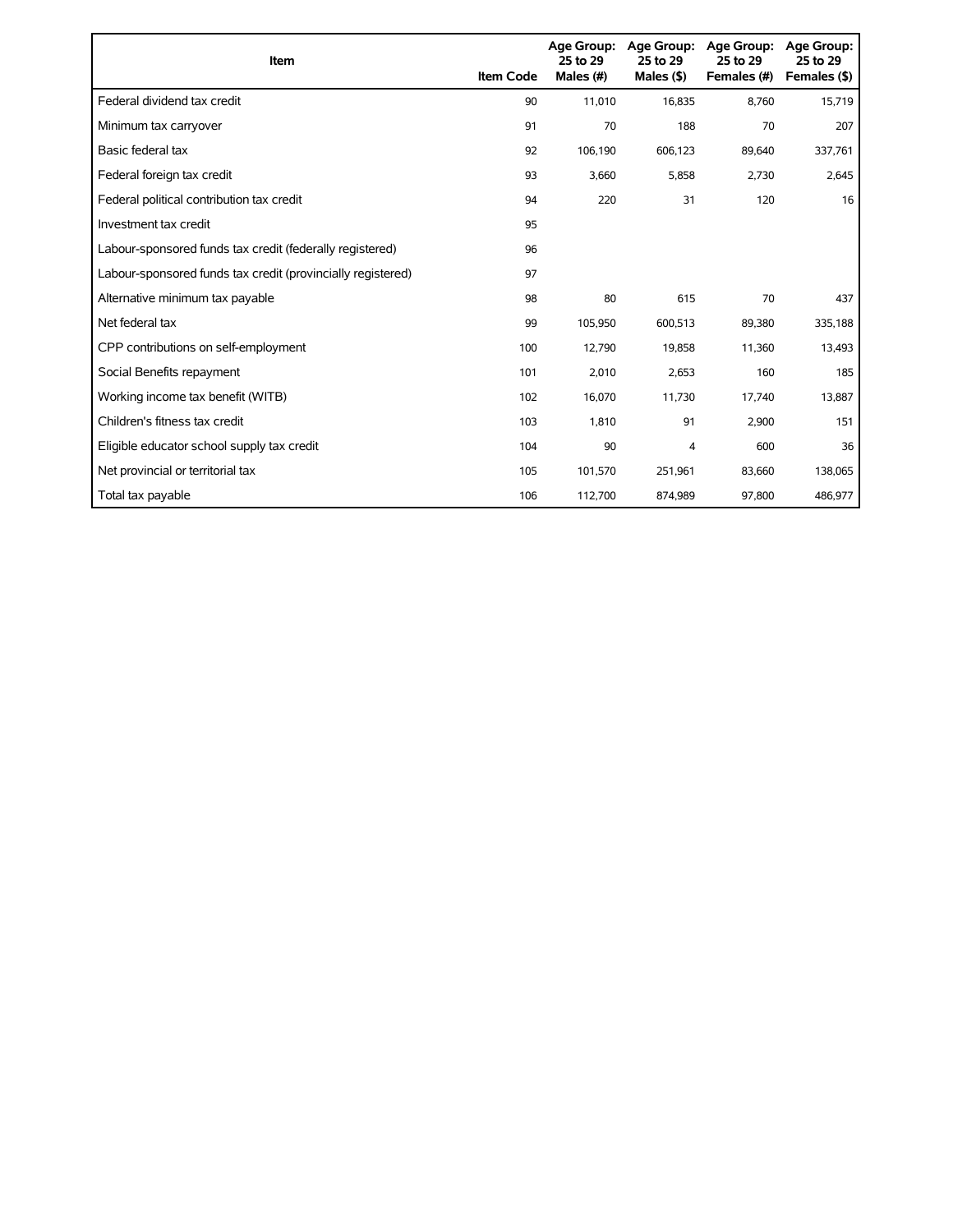| Item | Item Code | Age Group: 25 to 29 Males (#) | Age Group: 25 to 29 Males ($) | Age Group: 25 to 29 Females (#) | Age Group: 25 to 29 Females ($) |
|---|---|---|---|---|---|
| Federal dividend tax credit | 90 | 11,010 | 16,835 | 8,760 | 15,719 |
| Minimum tax carryover | 91 | 70 | 188 | 70 | 207 |
| Basic federal tax | 92 | 106,190 | 606,123 | 89,640 | 337,761 |
| Federal foreign tax credit | 93 | 3,660 | 5,858 | 2,730 | 2,645 |
| Federal political contribution tax credit | 94 | 220 | 31 | 120 | 16 |
| Investment tax credit | 95 | | | | |
| Labour-sponsored funds tax credit (federally registered) | 96 | | | | |
| Labour-sponsored funds tax credit (provincially registered) | 97 | | | | |
| Alternative minimum tax payable | 98 | 80 | 615 | 70 | 437 |
| Net federal tax | 99 | 105,950 | 600,513 | 89,380 | 335,188 |
| CPP contributions on self-employment | 100 | 12,790 | 19,858 | 11,360 | 13,493 |
| Social Benefits repayment | 101 | 2,010 | 2,653 | 160 | 185 |
| Working income tax benefit (WITB) | 102 | 16,070 | 11,730 | 17,740 | 13,887 |
| Children's fitness tax credit | 103 | 1,810 | 91 | 2,900 | 151 |
| Eligible educator school supply tax credit | 104 | 90 | 4 | 600 | 36 |
| Net provincial or territorial tax | 105 | 101,570 | 251,961 | 83,660 | 138,065 |
| Total tax payable | 106 | 112,700 | 874,989 | 97,800 | 486,977 |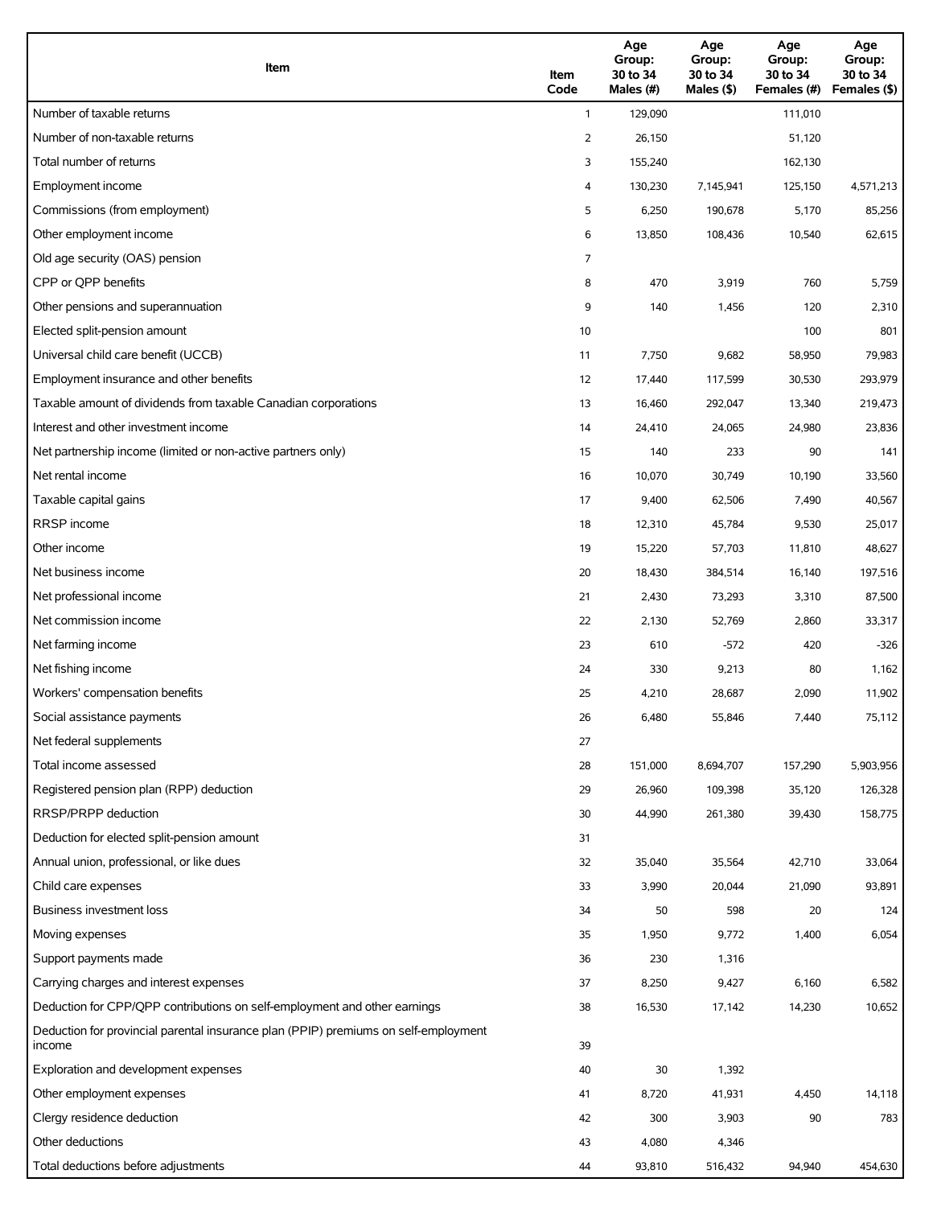| Item | Item Code | Age Group: 30 to 34 Males (#) | Age Group: 30 to 34 Males ($) | Age Group: 30 to 34 Females (#) | Age Group: 30 to 34 Females ($) |
|---|---|---|---|---|---|
| Number of taxable returns | 1 | 129,090 | | 111,010 | |
| Number of non-taxable returns | 2 | 26,150 | | 51,120 | |
| Total number of returns | 3 | 155,240 | | 162,130 | |
| Employment income | 4 | 130,230 | 7,145,941 | 125,150 | 4,571,213 |
| Commissions (from employment) | 5 | 6,250 | 190,678 | 5,170 | 85,256 |
| Other employment income | 6 | 13,850 | 108,436 | 10,540 | 62,615 |
| Old age security (OAS) pension | 7 | | | | |
| CPP or QPP benefits | 8 | 470 | 3,919 | 760 | 5,759 |
| Other pensions and superannuation | 9 | 140 | 1,456 | 120 | 2,310 |
| Elected split-pension amount | 10 | | | 100 | 801 |
| Universal child care benefit (UCCB) | 11 | 7,750 | 9,682 | 58,950 | 79,983 |
| Employment insurance and other benefits | 12 | 17,440 | 117,599 | 30,530 | 293,979 |
| Taxable amount of dividends from taxable Canadian corporations | 13 | 16,460 | 292,047 | 13,340 | 219,473 |
| Interest and other investment income | 14 | 24,410 | 24,065 | 24,980 | 23,836 |
| Net partnership income (limited or non-active partners only) | 15 | 140 | 233 | 90 | 141 |
| Net rental income | 16 | 10,070 | 30,749 | 10,190 | 33,560 |
| Taxable capital gains | 17 | 9,400 | 62,506 | 7,490 | 40,567 |
| RRSP income | 18 | 12,310 | 45,784 | 9,530 | 25,017 |
| Other income | 19 | 15,220 | 57,703 | 11,810 | 48,627 |
| Net business income | 20 | 18,430 | 384,514 | 16,140 | 197,516 |
| Net professional income | 21 | 2,430 | 73,293 | 3,310 | 87,500 |
| Net commission income | 22 | 2,130 | 52,769 | 2,860 | 33,317 |
| Net farming income | 23 | 610 | -572 | 420 | -326 |
| Net fishing income | 24 | 330 | 9,213 | 80 | 1,162 |
| Workers' compensation benefits | 25 | 4,210 | 28,687 | 2,090 | 11,902 |
| Social assistance payments | 26 | 6,480 | 55,846 | 7,440 | 75,112 |
| Net federal supplements | 27 | | | | |
| Total income assessed | 28 | 151,000 | 8,694,707 | 157,290 | 5,903,956 |
| Registered pension plan (RPP) deduction | 29 | 26,960 | 109,398 | 35,120 | 126,328 |
| RRSP/PRPP deduction | 30 | 44,990 | 261,380 | 39,430 | 158,775 |
| Deduction for elected split-pension amount | 31 | | | | |
| Annual union, professional, or like dues | 32 | 35,040 | 35,564 | 42,710 | 33,064 |
| Child care expenses | 33 | 3,990 | 20,044 | 21,090 | 93,891 |
| Business investment loss | 34 | 50 | 598 | 20 | 124 |
| Moving expenses | 35 | 1,950 | 9,772 | 1,400 | 6,054 |
| Support payments made | 36 | 230 | 1,316 | | |
| Carrying charges and interest expenses | 37 | 8,250 | 9,427 | 6,160 | 6,582 |
| Deduction for CPP/QPP contributions on self-employment and other earnings | 38 | 16,530 | 17,142 | 14,230 | 10,652 |
| Deduction for provincial parental insurance plan (PPIP) premiums on self-employment income | 39 | | | | |
| Exploration and development expenses | 40 | 30 | 1,392 | | |
| Other employment expenses | 41 | 8,720 | 41,931 | 4,450 | 14,118 |
| Clergy residence deduction | 42 | 300 | 3,903 | 90 | 783 |
| Other deductions | 43 | 4,080 | 4,346 | | |
| Total deductions before adjustments | 44 | 93,810 | 516,432 | 94,940 | 454,630 |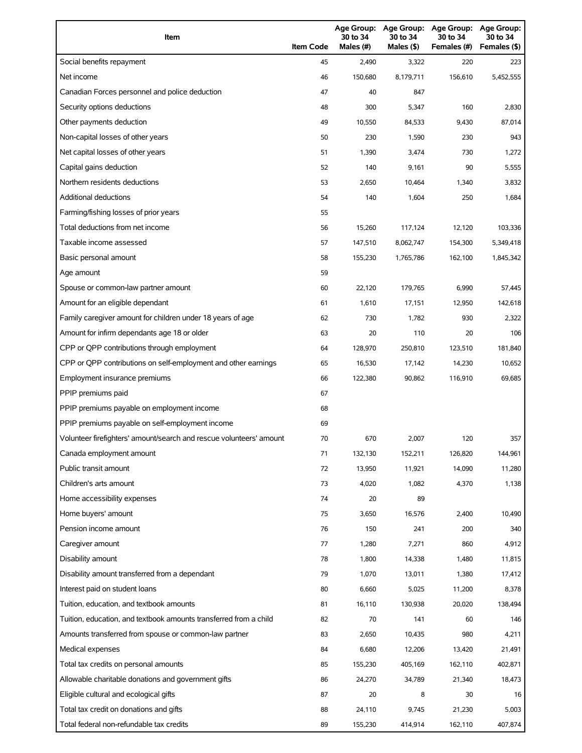| Item | Item Code | Age Group: 30 to 34 Males (#) | Age Group: 30 to 34 Males ($) | Age Group: 30 to 34 Females (#) | Age Group: 30 to 34 Females ($) |
|---|---|---|---|---|---|
| Social benefits repayment | 45 | 2,490 | 3,322 | 220 | 223 |
| Net income | 46 | 150,680 | 8,179,711 | 156,610 | 5,452,555 |
| Canadian Forces personnel and police deduction | 47 | 40 | 847 | | |
| Security options deductions | 48 | 300 | 5,347 | 160 | 2,830 |
| Other payments deduction | 49 | 10,550 | 84,533 | 9,430 | 87,014 |
| Non-capital losses of other years | 50 | 230 | 1,590 | 230 | 943 |
| Net capital losses of other years | 51 | 1,390 | 3,474 | 730 | 1,272 |
| Capital gains deduction | 52 | 140 | 9,161 | 90 | 5,555 |
| Northern residents deductions | 53 | 2,650 | 10,464 | 1,340 | 3,832 |
| Additional deductions | 54 | 140 | 1,604 | 250 | 1,684 |
| Farming/fishing losses of prior years | 55 | | | | |
| Total deductions from net income | 56 | 15,260 | 117,124 | 12,120 | 103,336 |
| Taxable income assessed | 57 | 147,510 | 8,062,747 | 154,300 | 5,349,418 |
| Basic personal amount | 58 | 155,230 | 1,765,786 | 162,100 | 1,845,342 |
| Age amount | 59 | | | | |
| Spouse or common-law partner amount | 60 | 22,120 | 179,765 | 6,990 | 57,445 |
| Amount for an eligible dependant | 61 | 1,610 | 17,151 | 12,950 | 142,618 |
| Family caregiver amount for children under 18 years of age | 62 | 730 | 1,782 | 930 | 2,322 |
| Amount for infirm dependants age 18 or older | 63 | 20 | 110 | 20 | 106 |
| CPP or QPP contributions through employment | 64 | 128,970 | 250,810 | 123,510 | 181,840 |
| CPP or QPP contributions on self-employment and other earnings | 65 | 16,530 | 17,142 | 14,230 | 10,652 |
| Employment insurance premiums | 66 | 122,380 | 90,862 | 116,910 | 69,685 |
| PPIP premiums paid | 67 | | | | |
| PPIP premiums payable on employment income | 68 | | | | |
| PPIP premiums payable on self-employment income | 69 | | | | |
| Volunteer firefighters' amount/search and rescue volunteers' amount | 70 | 670 | 2,007 | 120 | 357 |
| Canada employment amount | 71 | 132,130 | 152,211 | 126,820 | 144,961 |
| Public transit amount | 72 | 13,950 | 11,921 | 14,090 | 11,280 |
| Children's arts amount | 73 | 4,020 | 1,082 | 4,370 | 1,138 |
| Home accessibility expenses | 74 | 20 | 89 | | |
| Home buyers' amount | 75 | 3,650 | 16,576 | 2,400 | 10,490 |
| Pension income amount | 76 | 150 | 241 | 200 | 340 |
| Caregiver amount | 77 | 1,280 | 7,271 | 860 | 4,912 |
| Disability amount | 78 | 1,800 | 14,338 | 1,480 | 11,815 |
| Disability amount transferred from a dependant | 79 | 1,070 | 13,011 | 1,380 | 17,412 |
| Interest paid on student loans | 80 | 6,660 | 5,025 | 11,200 | 8,378 |
| Tuition, education, and textbook amounts | 81 | 16,110 | 130,938 | 20,020 | 138,494 |
| Tuition, education, and textbook amounts transferred from a child | 82 | 70 | 141 | 60 | 146 |
| Amounts transferred from spouse or common-law partner | 83 | 2,650 | 10,435 | 980 | 4,211 |
| Medical expenses | 84 | 6,680 | 12,206 | 13,420 | 21,491 |
| Total tax credits on personal amounts | 85 | 155,230 | 405,169 | 162,110 | 402,871 |
| Allowable charitable donations and government gifts | 86 | 24,270 | 34,789 | 21,340 | 18,473 |
| Eligible cultural and ecological gifts | 87 | 20 | 8 | 30 | 16 |
| Total tax credit on donations and gifts | 88 | 24,110 | 9,745 | 21,230 | 5,003 |
| Total federal non-refundable tax credits | 89 | 155,230 | 414,914 | 162,110 | 407,874 |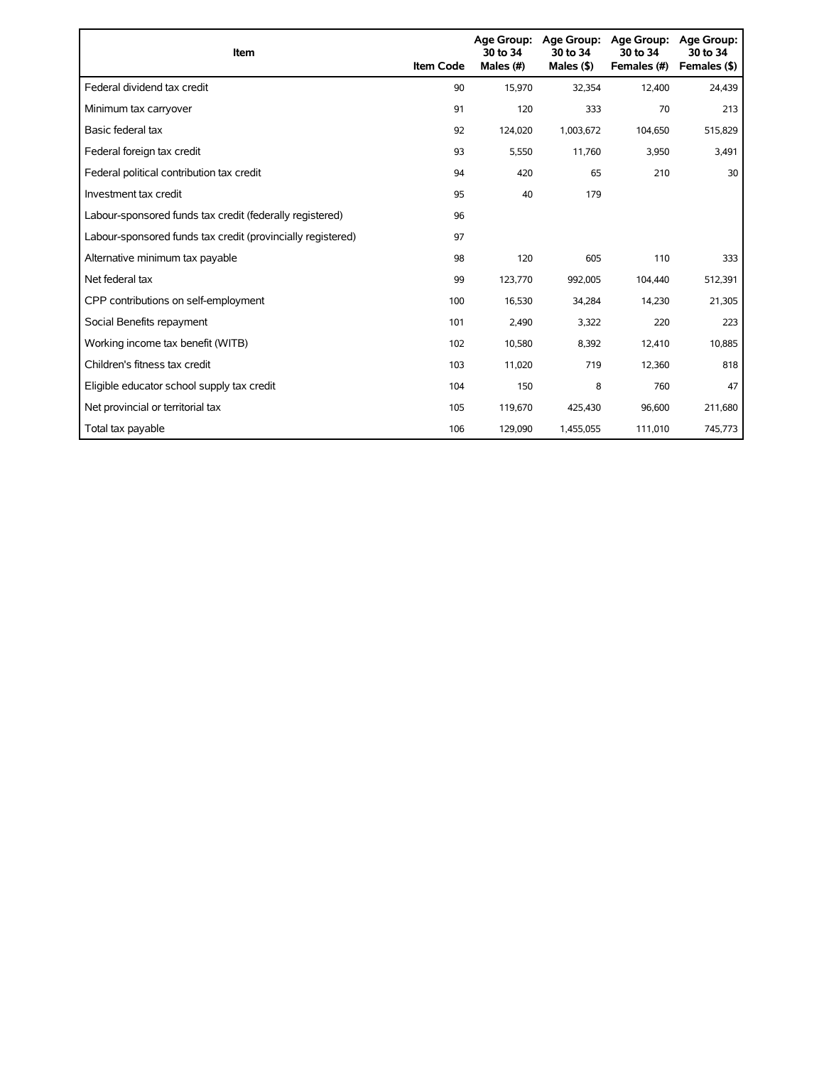| Item | Item Code | Age Group: 30 to 34 Males (#) | Age Group: 30 to 34 Males ($) | Age Group: 30 to 34 Females (#) | Age Group: 30 to 34 Females ($) |
|---|---|---|---|---|---|
| Federal dividend tax credit | 90 | 15,970 | 32,354 | 12,400 | 24,439 |
| Minimum tax carryover | 91 | 120 | 333 | 70 | 213 |
| Basic federal tax | 92 | 124,020 | 1,003,672 | 104,650 | 515,829 |
| Federal foreign tax credit | 93 | 5,550 | 11,760 | 3,950 | 3,491 |
| Federal political contribution tax credit | 94 | 420 | 65 | 210 | 30 |
| Investment tax credit | 95 | 40 | 179 | | |
| Labour-sponsored funds tax credit (federally registered) | 96 | | | | |
| Labour-sponsored funds tax credit (provincially registered) | 97 | | | | |
| Alternative minimum tax payable | 98 | 120 | 605 | 110 | 333 |
| Net federal tax | 99 | 123,770 | 992,005 | 104,440 | 512,391 |
| CPP contributions on self-employment | 100 | 16,530 | 34,284 | 14,230 | 21,305 |
| Social Benefits repayment | 101 | 2,490 | 3,322 | 220 | 223 |
| Working income tax benefit (WITB) | 102 | 10,580 | 8,392 | 12,410 | 10,885 |
| Children's fitness tax credit | 103 | 11,020 | 719 | 12,360 | 818 |
| Eligible educator school supply tax credit | 104 | 150 | 8 | 760 | 47 |
| Net provincial or territorial tax | 105 | 119,670 | 425,430 | 96,600 | 211,680 |
| Total tax payable | 106 | 129,090 | 1,455,055 | 111,010 | 745,773 |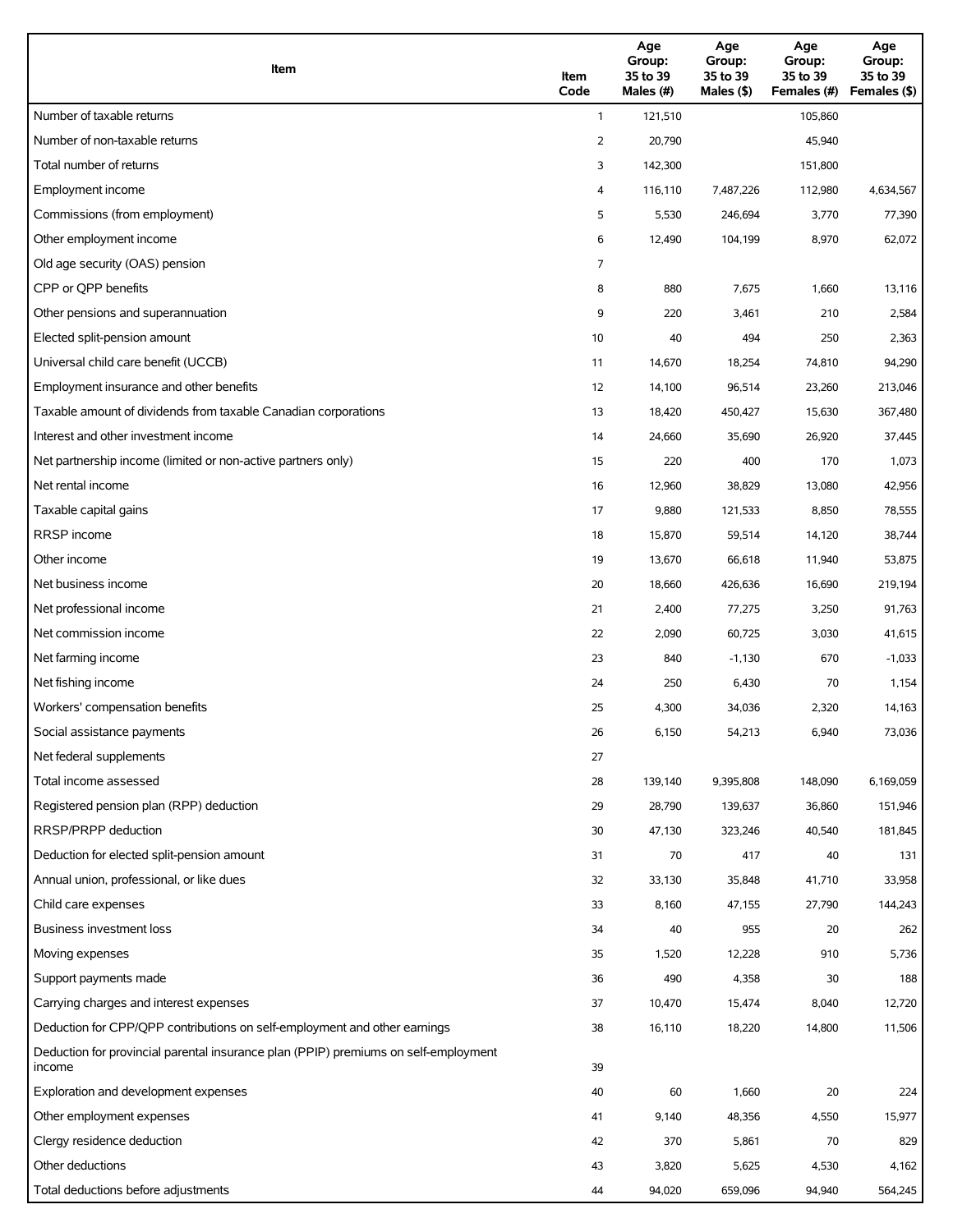| Item | Item Code | Age Group: 35 to 39 Males (#) | Age Group: 35 to 39 Males ($) | Age Group: 35 to 39 Females (#) | Age Group: 35 to 39 Females ($) |
|---|---|---|---|---|---|
| Number of taxable returns | 1 | 121,510 | | 105,860 | |
| Number of non-taxable returns | 2 | 20,790 | | 45,940 | |
| Total number of returns | 3 | 142,300 | | 151,800 | |
| Employment income | 4 | 116,110 | 7,487,226 | 112,980 | 4,634,567 |
| Commissions (from employment) | 5 | 5,530 | 246,694 | 3,770 | 77,390 |
| Other employment income | 6 | 12,490 | 104,199 | 8,970 | 62,072 |
| Old age security (OAS) pension | 7 | | | | |
| CPP or QPP benefits | 8 | 880 | 7,675 | 1,660 | 13,116 |
| Other pensions and superannuation | 9 | 220 | 3,461 | 210 | 2,584 |
| Elected split-pension amount | 10 | 40 | 494 | 250 | 2,363 |
| Universal child care benefit (UCCB) | 11 | 14,670 | 18,254 | 74,810 | 94,290 |
| Employment insurance and other benefits | 12 | 14,100 | 96,514 | 23,260 | 213,046 |
| Taxable amount of dividends from taxable Canadian corporations | 13 | 18,420 | 450,427 | 15,630 | 367,480 |
| Interest and other investment income | 14 | 24,660 | 35,690 | 26,920 | 37,445 |
| Net partnership income (limited or non-active partners only) | 15 | 220 | 400 | 170 | 1,073 |
| Net rental income | 16 | 12,960 | 38,829 | 13,080 | 42,956 |
| Taxable capital gains | 17 | 9,880 | 121,533 | 8,850 | 78,555 |
| RRSP income | 18 | 15,870 | 59,514 | 14,120 | 38,744 |
| Other income | 19 | 13,670 | 66,618 | 11,940 | 53,875 |
| Net business income | 20 | 18,660 | 426,636 | 16,690 | 219,194 |
| Net professional income | 21 | 2,400 | 77,275 | 3,250 | 91,763 |
| Net commission income | 22 | 2,090 | 60,725 | 3,030 | 41,615 |
| Net farming income | 23 | 840 | -1,130 | 670 | -1,033 |
| Net fishing income | 24 | 250 | 6,430 | 70 | 1,154 |
| Workers' compensation benefits | 25 | 4,300 | 34,036 | 2,320 | 14,163 |
| Social assistance payments | 26 | 6,150 | 54,213 | 6,940 | 73,036 |
| Net federal supplements | 27 | | | | |
| Total income assessed | 28 | 139,140 | 9,395,808 | 148,090 | 6,169,059 |
| Registered pension plan (RPP) deduction | 29 | 28,790 | 139,637 | 36,860 | 151,946 |
| RRSP/PRPP deduction | 30 | 47,130 | 323,246 | 40,540 | 181,845 |
| Deduction for elected split-pension amount | 31 | 70 | 417 | 40 | 131 |
| Annual union, professional, or like dues | 32 | 33,130 | 35,848 | 41,710 | 33,958 |
| Child care expenses | 33 | 8,160 | 47,155 | 27,790 | 144,243 |
| Business investment loss | 34 | 40 | 955 | 20 | 262 |
| Moving expenses | 35 | 1,520 | 12,228 | 910 | 5,736 |
| Support payments made | 36 | 490 | 4,358 | 30 | 188 |
| Carrying charges and interest expenses | 37 | 10,470 | 15,474 | 8,040 | 12,720 |
| Deduction for CPP/QPP contributions on self-employment and other earnings | 38 | 16,110 | 18,220 | 14,800 | 11,506 |
| Deduction for provincial parental insurance plan (PPIP) premiums on self-employment income | 39 | | | | |
| Exploration and development expenses | 40 | 60 | 1,660 | 20 | 224 |
| Other employment expenses | 41 | 9,140 | 48,356 | 4,550 | 15,977 |
| Clergy residence deduction | 42 | 370 | 5,861 | 70 | 829 |
| Other deductions | 43 | 3,820 | 5,625 | 4,530 | 4,162 |
| Total deductions before adjustments | 44 | 94,020 | 659,096 | 94,940 | 564,245 |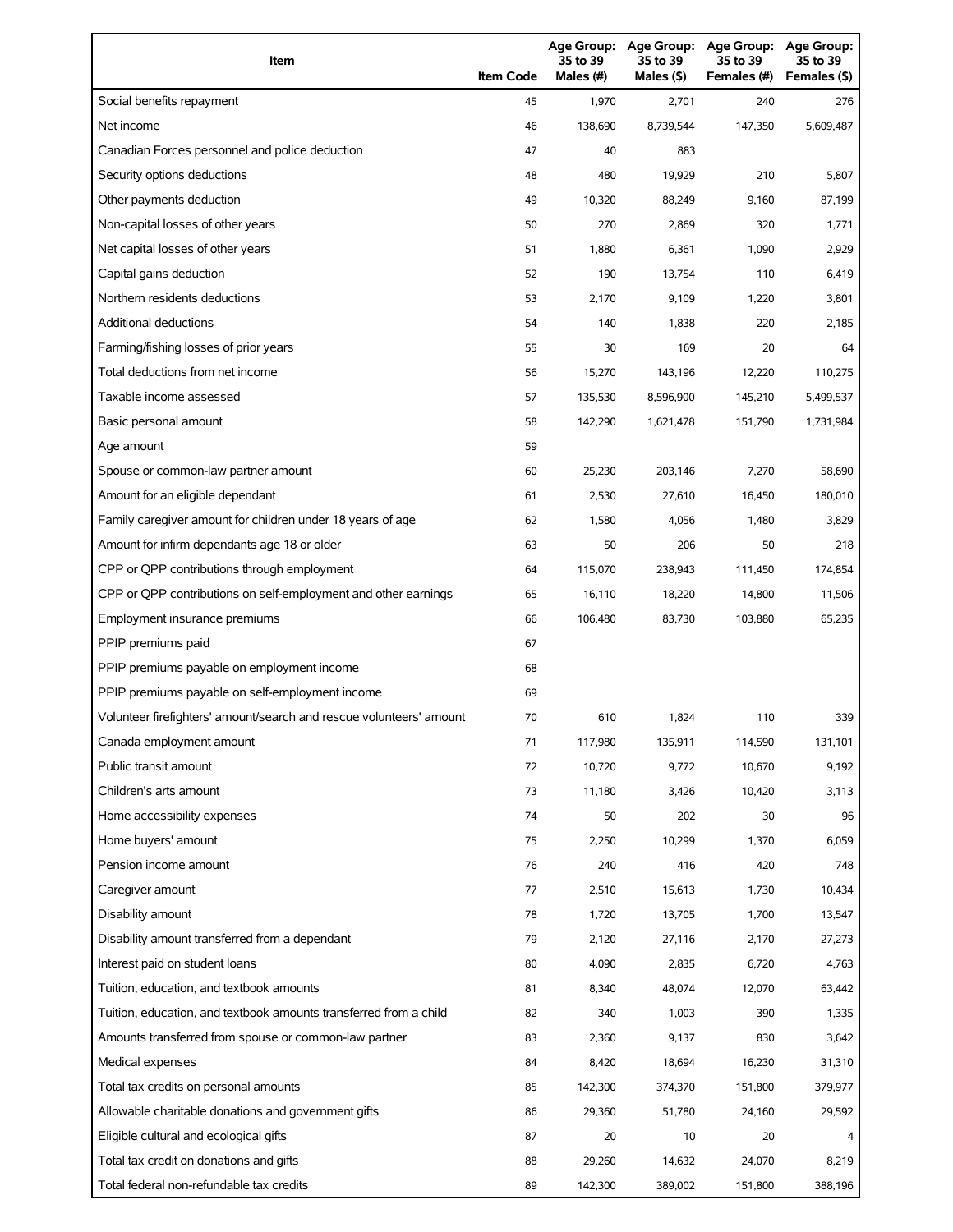| Item | Item Code | Age Group: 35 to 39 Males (#) | Age Group: 35 to 39 Males ($) | Age Group: 35 to 39 Females (#) | Age Group: 35 to 39 Females ($) |
|---|---|---|---|---|---|
| Social benefits repayment | 45 | 1,970 | 2,701 | 240 | 276 |
| Net income | 46 | 138,690 | 8,739,544 | 147,350 | 5,609,487 |
| Canadian Forces personnel and police deduction | 47 | 40 | 883 | | |
| Security options deductions | 48 | 480 | 19,929 | 210 | 5,807 |
| Other payments deduction | 49 | 10,320 | 88,249 | 9,160 | 87,199 |
| Non-capital losses of other years | 50 | 270 | 2,869 | 320 | 1,771 |
| Net capital losses of other years | 51 | 1,880 | 6,361 | 1,090 | 2,929 |
| Capital gains deduction | 52 | 190 | 13,754 | 110 | 6,419 |
| Northern residents deductions | 53 | 2,170 | 9,109 | 1,220 | 3,801 |
| Additional deductions | 54 | 140 | 1,838 | 220 | 2,185 |
| Farming/fishing losses of prior years | 55 | 30 | 169 | 20 | 64 |
| Total deductions from net income | 56 | 15,270 | 143,196 | 12,220 | 110,275 |
| Taxable income assessed | 57 | 135,530 | 8,596,900 | 145,210 | 5,499,537 |
| Basic personal amount | 58 | 142,290 | 1,621,478 | 151,790 | 1,731,984 |
| Age amount | 59 | | | | |
| Spouse or common-law partner amount | 60 | 25,230 | 203,146 | 7,270 | 58,690 |
| Amount for an eligible dependant | 61 | 2,530 | 27,610 | 16,450 | 180,010 |
| Family caregiver amount for children under 18 years of age | 62 | 1,580 | 4,056 | 1,480 | 3,829 |
| Amount for infirm dependants age 18 or older | 63 | 50 | 206 | 50 | 218 |
| CPP or QPP contributions through employment | 64 | 115,070 | 238,943 | 111,450 | 174,854 |
| CPP or QPP contributions on self-employment and other earnings | 65 | 16,110 | 18,220 | 14,800 | 11,506 |
| Employment insurance premiums | 66 | 106,480 | 83,730 | 103,880 | 65,235 |
| PPIP premiums paid | 67 | | | | |
| PPIP premiums payable on employment income | 68 | | | | |
| PPIP premiums payable on self-employment income | 69 | | | | |
| Volunteer firefighters' amount/search and rescue volunteers' amount | 70 | 610 | 1,824 | 110 | 339 |
| Canada employment amount | 71 | 117,980 | 135,911 | 114,590 | 131,101 |
| Public transit amount | 72 | 10,720 | 9,772 | 10,670 | 9,192 |
| Children's arts amount | 73 | 11,180 | 3,426 | 10,420 | 3,113 |
| Home accessibility expenses | 74 | 50 | 202 | 30 | 96 |
| Home buyers' amount | 75 | 2,250 | 10,299 | 1,370 | 6,059 |
| Pension income amount | 76 | 240 | 416 | 420 | 748 |
| Caregiver amount | 77 | 2,510 | 15,613 | 1,730 | 10,434 |
| Disability amount | 78 | 1,720 | 13,705 | 1,700 | 13,547 |
| Disability amount transferred from a dependant | 79 | 2,120 | 27,116 | 2,170 | 27,273 |
| Interest paid on student loans | 80 | 4,090 | 2,835 | 6,720 | 4,763 |
| Tuition, education, and textbook amounts | 81 | 8,340 | 48,074 | 12,070 | 63,442 |
| Tuition, education, and textbook amounts transferred from a child | 82 | 340 | 1,003 | 390 | 1,335 |
| Amounts transferred from spouse or common-law partner | 83 | 2,360 | 9,137 | 830 | 3,642 |
| Medical expenses | 84 | 8,420 | 18,694 | 16,230 | 31,310 |
| Total tax credits on personal amounts | 85 | 142,300 | 374,370 | 151,800 | 379,977 |
| Allowable charitable donations and government gifts | 86 | 29,360 | 51,780 | 24,160 | 29,592 |
| Eligible cultural and ecological gifts | 87 | 20 | 10 | 20 | 4 |
| Total tax credit on donations and gifts | 88 | 29,260 | 14,632 | 24,070 | 8,219 |
| Total federal non-refundable tax credits | 89 | 142,300 | 389,002 | 151,800 | 388,196 |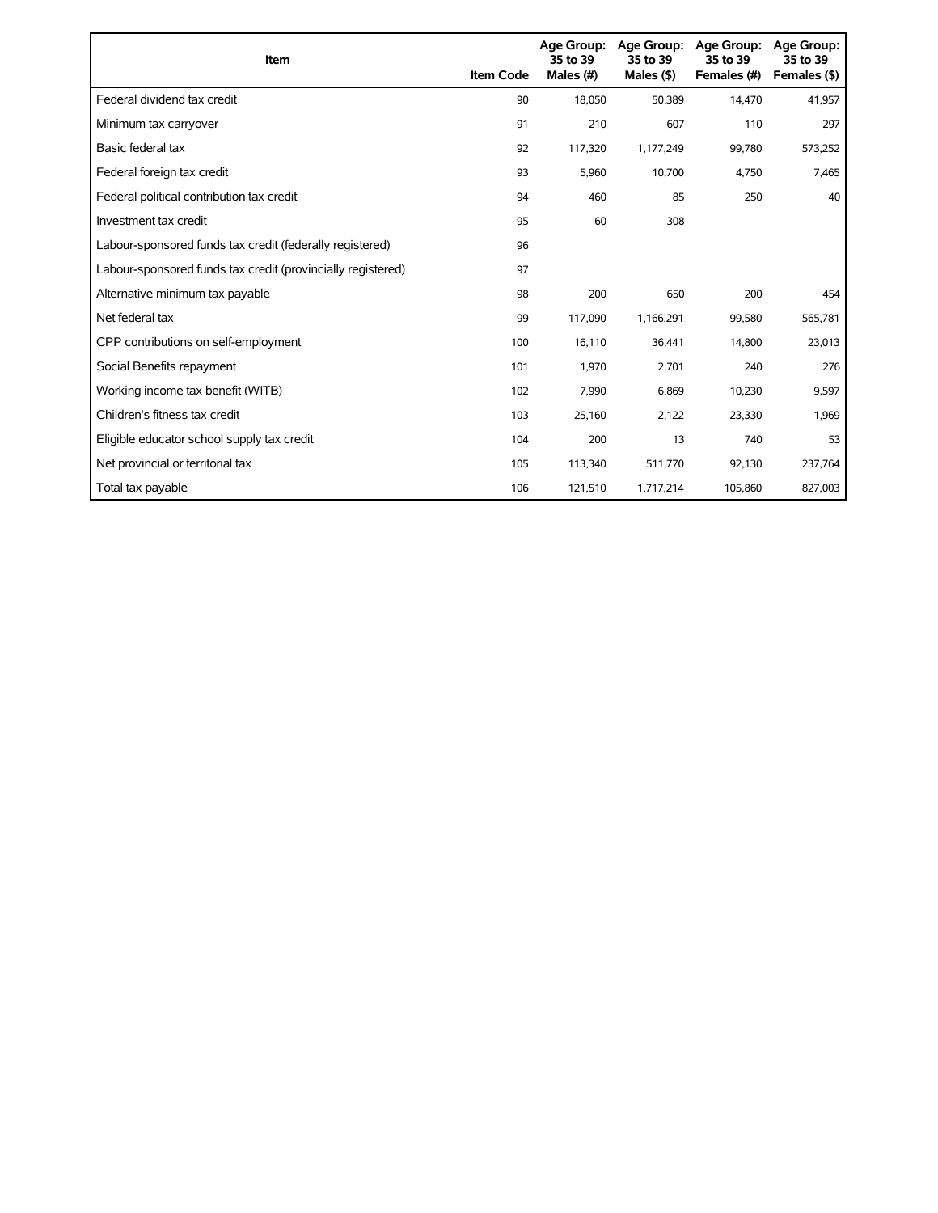| Item | Item Code | Age Group: 35 to 39 Males (#) | Age Group: 35 to 39 Males ($) | Age Group: 35 to 39 Females (#) | Age Group: 35 to 39 Females ($) |
|---|---|---|---|---|---|
| Federal dividend tax credit | 90 | 18,050 | 50,389 | 14,470 | 41,957 |
| Minimum tax carryover | 91 | 210 | 607 | 110 | 297 |
| Basic federal tax | 92 | 117,320 | 1,177,249 | 99,780 | 573,252 |
| Federal foreign tax credit | 93 | 5,960 | 10,700 | 4,750 | 7,465 |
| Federal political contribution tax credit | 94 | 460 | 85 | 250 | 40 |
| Investment tax credit | 95 | 60 | 308 | | |
| Labour-sponsored funds tax credit (federally registered) | 96 | | | | |
| Labour-sponsored funds tax credit (provincially registered) | 97 | | | | |
| Alternative minimum tax payable | 98 | 200 | 650 | 200 | 454 |
| Net federal tax | 99 | 117,090 | 1,166,291 | 99,580 | 565,781 |
| CPP contributions on self-employment | 100 | 16,110 | 36,441 | 14,800 | 23,013 |
| Social Benefits repayment | 101 | 1,970 | 2,701 | 240 | 276 |
| Working income tax benefit (WITB) | 102 | 7,990 | 6,869 | 10,230 | 9,597 |
| Children's fitness tax credit | 103 | 25,160 | 2,122 | 23,330 | 1,969 |
| Eligible educator school supply tax credit | 104 | 200 | 13 | 740 | 53 |
| Net provincial or territorial tax | 105 | 113,340 | 511,770 | 92,130 | 237,764 |
| Total tax payable | 106 | 121,510 | 1,717,214 | 105,860 | 827,003 |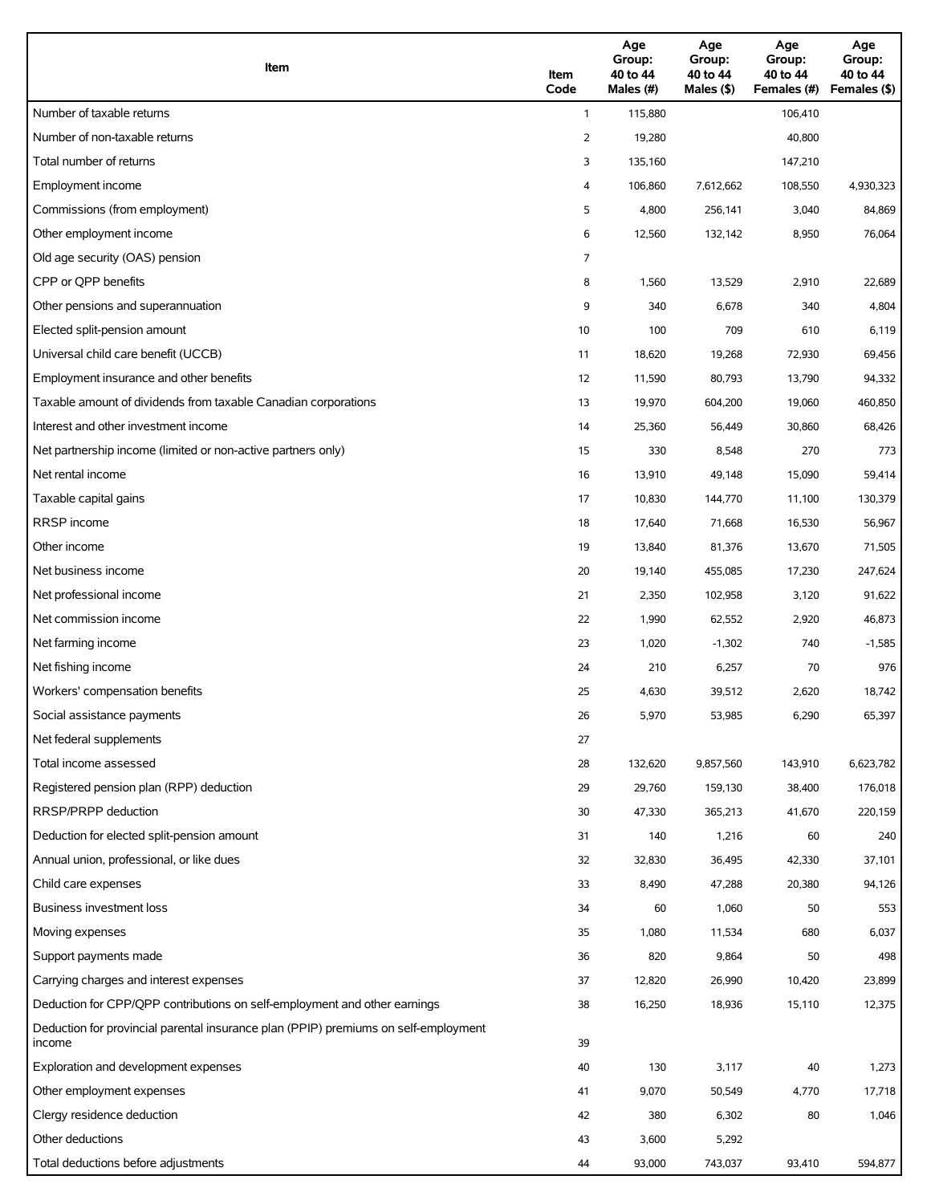| Item | Item Code | Age Group: 40 to 44 Males (#) | Age Group: 40 to 44 Males ($) | Age Group: 40 to 44 Females (#) | Age Group: 40 to 44 Females ($) |
|---|---|---|---|---|---|
| Number of taxable returns | 1 | 115,880 | | 106,410 | |
| Number of non-taxable returns | 2 | 19,280 | | 40,800 | |
| Total number of returns | 3 | 135,160 | | 147,210 | |
| Employment income | 4 | 106,860 | 7,612,662 | 108,550 | 4,930,323 |
| Commissions (from employment) | 5 | 4,800 | 256,141 | 3,040 | 84,869 |
| Other employment income | 6 | 12,560 | 132,142 | 8,950 | 76,064 |
| Old age security (OAS) pension | 7 | | | | |
| CPP or QPP benefits | 8 | 1,560 | 13,529 | 2,910 | 22,689 |
| Other pensions and superannuation | 9 | 340 | 6,678 | 340 | 4,804 |
| Elected split-pension amount | 10 | 100 | 709 | 610 | 6,119 |
| Universal child care benefit (UCCB) | 11 | 18,620 | 19,268 | 72,930 | 69,456 |
| Employment insurance and other benefits | 12 | 11,590 | 80,793 | 13,790 | 94,332 |
| Taxable amount of dividends from taxable Canadian corporations | 13 | 19,970 | 604,200 | 19,060 | 460,850 |
| Interest and other investment income | 14 | 25,360 | 56,449 | 30,860 | 68,426 |
| Net partnership income (limited or non-active partners only) | 15 | 330 | 8,548 | 270 | 773 |
| Net rental income | 16 | 13,910 | 49,148 | 15,090 | 59,414 |
| Taxable capital gains | 17 | 10,830 | 144,770 | 11,100 | 130,379 |
| RRSP income | 18 | 17,640 | 71,668 | 16,530 | 56,967 |
| Other income | 19 | 13,840 | 81,376 | 13,670 | 71,505 |
| Net business income | 20 | 19,140 | 455,085 | 17,230 | 247,624 |
| Net professional income | 21 | 2,350 | 102,958 | 3,120 | 91,622 |
| Net commission income | 22 | 1,990 | 62,552 | 2,920 | 46,873 |
| Net farming income | 23 | 1,020 | -1,302 | 740 | -1,585 |
| Net fishing income | 24 | 210 | 6,257 | 70 | 976 |
| Workers' compensation benefits | 25 | 4,630 | 39,512 | 2,620 | 18,742 |
| Social assistance payments | 26 | 5,970 | 53,985 | 6,290 | 65,397 |
| Net federal supplements | 27 | | | | |
| Total income assessed | 28 | 132,620 | 9,857,560 | 143,910 | 6,623,782 |
| Registered pension plan (RPP) deduction | 29 | 29,760 | 159,130 | 38,400 | 176,018 |
| RRSP/PRPP deduction | 30 | 47,330 | 365,213 | 41,670 | 220,159 |
| Deduction for elected split-pension amount | 31 | 140 | 1,216 | 60 | 240 |
| Annual union, professional, or like dues | 32 | 32,830 | 36,495 | 42,330 | 37,101 |
| Child care expenses | 33 | 8,490 | 47,288 | 20,380 | 94,126 |
| Business investment loss | 34 | 60 | 1,060 | 50 | 553 |
| Moving expenses | 35 | 1,080 | 11,534 | 680 | 6,037 |
| Support payments made | 36 | 820 | 9,864 | 50 | 498 |
| Carrying charges and interest expenses | 37 | 12,820 | 26,990 | 10,420 | 23,899 |
| Deduction for CPP/QPP contributions on self-employment and other earnings | 38 | 16,250 | 18,936 | 15,110 | 12,375 |
| Deduction for provincial parental insurance plan (PPIP) premiums on self-employment income | 39 | | | | |
| Exploration and development expenses | 40 | 130 | 3,117 | 40 | 1,273 |
| Other employment expenses | 41 | 9,070 | 50,549 | 4,770 | 17,718 |
| Clergy residence deduction | 42 | 380 | 6,302 | 80 | 1,046 |
| Other deductions | 43 | 3,600 | 5,292 | | |
| Total deductions before adjustments | 44 | 93,000 | 743,037 | 93,410 | 594,877 |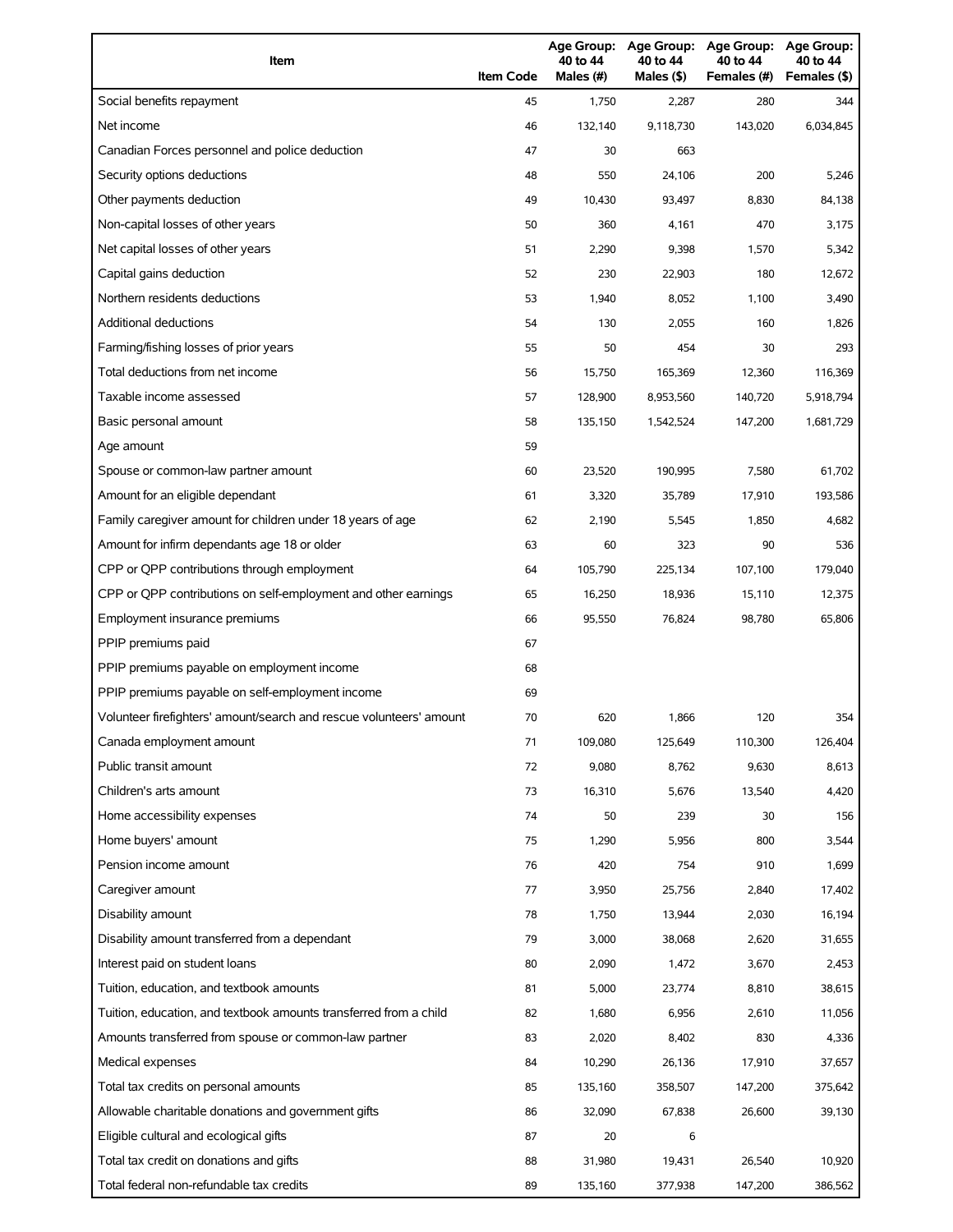| Item | Item Code | Age Group: 40 to 44 Males (#) | Age Group: 40 to 44 Males ($) | Age Group: 40 to 44 Females (#) | Age Group: 40 to 44 Females ($) |
|---|---|---|---|---|---|
| Social benefits repayment | 45 | 1,750 | 2,287 | 280 | 344 |
| Net income | 46 | 132,140 | 9,118,730 | 143,020 | 6,034,845 |
| Canadian Forces personnel and police deduction | 47 | 30 | 663 | | |
| Security options deductions | 48 | 550 | 24,106 | 200 | 5,246 |
| Other payments deduction | 49 | 10,430 | 93,497 | 8,830 | 84,138 |
| Non-capital losses of other years | 50 | 360 | 4,161 | 470 | 3,175 |
| Net capital losses of other years | 51 | 2,290 | 9,398 | 1,570 | 5,342 |
| Capital gains deduction | 52 | 230 | 22,903 | 180 | 12,672 |
| Northern residents deductions | 53 | 1,940 | 8,052 | 1,100 | 3,490 |
| Additional deductions | 54 | 130 | 2,055 | 160 | 1,826 |
| Farming/fishing losses of prior years | 55 | 50 | 454 | 30 | 293 |
| Total deductions from net income | 56 | 15,750 | 165,369 | 12,360 | 116,369 |
| Taxable income assessed | 57 | 128,900 | 8,953,560 | 140,720 | 5,918,794 |
| Basic personal amount | 58 | 135,150 | 1,542,524 | 147,200 | 1,681,729 |
| Age amount | 59 | | | | |
| Spouse or common-law partner amount | 60 | 23,520 | 190,995 | 7,580 | 61,702 |
| Amount for an eligible dependant | 61 | 3,320 | 35,789 | 17,910 | 193,586 |
| Family caregiver amount for children under 18 years of age | 62 | 2,190 | 5,545 | 1,850 | 4,682 |
| Amount for infirm dependants age 18 or older | 63 | 60 | 323 | 90 | 536 |
| CPP or QPP contributions through employment | 64 | 105,790 | 225,134 | 107,100 | 179,040 |
| CPP or QPP contributions on self-employment and other earnings | 65 | 16,250 | 18,936 | 15,110 | 12,375 |
| Employment insurance premiums | 66 | 95,550 | 76,824 | 98,780 | 65,806 |
| PPIP premiums paid | 67 | | | | |
| PPIP premiums payable on employment income | 68 | | | | |
| PPIP premiums payable on self-employment income | 69 | | | | |
| Volunteer firefighters' amount/search and rescue volunteers' amount | 70 | 620 | 1,866 | 120 | 354 |
| Canada employment amount | 71 | 109,080 | 125,649 | 110,300 | 126,404 |
| Public transit amount | 72 | 9,080 | 8,762 | 9,630 | 8,613 |
| Children's arts amount | 73 | 16,310 | 5,676 | 13,540 | 4,420 |
| Home accessibility expenses | 74 | 50 | 239 | 30 | 156 |
| Home buyers' amount | 75 | 1,290 | 5,956 | 800 | 3,544 |
| Pension income amount | 76 | 420 | 754 | 910 | 1,699 |
| Caregiver amount | 77 | 3,950 | 25,756 | 2,840 | 17,402 |
| Disability amount | 78 | 1,750 | 13,944 | 2,030 | 16,194 |
| Disability amount transferred from a dependant | 79 | 3,000 | 38,068 | 2,620 | 31,655 |
| Interest paid on student loans | 80 | 2,090 | 1,472 | 3,670 | 2,453 |
| Tuition, education, and textbook amounts | 81 | 5,000 | 23,774 | 8,810 | 38,615 |
| Tuition, education, and textbook amounts transferred from a child | 82 | 1,680 | 6,956 | 2,610 | 11,056 |
| Amounts transferred from spouse or common-law partner | 83 | 2,020 | 8,402 | 830 | 4,336 |
| Medical expenses | 84 | 10,290 | 26,136 | 17,910 | 37,657 |
| Total tax credits on personal amounts | 85 | 135,160 | 358,507 | 147,200 | 375,642 |
| Allowable charitable donations and government gifts | 86 | 32,090 | 67,838 | 26,600 | 39,130 |
| Eligible cultural and ecological gifts | 87 | 20 | 6 | | |
| Total tax credit on donations and gifts | 88 | 31,980 | 19,431 | 26,540 | 10,920 |
| Total federal non-refundable tax credits | 89 | 135,160 | 377,938 | 147,200 | 386,562 |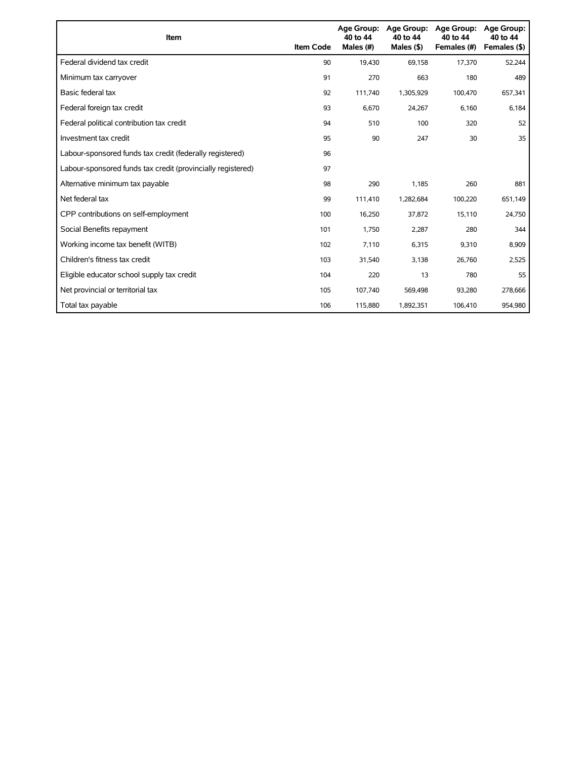| Item | Item Code | Age Group: 40 to 44 Males (#) | Age Group: 40 to 44 Males ($) | Age Group: 40 to 44 Females (#) | Age Group: 40 to 44 Females ($) |
|---|---|---|---|---|---|
| Federal dividend tax credit | 90 | 19,430 | 69,158 | 17,370 | 52,244 |
| Minimum tax carryover | 91 | 270 | 663 | 180 | 489 |
| Basic federal tax | 92 | 111,740 | 1,305,929 | 100,470 | 657,341 |
| Federal foreign tax credit | 93 | 6,670 | 24,267 | 6,160 | 6,184 |
| Federal political contribution tax credit | 94 | 510 | 100 | 320 | 52 |
| Investment tax credit | 95 | 90 | 247 | 30 | 35 |
| Labour-sponsored funds tax credit (federally registered) | 96 | | | | |
| Labour-sponsored funds tax credit (provincially registered) | 97 | | | | |
| Alternative minimum tax payable | 98 | 290 | 1,185 | 260 | 881 |
| Net federal tax | 99 | 111,410 | 1,282,684 | 100,220 | 651,149 |
| CPP contributions on self-employment | 100 | 16,250 | 37,872 | 15,110 | 24,750 |
| Social Benefits repayment | 101 | 1,750 | 2,287 | 280 | 344 |
| Working income tax benefit (WITB) | 102 | 7,110 | 6,315 | 9,310 | 8,909 |
| Children's fitness tax credit | 103 | 31,540 | 3,138 | 26,760 | 2,525 |
| Eligible educator school supply tax credit | 104 | 220 | 13 | 780 | 55 |
| Net provincial or territorial tax | 105 | 107,740 | 569,498 | 93,280 | 278,666 |
| Total tax payable | 106 | 115,880 | 1,892,351 | 106,410 | 954,980 |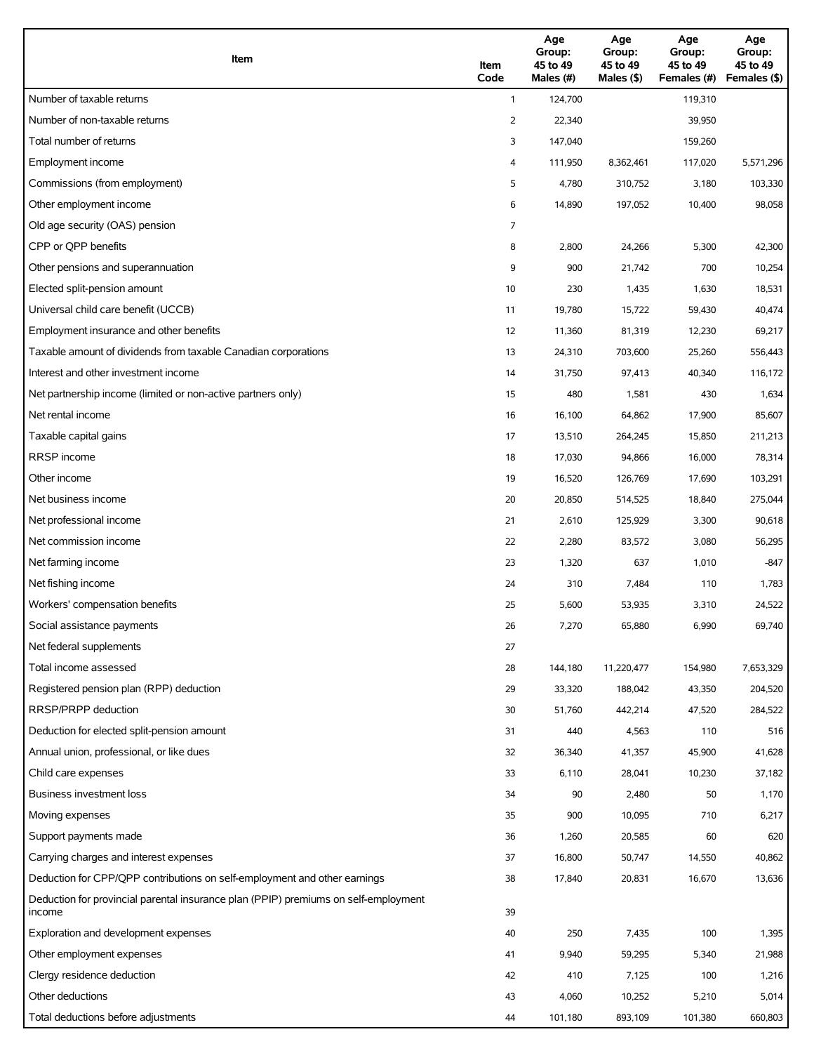| Item | Item Code | Age Group: 45 to 49 Males (#) | Age Group: 45 to 49 Males ($) | Age Group: 45 to 49 Females (#) | Age Group: 45 to 49 Females ($) |
|---|---|---|---|---|---|
| Number of taxable returns | 1 | 124,700 | | 119,310 | |
| Number of non-taxable returns | 2 | 22,340 | | 39,950 | |
| Total number of returns | 3 | 147,040 | | 159,260 | |
| Employment income | 4 | 111,950 | 8,362,461 | 117,020 | 5,571,296 |
| Commissions (from employment) | 5 | 4,780 | 310,752 | 3,180 | 103,330 |
| Other employment income | 6 | 14,890 | 197,052 | 10,400 | 98,058 |
| Old age security (OAS) pension | 7 | | | | |
| CPP or QPP benefits | 8 | 2,800 | 24,266 | 5,300 | 42,300 |
| Other pensions and superannuation | 9 | 900 | 21,742 | 700 | 10,254 |
| Elected split-pension amount | 10 | 230 | 1,435 | 1,630 | 18,531 |
| Universal child care benefit (UCCB) | 11 | 19,780 | 15,722 | 59,430 | 40,474 |
| Employment insurance and other benefits | 12 | 11,360 | 81,319 | 12,230 | 69,217 |
| Taxable amount of dividends from taxable Canadian corporations | 13 | 24,310 | 703,600 | 25,260 | 556,443 |
| Interest and other investment income | 14 | 31,750 | 97,413 | 40,340 | 116,172 |
| Net partnership income (limited or non-active partners only) | 15 | 480 | 1,581 | 430 | 1,634 |
| Net rental income | 16 | 16,100 | 64,862 | 17,900 | 85,607 |
| Taxable capital gains | 17 | 13,510 | 264,245 | 15,850 | 211,213 |
| RRSP income | 18 | 17,030 | 94,866 | 16,000 | 78,314 |
| Other income | 19 | 16,520 | 126,769 | 17,690 | 103,291 |
| Net business income | 20 | 20,850 | 514,525 | 18,840 | 275,044 |
| Net professional income | 21 | 2,610 | 125,929 | 3,300 | 90,618 |
| Net commission income | 22 | 2,280 | 83,572 | 3,080 | 56,295 |
| Net farming income | 23 | 1,320 | 637 | 1,010 | -847 |
| Net fishing income | 24 | 310 | 7,484 | 110 | 1,783 |
| Workers' compensation benefits | 25 | 5,600 | 53,935 | 3,310 | 24,522 |
| Social assistance payments | 26 | 7,270 | 65,880 | 6,990 | 69,740 |
| Net federal supplements | 27 | | | | |
| Total income assessed | 28 | 144,180 | 11,220,477 | 154,980 | 7,653,329 |
| Registered pension plan (RPP) deduction | 29 | 33,320 | 188,042 | 43,350 | 204,520 |
| RRSP/PRPP deduction | 30 | 51,760 | 442,214 | 47,520 | 284,522 |
| Deduction for elected split-pension amount | 31 | 440 | 4,563 | 110 | 516 |
| Annual union, professional, or like dues | 32 | 36,340 | 41,357 | 45,900 | 41,628 |
| Child care expenses | 33 | 6,110 | 28,041 | 10,230 | 37,182 |
| Business investment loss | 34 | 90 | 2,480 | 50 | 1,170 |
| Moving expenses | 35 | 900 | 10,095 | 710 | 6,217 |
| Support payments made | 36 | 1,260 | 20,585 | 60 | 620 |
| Carrying charges and interest expenses | 37 | 16,800 | 50,747 | 14,550 | 40,862 |
| Deduction for CPP/QPP contributions on self-employment and other earnings | 38 | 17,840 | 20,831 | 16,670 | 13,636 |
| Deduction for provincial parental insurance plan (PPIP) premiums on self-employment income | 39 | | | | |
| Exploration and development expenses | 40 | 250 | 7,435 | 100 | 1,395 |
| Other employment expenses | 41 | 9,940 | 59,295 | 5,340 | 21,988 |
| Clergy residence deduction | 42 | 410 | 7,125 | 100 | 1,216 |
| Other deductions | 43 | 4,060 | 10,252 | 5,210 | 5,014 |
| Total deductions before adjustments | 44 | 101,180 | 893,109 | 101,380 | 660,803 |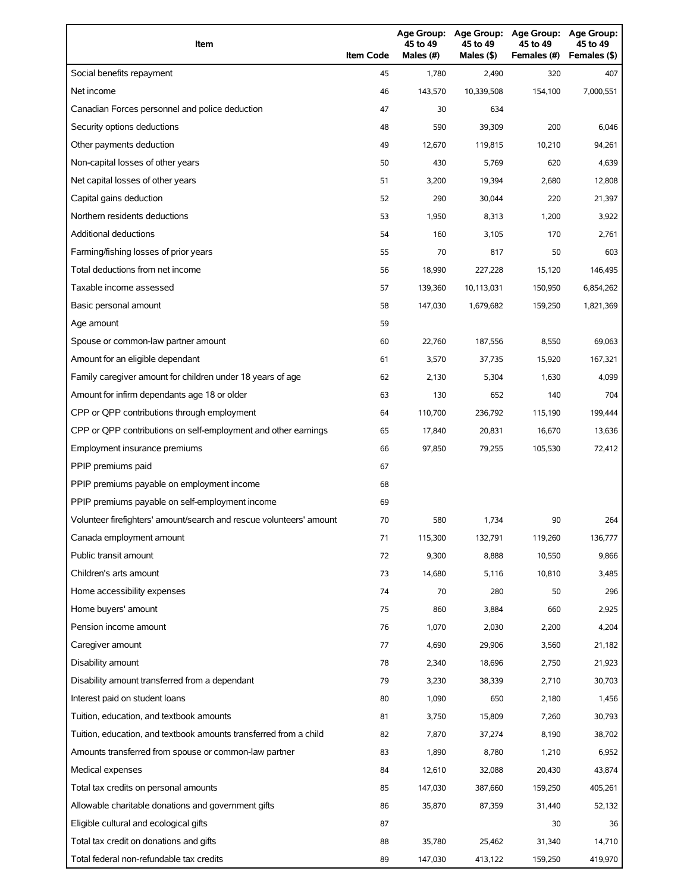| Item | Item Code | Age Group: 45 to 49 Males (#) | Age Group: 45 to 49 Males ($) | Age Group: 45 to 49 Females (#) | Age Group: 45 to 49 Females ($) |
|---|---|---|---|---|---|
| Social benefits repayment | 45 | 1,780 | 2,490 | 320 | 407 |
| Net income | 46 | 143,570 | 10,339,508 | 154,100 | 7,000,551 |
| Canadian Forces personnel and police deduction | 47 | 30 | 634 | | |
| Security options deductions | 48 | 590 | 39,309 | 200 | 6,046 |
| Other payments deduction | 49 | 12,670 | 119,815 | 10,210 | 94,261 |
| Non-capital losses of other years | 50 | 430 | 5,769 | 620 | 4,639 |
| Net capital losses of other years | 51 | 3,200 | 19,394 | 2,680 | 12,808 |
| Capital gains deduction | 52 | 290 | 30,044 | 220 | 21,397 |
| Northern residents deductions | 53 | 1,950 | 8,313 | 1,200 | 3,922 |
| Additional deductions | 54 | 160 | 3,105 | 170 | 2,761 |
| Farming/fishing losses of prior years | 55 | 70 | 817 | 50 | 603 |
| Total deductions from net income | 56 | 18,990 | 227,228 | 15,120 | 146,495 |
| Taxable income assessed | 57 | 139,360 | 10,113,031 | 150,950 | 6,854,262 |
| Basic personal amount | 58 | 147,030 | 1,679,682 | 159,250 | 1,821,369 |
| Age amount | 59 | | | | |
| Spouse or common-law partner amount | 60 | 22,760 | 187,556 | 8,550 | 69,063 |
| Amount for an eligible dependant | 61 | 3,570 | 37,735 | 15,920 | 167,321 |
| Family caregiver amount for children under 18 years of age | 62 | 2,130 | 5,304 | 1,630 | 4,099 |
| Amount for infirm dependants age 18 or older | 63 | 130 | 652 | 140 | 704 |
| CPP or QPP contributions through employment | 64 | 110,700 | 236,792 | 115,190 | 199,444 |
| CPP or QPP contributions on self-employment and other earnings | 65 | 17,840 | 20,831 | 16,670 | 13,636 |
| Employment insurance premiums | 66 | 97,850 | 79,255 | 105,530 | 72,412 |
| PPIP premiums paid | 67 | | | | |
| PPIP premiums payable on employment income | 68 | | | | |
| PPIP premiums payable on self-employment income | 69 | | | | |
| Volunteer firefighters' amount/search and rescue volunteers' amount | 70 | 580 | 1,734 | 90 | 264 |
| Canada employment amount | 71 | 115,300 | 132,791 | 119,260 | 136,777 |
| Public transit amount | 72 | 9,300 | 8,888 | 10,550 | 9,866 |
| Children's arts amount | 73 | 14,680 | 5,116 | 10,810 | 3,485 |
| Home accessibility expenses | 74 | 70 | 280 | 50 | 296 |
| Home buyers' amount | 75 | 860 | 3,884 | 660 | 2,925 |
| Pension income amount | 76 | 1,070 | 2,030 | 2,200 | 4,204 |
| Caregiver amount | 77 | 4,690 | 29,906 | 3,560 | 21,182 |
| Disability amount | 78 | 2,340 | 18,696 | 2,750 | 21,923 |
| Disability amount transferred from a dependant | 79 | 3,230 | 38,339 | 2,710 | 30,703 |
| Interest paid on student loans | 80 | 1,090 | 650 | 2,180 | 1,456 |
| Tuition, education, and textbook amounts | 81 | 3,750 | 15,809 | 7,260 | 30,793 |
| Tuition, education, and textbook amounts transferred from a child | 82 | 7,870 | 37,274 | 8,190 | 38,702 |
| Amounts transferred from spouse or common-law partner | 83 | 1,890 | 8,780 | 1,210 | 6,952 |
| Medical expenses | 84 | 12,610 | 32,088 | 20,430 | 43,874 |
| Total tax credits on personal amounts | 85 | 147,030 | 387,660 | 159,250 | 405,261 |
| Allowable charitable donations and government gifts | 86 | 35,870 | 87,359 | 31,440 | 52,132 |
| Eligible cultural and ecological gifts | 87 | | | 30 | 36 |
| Total tax credit on donations and gifts | 88 | 35,780 | 25,462 | 31,340 | 14,710 |
| Total federal non-refundable tax credits | 89 | 147,030 | 413,122 | 159,250 | 419,970 |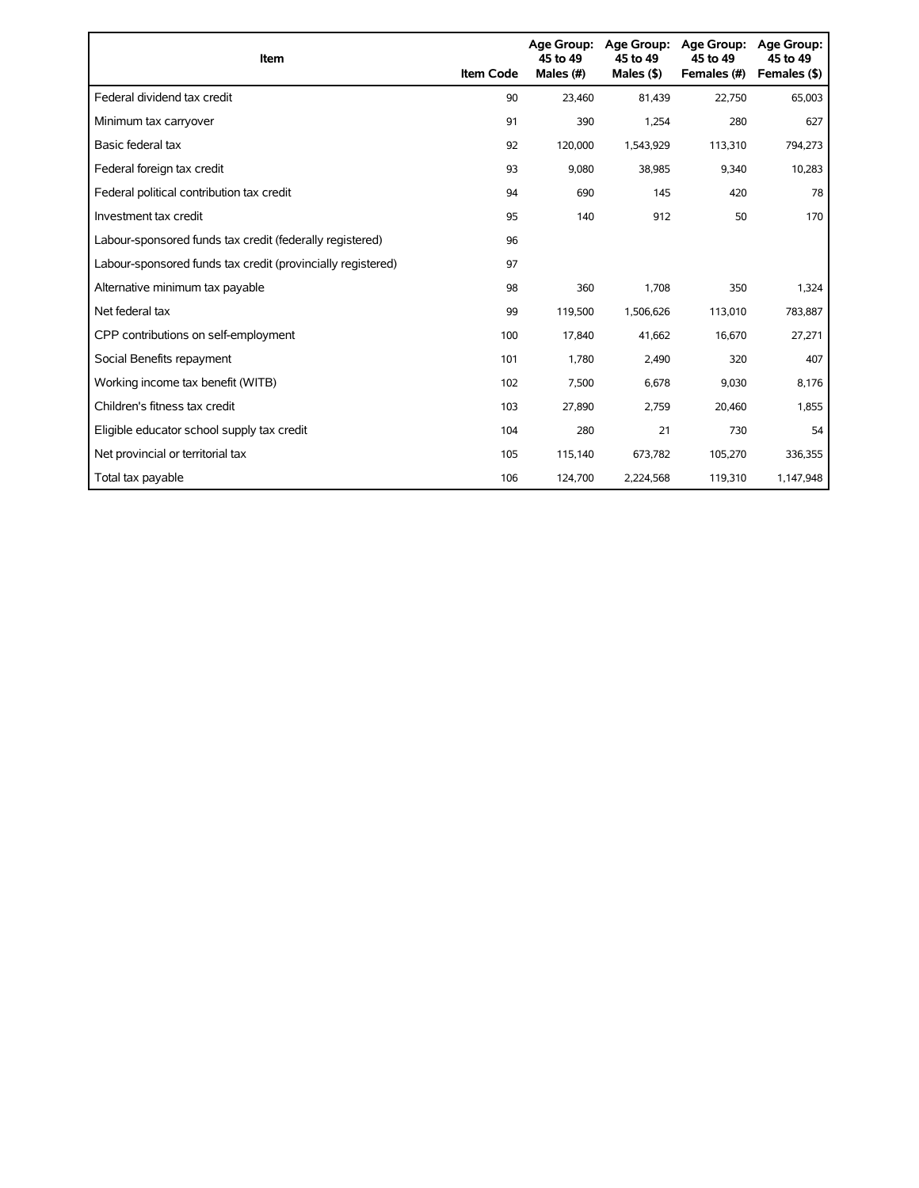| Item | Item Code | Age Group: 45 to 49 Males (#) | Age Group: 45 to 49 Males ($) | Age Group: 45 to 49 Females (#) | Age Group: 45 to 49 Females ($) |
|---|---|---|---|---|---|
| Federal dividend tax credit | 90 | 23,460 | 81,439 | 22,750 | 65,003 |
| Minimum tax carryover | 91 | 390 | 1,254 | 280 | 627 |
| Basic federal tax | 92 | 120,000 | 1,543,929 | 113,310 | 794,273 |
| Federal foreign tax credit | 93 | 9,080 | 38,985 | 9,340 | 10,283 |
| Federal political contribution tax credit | 94 | 690 | 145 | 420 | 78 |
| Investment tax credit | 95 | 140 | 912 | 50 | 170 |
| Labour-sponsored funds tax credit (federally registered) | 96 | | | | |
| Labour-sponsored funds tax credit (provincially registered) | 97 | | | | |
| Alternative minimum tax payable | 98 | 360 | 1,708 | 350 | 1,324 |
| Net federal tax | 99 | 119,500 | 1,506,626 | 113,010 | 783,887 |
| CPP contributions on self-employment | 100 | 17,840 | 41,662 | 16,670 | 27,271 |
| Social Benefits repayment | 101 | 1,780 | 2,490 | 320 | 407 |
| Working income tax benefit (WITB) | 102 | 7,500 | 6,678 | 9,030 | 8,176 |
| Children's fitness tax credit | 103 | 27,890 | 2,759 | 20,460 | 1,855 |
| Eligible educator school supply tax credit | 104 | 280 | 21 | 730 | 54 |
| Net provincial or territorial tax | 105 | 115,140 | 673,782 | 105,270 | 336,355 |
| Total tax payable | 106 | 124,700 | 2,224,568 | 119,310 | 1,147,948 |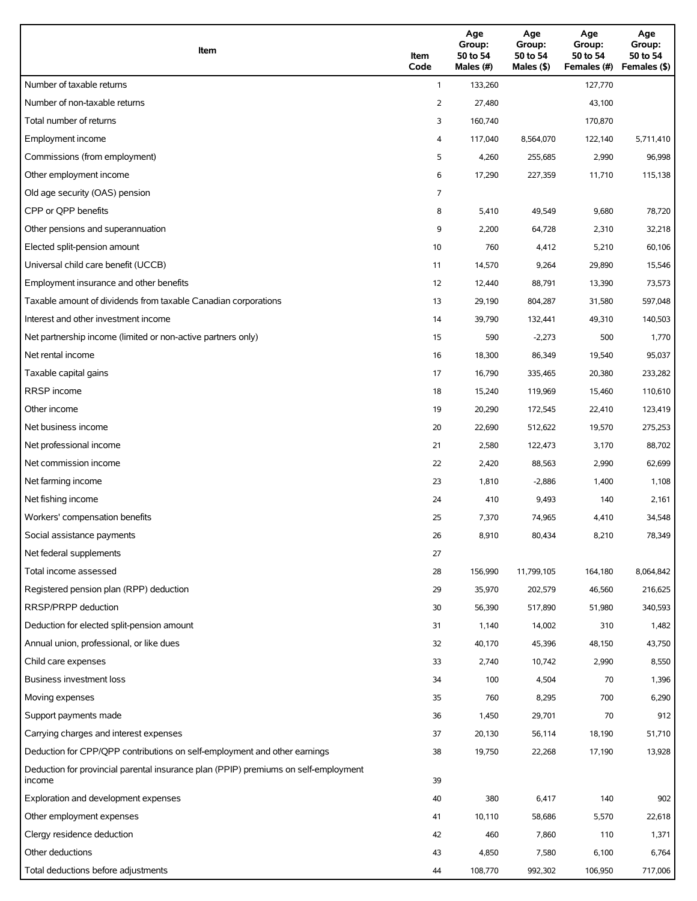| Item | Item Code | Age Group: 50 to 54 Males (#) | Age Group: 50 to 54 Males ($) | Age Group: 50 to 54 Females (#) | Age Group: 50 to 54 Females ($) |
|---|---|---|---|---|---|
| Number of taxable returns | 1 | 133,260 | | 127,770 | |
| Number of non-taxable returns | 2 | 27,480 | | 43,100 | |
| Total number of returns | 3 | 160,740 | | 170,870 | |
| Employment income | 4 | 117,040 | 8,564,070 | 122,140 | 5,711,410 |
| Commissions (from employment) | 5 | 4,260 | 255,685 | 2,990 | 96,998 |
| Other employment income | 6 | 17,290 | 227,359 | 11,710 | 115,138 |
| Old age security (OAS) pension | 7 | | | | |
| CPP or QPP benefits | 8 | 5,410 | 49,549 | 9,680 | 78,720 |
| Other pensions and superannuation | 9 | 2,200 | 64,728 | 2,310 | 32,218 |
| Elected split-pension amount | 10 | 760 | 4,412 | 5,210 | 60,106 |
| Universal child care benefit (UCCB) | 11 | 14,570 | 9,264 | 29,890 | 15,546 |
| Employment insurance and other benefits | 12 | 12,440 | 88,791 | 13,390 | 73,573 |
| Taxable amount of dividends from taxable Canadian corporations | 13 | 29,190 | 804,287 | 31,580 | 597,048 |
| Interest and other investment income | 14 | 39,790 | 132,441 | 49,310 | 140,503 |
| Net partnership income (limited or non-active partners only) | 15 | 590 | -2,273 | 500 | 1,770 |
| Net rental income | 16 | 18,300 | 86,349 | 19,540 | 95,037 |
| Taxable capital gains | 17 | 16,790 | 335,465 | 20,380 | 233,282 |
| RRSP income | 18 | 15,240 | 119,969 | 15,460 | 110,610 |
| Other income | 19 | 20,290 | 172,545 | 22,410 | 123,419 |
| Net business income | 20 | 22,690 | 512,622 | 19,570 | 275,253 |
| Net professional income | 21 | 2,580 | 122,473 | 3,170 | 88,702 |
| Net commission income | 22 | 2,420 | 88,563 | 2,990 | 62,699 |
| Net farming income | 23 | 1,810 | -2,886 | 1,400 | 1,108 |
| Net fishing income | 24 | 410 | 9,493 | 140 | 2,161 |
| Workers' compensation benefits | 25 | 7,370 | 74,965 | 4,410 | 34,548 |
| Social assistance payments | 26 | 8,910 | 80,434 | 8,210 | 78,349 |
| Net federal supplements | 27 | | | | |
| Total income assessed | 28 | 156,990 | 11,799,105 | 164,180 | 8,064,842 |
| Registered pension plan (RPP) deduction | 29 | 35,970 | 202,579 | 46,560 | 216,625 |
| RRSP/PRPP deduction | 30 | 56,390 | 517,890 | 51,980 | 340,593 |
| Deduction for elected split-pension amount | 31 | 1,140 | 14,002 | 310 | 1,482 |
| Annual union, professional, or like dues | 32 | 40,170 | 45,396 | 48,150 | 43,750 |
| Child care expenses | 33 | 2,740 | 10,742 | 2,990 | 8,550 |
| Business investment loss | 34 | 100 | 4,504 | 70 | 1,396 |
| Moving expenses | 35 | 760 | 8,295 | 700 | 6,290 |
| Support payments made | 36 | 1,450 | 29,701 | 70 | 912 |
| Carrying charges and interest expenses | 37 | 20,130 | 56,114 | 18,190 | 51,710 |
| Deduction for CPP/QPP contributions on self-employment and other earnings | 38 | 19,750 | 22,268 | 17,190 | 13,928 |
| Deduction for provincial parental insurance plan (PPIP) premiums on self-employment income | 39 | | | | |
| Exploration and development expenses | 40 | 380 | 6,417 | 140 | 902 |
| Other employment expenses | 41 | 10,110 | 58,686 | 5,570 | 22,618 |
| Clergy residence deduction | 42 | 460 | 7,860 | 110 | 1,371 |
| Other deductions | 43 | 4,850 | 7,580 | 6,100 | 6,764 |
| Total deductions before adjustments | 44 | 108,770 | 992,302 | 106,950 | 717,006 |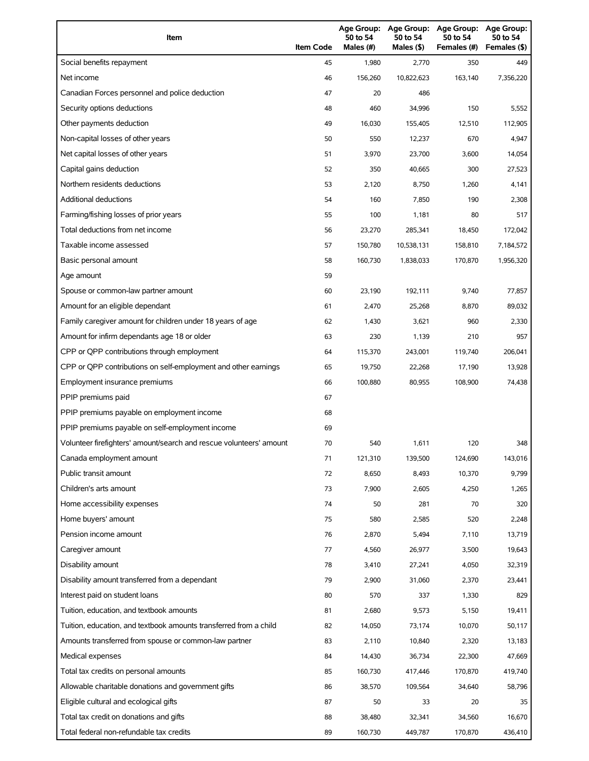| Item | Item Code | Age Group: 50 to 54 Males (#) | Age Group: 50 to 54 Males ($) | Age Group: 50 to 54 Females (#) | Age Group: 50 to 54 Females ($) |
| --- | --- | --- | --- | --- | --- |
| Social benefits repayment | 45 | 1,980 | 2,770 | 350 | 449 |
| Net income | 46 | 156,260 | 10,822,623 | 163,140 | 7,356,220 |
| Canadian Forces personnel and police deduction | 47 | 20 | 486 | | |
| Security options deductions | 48 | 460 | 34,996 | 150 | 5,552 |
| Other payments deduction | 49 | 16,030 | 155,405 | 12,510 | 112,905 |
| Non-capital losses of other years | 50 | 550 | 12,237 | 670 | 4,947 |
| Net capital losses of other years | 51 | 3,970 | 23,700 | 3,600 | 14,054 |
| Capital gains deduction | 52 | 350 | 40,665 | 300 | 27,523 |
| Northern residents deductions | 53 | 2,120 | 8,750 | 1,260 | 4,141 |
| Additional deductions | 54 | 160 | 7,850 | 190 | 2,308 |
| Farming/fishing losses of prior years | 55 | 100 | 1,181 | 80 | 517 |
| Total deductions from net income | 56 | 23,270 | 285,341 | 18,450 | 172,042 |
| Taxable income assessed | 57 | 150,780 | 10,538,131 | 158,810 | 7,184,572 |
| Basic personal amount | 58 | 160,730 | 1,838,033 | 170,870 | 1,956,320 |
| Age amount | 59 | | | | |
| Spouse or common-law partner amount | 60 | 23,190 | 192,111 | 9,740 | 77,857 |
| Amount for an eligible dependant | 61 | 2,470 | 25,268 | 8,870 | 89,032 |
| Family caregiver amount for children under 18 years of age | 62 | 1,430 | 3,621 | 960 | 2,330 |
| Amount for infirm dependants age 18 or older | 63 | 230 | 1,139 | 210 | 957 |
| CPP or QPP contributions through employment | 64 | 115,370 | 243,001 | 119,740 | 206,041 |
| CPP or QPP contributions on self-employment and other earnings | 65 | 19,750 | 22,268 | 17,190 | 13,928 |
| Employment insurance premiums | 66 | 100,880 | 80,955 | 108,900 | 74,438 |
| PPIP premiums paid | 67 | | | | |
| PPIP premiums payable on employment income | 68 | | | | |
| PPIP premiums payable on self-employment income | 69 | | | | |
| Volunteer firefighters' amount/search and rescue volunteers' amount | 70 | 540 | 1,611 | 120 | 348 |
| Canada employment amount | 71 | 121,310 | 139,500 | 124,690 | 143,016 |
| Public transit amount | 72 | 8,650 | 8,493 | 10,370 | 9,799 |
| Children's arts amount | 73 | 7,900 | 2,605 | 4,250 | 1,265 |
| Home accessibility expenses | 74 | 50 | 281 | 70 | 320 |
| Home buyers' amount | 75 | 580 | 2,585 | 520 | 2,248 |
| Pension income amount | 76 | 2,870 | 5,494 | 7,110 | 13,719 |
| Caregiver amount | 77 | 4,560 | 26,977 | 3,500 | 19,643 |
| Disability amount | 78 | 3,410 | 27,241 | 4,050 | 32,319 |
| Disability amount transferred from a dependant | 79 | 2,900 | 31,060 | 2,370 | 23,441 |
| Interest paid on student loans | 80 | 570 | 337 | 1,330 | 829 |
| Tuition, education, and textbook amounts | 81 | 2,680 | 9,573 | 5,150 | 19,411 |
| Tuition, education, and textbook amounts transferred from a child | 82 | 14,050 | 73,174 | 10,070 | 50,117 |
| Amounts transferred from spouse or common-law partner | 83 | 2,110 | 10,840 | 2,320 | 13,183 |
| Medical expenses | 84 | 14,430 | 36,734 | 22,300 | 47,669 |
| Total tax credits on personal amounts | 85 | 160,730 | 417,446 | 170,870 | 419,740 |
| Allowable charitable donations and government gifts | 86 | 38,570 | 109,564 | 34,640 | 58,796 |
| Eligible cultural and ecological gifts | 87 | 50 | 33 | 20 | 35 |
| Total tax credit on donations and gifts | 88 | 38,480 | 32,341 | 34,560 | 16,670 |
| Total federal non-refundable tax credits | 89 | 160,730 | 449,787 | 170,870 | 436,410 |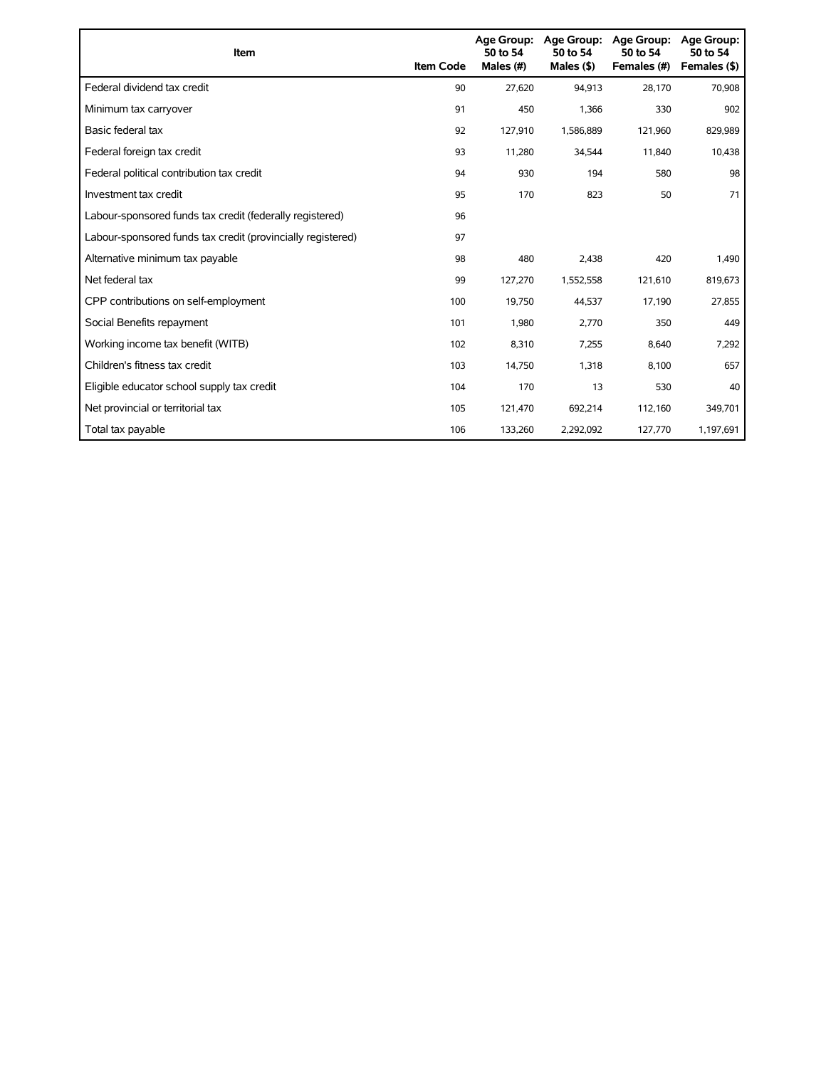| Item | Item Code | Age Group: 50 to 54 Males (#) | Age Group: 50 to 54 Males ($) | Age Group: 50 to 54 Females (#) | Age Group: 50 to 54 Females ($) |
|---|---|---|---|---|---|
| Federal dividend tax credit | 90 | 27,620 | 94,913 | 28,170 | 70,908 |
| Minimum tax carryover | 91 | 450 | 1,366 | 330 | 902 |
| Basic federal tax | 92 | 127,910 | 1,586,889 | 121,960 | 829,989 |
| Federal foreign tax credit | 93 | 11,280 | 34,544 | 11,840 | 10,438 |
| Federal political contribution tax credit | 94 | 930 | 194 | 580 | 98 |
| Investment tax credit | 95 | 170 | 823 | 50 | 71 |
| Labour-sponsored funds tax credit (federally registered) | 96 | | | | |
| Labour-sponsored funds tax credit (provincially registered) | 97 | | | | |
| Alternative minimum tax payable | 98 | 480 | 2,438 | 420 | 1,490 |
| Net federal tax | 99 | 127,270 | 1,552,558 | 121,610 | 819,673 |
| CPP contributions on self-employment | 100 | 19,750 | 44,537 | 17,190 | 27,855 |
| Social Benefits repayment | 101 | 1,980 | 2,770 | 350 | 449 |
| Working income tax benefit (WITB) | 102 | 8,310 | 7,255 | 8,640 | 7,292 |
| Children's fitness tax credit | 103 | 14,750 | 1,318 | 8,100 | 657 |
| Eligible educator school supply tax credit | 104 | 170 | 13 | 530 | 40 |
| Net provincial or territorial tax | 105 | 121,470 | 692,214 | 112,160 | 349,701 |
| Total tax payable | 106 | 133,260 | 2,292,092 | 127,770 | 1,197,691 |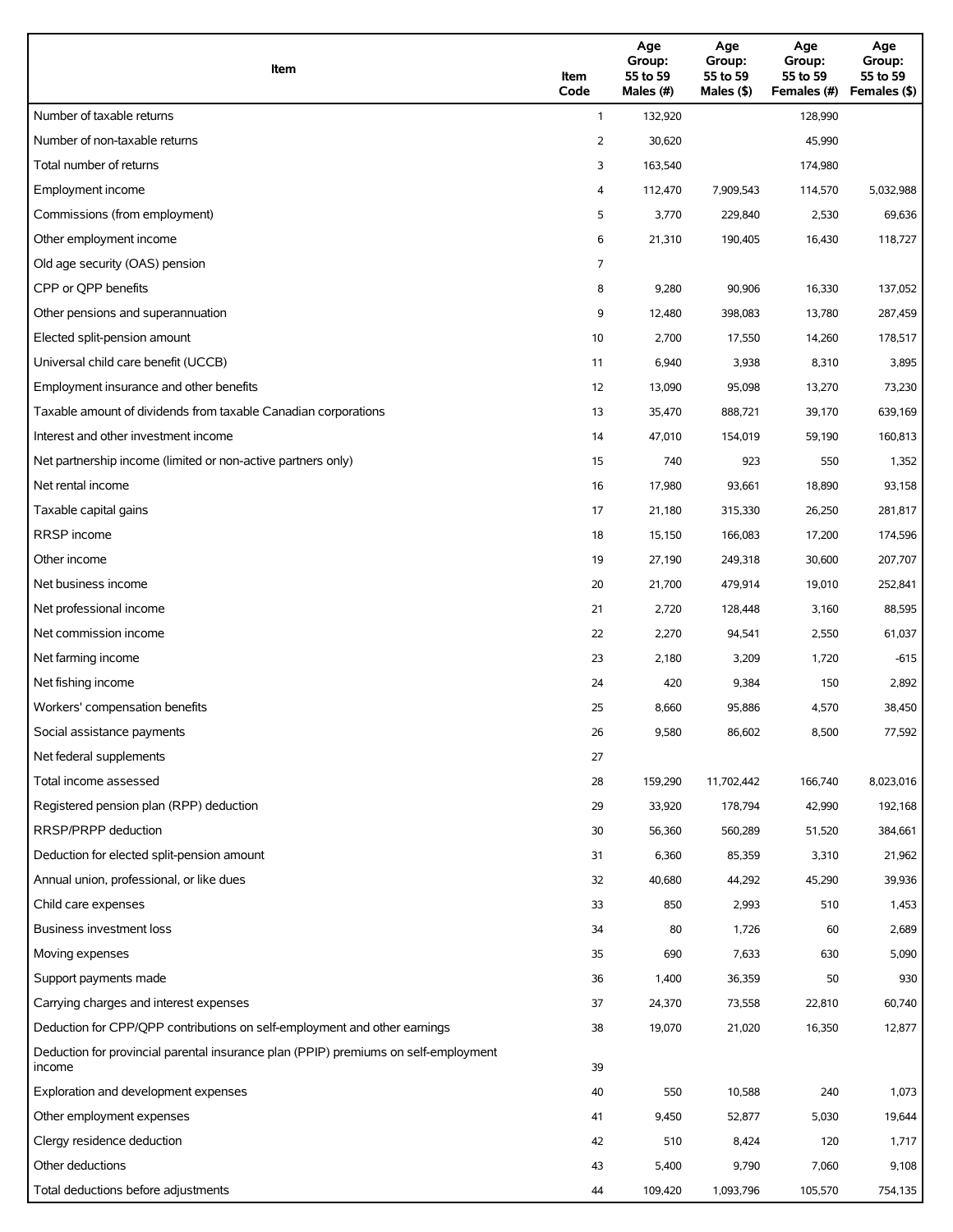| Item | Item Code | Age Group: 55 to 59 Males (#) | Age Group: 55 to 59 Males ($) | Age Group: 55 to 59 Females (#) | Age Group: 55 to 59 Females ($) |
|---|---|---|---|---|---|
| Number of taxable returns | 1 | 132,920 | | 128,990 | |
| Number of non-taxable returns | 2 | 30,620 | | 45,990 | |
| Total number of returns | 3 | 163,540 | | 174,980 | |
| Employment income | 4 | 112,470 | 7,909,543 | 114,570 | 5,032,988 |
| Commissions (from employment) | 5 | 3,770 | 229,840 | 2,530 | 69,636 |
| Other employment income | 6 | 21,310 | 190,405 | 16,430 | 118,727 |
| Old age security (OAS) pension | 7 | | | | |
| CPP or QPP benefits | 8 | 9,280 | 90,906 | 16,330 | 137,052 |
| Other pensions and superannuation | 9 | 12,480 | 398,083 | 13,780 | 287,459 |
| Elected split-pension amount | 10 | 2,700 | 17,550 | 14,260 | 178,517 |
| Universal child care benefit (UCCB) | 11 | 6,940 | 3,938 | 8,310 | 3,895 |
| Employment insurance and other benefits | 12 | 13,090 | 95,098 | 13,270 | 73,230 |
| Taxable amount of dividends from taxable Canadian corporations | 13 | 35,470 | 888,721 | 39,170 | 639,169 |
| Interest and other investment income | 14 | 47,010 | 154,019 | 59,190 | 160,813 |
| Net partnership income (limited or non-active partners only) | 15 | 740 | 923 | 550 | 1,352 |
| Net rental income | 16 | 17,980 | 93,661 | 18,890 | 93,158 |
| Taxable capital gains | 17 | 21,180 | 315,330 | 26,250 | 281,817 |
| RRSP income | 18 | 15,150 | 166,083 | 17,200 | 174,596 |
| Other income | 19 | 27,190 | 249,318 | 30,600 | 207,707 |
| Net business income | 20 | 21,700 | 479,914 | 19,010 | 252,841 |
| Net professional income | 21 | 2,720 | 128,448 | 3,160 | 88,595 |
| Net commission income | 22 | 2,270 | 94,541 | 2,550 | 61,037 |
| Net farming income | 23 | 2,180 | 3,209 | 1,720 | -615 |
| Net fishing income | 24 | 420 | 9,384 | 150 | 2,892 |
| Workers' compensation benefits | 25 | 8,660 | 95,886 | 4,570 | 38,450 |
| Social assistance payments | 26 | 9,580 | 86,602 | 8,500 | 77,592 |
| Net federal supplements | 27 | | | | |
| Total income assessed | 28 | 159,290 | 11,702,442 | 166,740 | 8,023,016 |
| Registered pension plan (RPP) deduction | 29 | 33,920 | 178,794 | 42,990 | 192,168 |
| RRSP/PRPP deduction | 30 | 56,360 | 560,289 | 51,520 | 384,661 |
| Deduction for elected split-pension amount | 31 | 6,360 | 85,359 | 3,310 | 21,962 |
| Annual union, professional, or like dues | 32 | 40,680 | 44,292 | 45,290 | 39,936 |
| Child care expenses | 33 | 850 | 2,993 | 510 | 1,453 |
| Business investment loss | 34 | 80 | 1,726 | 60 | 2,689 |
| Moving expenses | 35 | 690 | 7,633 | 630 | 5,090 |
| Support payments made | 36 | 1,400 | 36,359 | 50 | 930 |
| Carrying charges and interest expenses | 37 | 24,370 | 73,558 | 22,810 | 60,740 |
| Deduction for CPP/QPP contributions on self-employment and other earnings | 38 | 19,070 | 21,020 | 16,350 | 12,877 |
| Deduction for provincial parental insurance plan (PPIP) premiums on self-employment income | 39 | | | | |
| Exploration and development expenses | 40 | 550 | 10,588 | 240 | 1,073 |
| Other employment expenses | 41 | 9,450 | 52,877 | 5,030 | 19,644 |
| Clergy residence deduction | 42 | 510 | 8,424 | 120 | 1,717 |
| Other deductions | 43 | 5,400 | 9,790 | 7,060 | 9,108 |
| Total deductions before adjustments | 44 | 109,420 | 1,093,796 | 105,570 | 754,135 |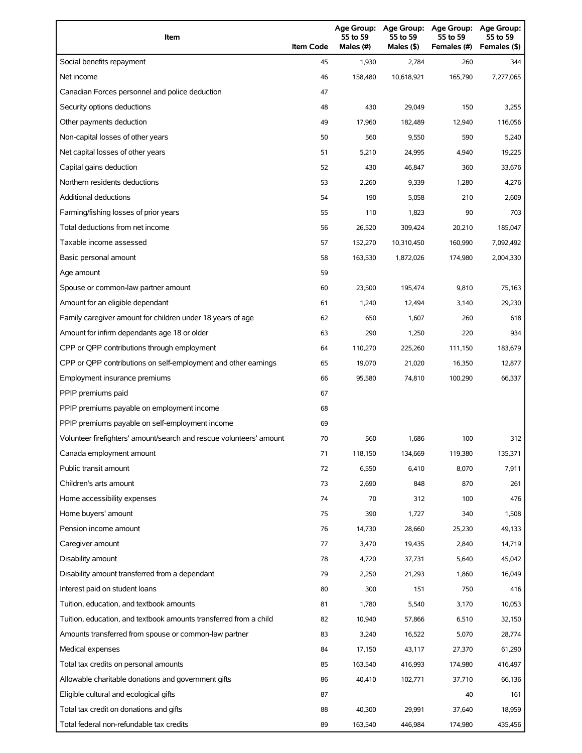| Item | Item Code | Age Group: 55 to 59 Males (#) | Age Group: 55 to 59 Males ($) | Age Group: 55 to 59 Females (#) | Age Group: 55 to 59 Females ($) |
|---|---|---|---|---|---|
| Social benefits repayment | 45 | 1,930 | 2,784 | 260 | 344 |
| Net income | 46 | 158,480 | 10,618,921 | 165,790 | 7,277,065 |
| Canadian Forces personnel and police deduction | 47 | | | | |
| Security options deductions | 48 | 430 | 29,049 | 150 | 3,255 |
| Other payments deduction | 49 | 17,960 | 182,489 | 12,940 | 116,056 |
| Non-capital losses of other years | 50 | 560 | 9,550 | 590 | 5,240 |
| Net capital losses of other years | 51 | 5,210 | 24,995 | 4,940 | 19,225 |
| Capital gains deduction | 52 | 430 | 46,847 | 360 | 33,676 |
| Northern residents deductions | 53 | 2,260 | 9,339 | 1,280 | 4,276 |
| Additional deductions | 54 | 190 | 5,058 | 210 | 2,609 |
| Farming/fishing losses of prior years | 55 | 110 | 1,823 | 90 | 703 |
| Total deductions from net income | 56 | 26,520 | 309,424 | 20,210 | 185,047 |
| Taxable income assessed | 57 | 152,270 | 10,310,450 | 160,990 | 7,092,492 |
| Basic personal amount | 58 | 163,530 | 1,872,026 | 174,980 | 2,004,330 |
| Age amount | 59 | | | | |
| Spouse or common-law partner amount | 60 | 23,500 | 195,474 | 9,810 | 75,163 |
| Amount for an eligible dependant | 61 | 1,240 | 12,494 | 3,140 | 29,230 |
| Family caregiver amount for children under 18 years of age | 62 | 650 | 1,607 | 260 | 618 |
| Amount for infirm dependants age 18 or older | 63 | 290 | 1,250 | 220 | 934 |
| CPP or QPP contributions through employment | 64 | 110,270 | 225,260 | 111,150 | 183,679 |
| CPP or QPP contributions on self-employment and other earnings | 65 | 19,070 | 21,020 | 16,350 | 12,877 |
| Employment insurance premiums | 66 | 95,580 | 74,810 | 100,290 | 66,337 |
| PPIP premiums paid | 67 | | | | |
| PPIP premiums payable on employment income | 68 | | | | |
| PPIP premiums payable on self-employment income | 69 | | | | |
| Volunteer firefighters' amount/search and rescue volunteers' amount | 70 | 560 | 1,686 | 100 | 312 |
| Canada employment amount | 71 | 118,150 | 134,669 | 119,380 | 135,371 |
| Public transit amount | 72 | 6,550 | 6,410 | 8,070 | 7,911 |
| Children's arts amount | 73 | 2,690 | 848 | 870 | 261 |
| Home accessibility expenses | 74 | 70 | 312 | 100 | 476 |
| Home buyers' amount | 75 | 390 | 1,727 | 340 | 1,508 |
| Pension income amount | 76 | 14,730 | 28,660 | 25,230 | 49,133 |
| Caregiver amount | 77 | 3,470 | 19,435 | 2,840 | 14,719 |
| Disability amount | 78 | 4,720 | 37,731 | 5,640 | 45,042 |
| Disability amount transferred from a dependant | 79 | 2,250 | 21,293 | 1,860 | 16,049 |
| Interest paid on student loans | 80 | 300 | 151 | 750 | 416 |
| Tuition, education, and textbook amounts | 81 | 1,780 | 5,540 | 3,170 | 10,053 |
| Tuition, education, and textbook amounts transferred from a child | 82 | 10,940 | 57,866 | 6,510 | 32,150 |
| Amounts transferred from spouse or common-law partner | 83 | 3,240 | 16,522 | 5,070 | 28,774 |
| Medical expenses | 84 | 17,150 | 43,117 | 27,370 | 61,290 |
| Total tax credits on personal amounts | 85 | 163,540 | 416,993 | 174,980 | 416,497 |
| Allowable charitable donations and government gifts | 86 | 40,410 | 102,771 | 37,710 | 66,136 |
| Eligible cultural and ecological gifts | 87 | | | 40 | 161 |
| Total tax credit on donations and gifts | 88 | 40,300 | 29,991 | 37,640 | 18,959 |
| Total federal non-refundable tax credits | 89 | 163,540 | 446,984 | 174,980 | 435,456 |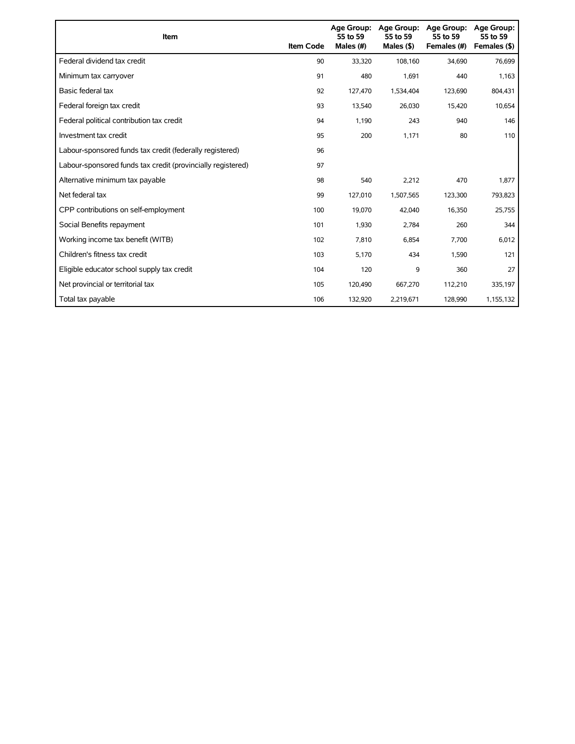| Item | Item Code | Age Group: 55 to 59 Males (#) | Age Group: 55 to 59 Males ($) | Age Group: 55 to 59 Females (#) | Age Group: 55 to 59 Females ($) |
|---|---|---|---|---|---|
| Federal dividend tax credit | 90 | 33,320 | 108,160 | 34,690 | 76,699 |
| Minimum tax carryover | 91 | 480 | 1,691 | 440 | 1,163 |
| Basic federal tax | 92 | 127,470 | 1,534,404 | 123,690 | 804,431 |
| Federal foreign tax credit | 93 | 13,540 | 26,030 | 15,420 | 10,654 |
| Federal political contribution tax credit | 94 | 1,190 | 243 | 940 | 146 |
| Investment tax credit | 95 | 200 | 1,171 | 80 | 110 |
| Labour-sponsored funds tax credit (federally registered) | 96 | | | | |
| Labour-sponsored funds tax credit (provincially registered) | 97 | | | | |
| Alternative minimum tax payable | 98 | 540 | 2,212 | 470 | 1,877 |
| Net federal tax | 99 | 127,010 | 1,507,565 | 123,300 | 793,823 |
| CPP contributions on self-employment | 100 | 19,070 | 42,040 | 16,350 | 25,755 |
| Social Benefits repayment | 101 | 1,930 | 2,784 | 260 | 344 |
| Working income tax benefit (WITB) | 102 | 7,810 | 6,854 | 7,700 | 6,012 |
| Children's fitness tax credit | 103 | 5,170 | 434 | 1,590 | 121 |
| Eligible educator school supply tax credit | 104 | 120 | 9 | 360 | 27 |
| Net provincial or territorial tax | 105 | 120,490 | 667,270 | 112,210 | 335,197 |
| Total tax payable | 106 | 132,920 | 2,219,671 | 128,990 | 1,155,132 |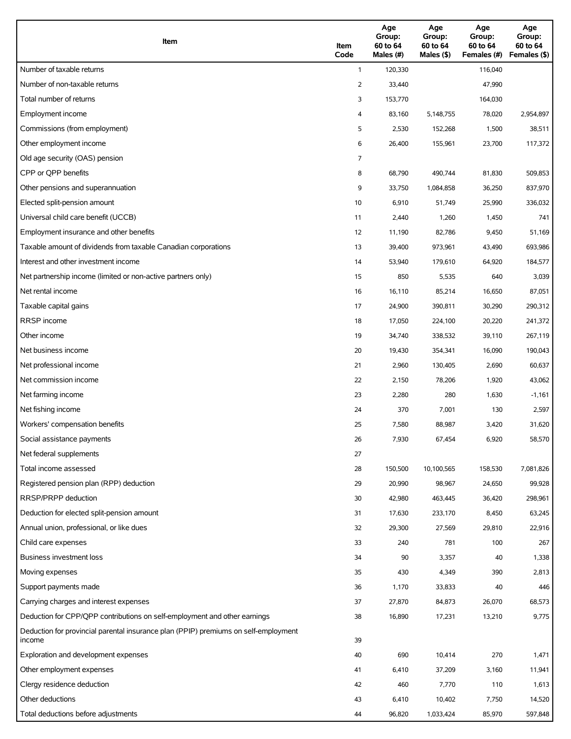| Item | Item Code | Age Group: 60 to 64 Males (#) | Age Group: 60 to 64 Males ($) | Age Group: 60 to 64 Females (#) | Age Group: 60 to 64 Females ($) |
|---|---|---|---|---|---|
| Number of taxable returns | 1 | 120,330 | | 116,040 | |
| Number of non-taxable returns | 2 | 33,440 | | 47,990 | |
| Total number of returns | 3 | 153,770 | | 164,030 | |
| Employment income | 4 | 83,160 | 5,148,755 | 78,020 | 2,954,897 |
| Commissions (from employment) | 5 | 2,530 | 152,268 | 1,500 | 38,511 |
| Other employment income | 6 | 26,400 | 155,961 | 23,700 | 117,372 |
| Old age security (OAS) pension | 7 | | | | |
| CPP or QPP benefits | 8 | 68,790 | 490,744 | 81,830 | 509,853 |
| Other pensions and superannuation | 9 | 33,750 | 1,084,858 | 36,250 | 837,970 |
| Elected split-pension amount | 10 | 6,910 | 51,749 | 25,990 | 336,032 |
| Universal child care benefit (UCCB) | 11 | 2,440 | 1,260 | 1,450 | 741 |
| Employment insurance and other benefits | 12 | 11,190 | 82,786 | 9,450 | 51,169 |
| Taxable amount of dividends from taxable Canadian corporations | 13 | 39,400 | 973,961 | 43,490 | 693,986 |
| Interest and other investment income | 14 | 53,940 | 179,610 | 64,920 | 184,577 |
| Net partnership income (limited or non-active partners only) | 15 | 850 | 5,535 | 640 | 3,039 |
| Net rental income | 16 | 16,110 | 85,214 | 16,650 | 87,051 |
| Taxable capital gains | 17 | 24,900 | 390,811 | 30,290 | 290,312 |
| RRSP income | 18 | 17,050 | 224,100 | 20,220 | 241,372 |
| Other income | 19 | 34,740 | 338,532 | 39,110 | 267,119 |
| Net business income | 20 | 19,430 | 354,341 | 16,090 | 190,043 |
| Net professional income | 21 | 2,960 | 130,405 | 2,690 | 60,637 |
| Net commission income | 22 | 2,150 | 78,206 | 1,920 | 43,062 |
| Net farming income | 23 | 2,280 | 280 | 1,630 | -1,161 |
| Net fishing income | 24 | 370 | 7,001 | 130 | 2,597 |
| Workers' compensation benefits | 25 | 7,580 | 88,987 | 3,420 | 31,620 |
| Social assistance payments | 26 | 7,930 | 67,454 | 6,920 | 58,570 |
| Net federal supplements | 27 | | | | |
| Total income assessed | 28 | 150,500 | 10,100,565 | 158,530 | 7,081,826 |
| Registered pension plan (RPP) deduction | 29 | 20,990 | 98,967 | 24,650 | 99,928 |
| RRSP/PRPP deduction | 30 | 42,980 | 463,445 | 36,420 | 298,961 |
| Deduction for elected split-pension amount | 31 | 17,630 | 233,170 | 8,450 | 63,245 |
| Annual union, professional, or like dues | 32 | 29,300 | 27,569 | 29,810 | 22,916 |
| Child care expenses | 33 | 240 | 781 | 100 | 267 |
| Business investment loss | 34 | 90 | 3,357 | 40 | 1,338 |
| Moving expenses | 35 | 430 | 4,349 | 390 | 2,813 |
| Support payments made | 36 | 1,170 | 33,833 | 40 | 446 |
| Carrying charges and interest expenses | 37 | 27,870 | 84,873 | 26,070 | 68,573 |
| Deduction for CPP/QPP contributions on self-employment and other earnings | 38 | 16,890 | 17,231 | 13,210 | 9,775 |
| Deduction for provincial parental insurance plan (PPIP) premiums on self-employment income | 39 | | | | |
| Exploration and development expenses | 40 | 690 | 10,414 | 270 | 1,471 |
| Other employment expenses | 41 | 6,410 | 37,209 | 3,160 | 11,941 |
| Clergy residence deduction | 42 | 460 | 7,770 | 110 | 1,613 |
| Other deductions | 43 | 6,410 | 10,402 | 7,750 | 14,520 |
| Total deductions before adjustments | 44 | 96,820 | 1,033,424 | 85,970 | 597,848 |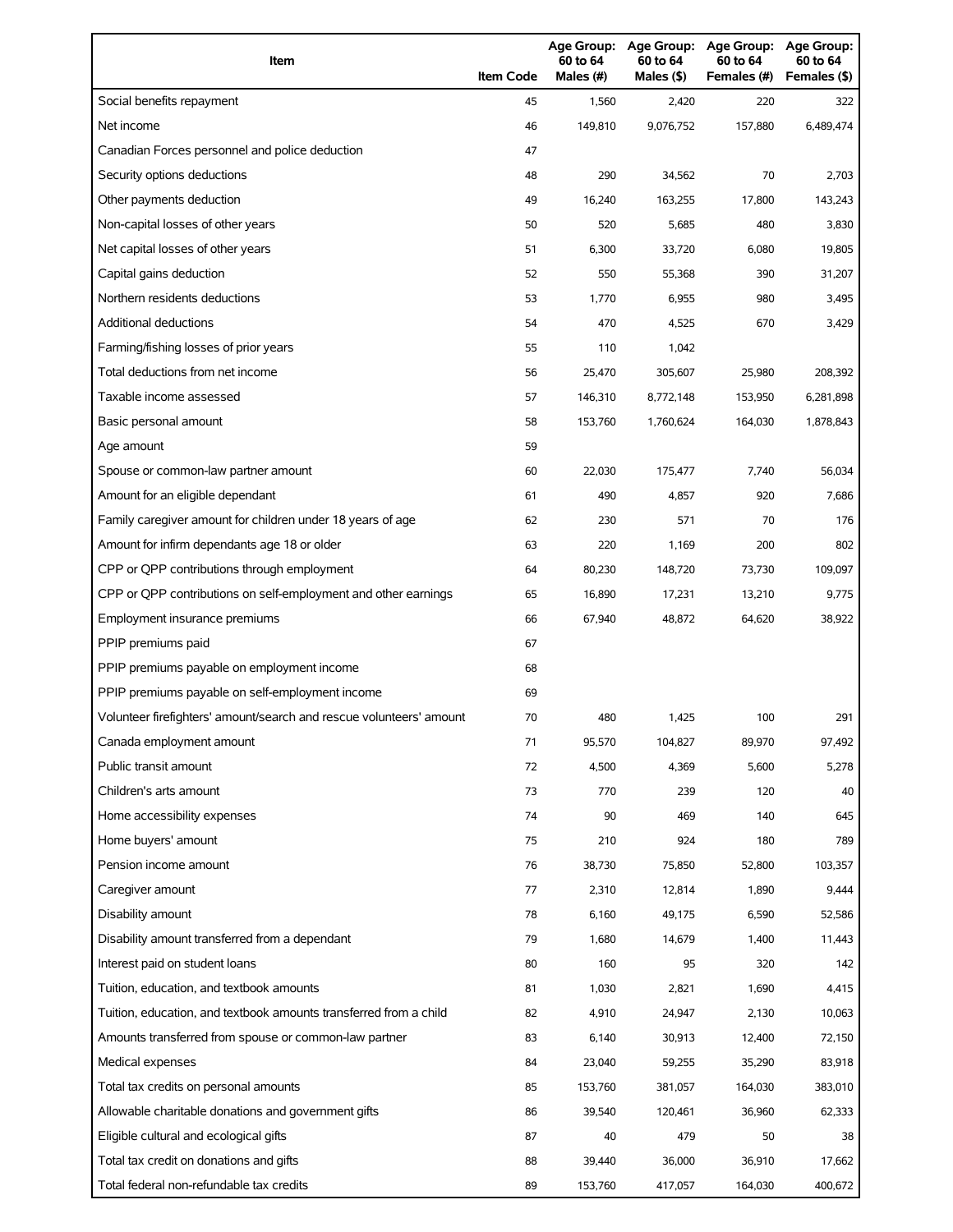| Item | Item Code | Age Group: 60 to 64 Males (#) | Age Group: 60 to 64 Males ($) | Age Group: 60 to 64 Females (#) | Age Group: 60 to 64 Females ($) |
|---|---|---|---|---|---|
| Social benefits repayment | 45 | 1,560 | 2,420 | 220 | 322 |
| Net income | 46 | 149,810 | 9,076,752 | 157,880 | 6,489,474 |
| Canadian Forces personnel and police deduction | 47 | | | | |
| Security options deductions | 48 | 290 | 34,562 | 70 | 2,703 |
| Other payments deduction | 49 | 16,240 | 163,255 | 17,800 | 143,243 |
| Non-capital losses of other years | 50 | 520 | 5,685 | 480 | 3,830 |
| Net capital losses of other years | 51 | 6,300 | 33,720 | 6,080 | 19,805 |
| Capital gains deduction | 52 | 550 | 55,368 | 390 | 31,207 |
| Northern residents deductions | 53 | 1,770 | 6,955 | 980 | 3,495 |
| Additional deductions | 54 | 470 | 4,525 | 670 | 3,429 |
| Farming/fishing losses of prior years | 55 | 110 | 1,042 | | |
| Total deductions from net income | 56 | 25,470 | 305,607 | 25,980 | 208,392 |
| Taxable income assessed | 57 | 146,310 | 8,772,148 | 153,950 | 6,281,898 |
| Basic personal amount | 58 | 153,760 | 1,760,624 | 164,030 | 1,878,843 |
| Age amount | 59 | | | | |
| Spouse or common-law partner amount | 60 | 22,030 | 175,477 | 7,740 | 56,034 |
| Amount for an eligible dependant | 61 | 490 | 4,857 | 920 | 7,686 |
| Family caregiver amount for children under 18 years of age | 62 | 230 | 571 | 70 | 176 |
| Amount for infirm dependants age 18 or older | 63 | 220 | 1,169 | 200 | 802 |
| CPP or QPP contributions through employment | 64 | 80,230 | 148,720 | 73,730 | 109,097 |
| CPP or QPP contributions on self-employment and other earnings | 65 | 16,890 | 17,231 | 13,210 | 9,775 |
| Employment insurance premiums | 66 | 67,940 | 48,872 | 64,620 | 38,922 |
| PPIP premiums paid | 67 | | | | |
| PPIP premiums payable on employment income | 68 | | | | |
| PPIP premiums payable on self-employment income | 69 | | | | |
| Volunteer firefighters' amount/search and rescue volunteers' amount | 70 | 480 | 1,425 | 100 | 291 |
| Canada employment amount | 71 | 95,570 | 104,827 | 89,970 | 97,492 |
| Public transit amount | 72 | 4,500 | 4,369 | 5,600 | 5,278 |
| Children's arts amount | 73 | 770 | 239 | 120 | 40 |
| Home accessibility expenses | 74 | 90 | 469 | 140 | 645 |
| Home buyers' amount | 75 | 210 | 924 | 180 | 789 |
| Pension income amount | 76 | 38,730 | 75,850 | 52,800 | 103,357 |
| Caregiver amount | 77 | 2,310 | 12,814 | 1,890 | 9,444 |
| Disability amount | 78 | 6,160 | 49,175 | 6,590 | 52,586 |
| Disability amount transferred from a dependant | 79 | 1,680 | 14,679 | 1,400 | 11,443 |
| Interest paid on student loans | 80 | 160 | 95 | 320 | 142 |
| Tuition, education, and textbook amounts | 81 | 1,030 | 2,821 | 1,690 | 4,415 |
| Tuition, education, and textbook amounts transferred from a child | 82 | 4,910 | 24,947 | 2,130 | 10,063 |
| Amounts transferred from spouse or common-law partner | 83 | 6,140 | 30,913 | 12,400 | 72,150 |
| Medical expenses | 84 | 23,040 | 59,255 | 35,290 | 83,918 |
| Total tax credits on personal amounts | 85 | 153,760 | 381,057 | 164,030 | 383,010 |
| Allowable charitable donations and government gifts | 86 | 39,540 | 120,461 | 36,960 | 62,333 |
| Eligible cultural and ecological gifts | 87 | 40 | 479 | 50 | 38 |
| Total tax credit on donations and gifts | 88 | 39,440 | 36,000 | 36,910 | 17,662 |
| Total federal non-refundable tax credits | 89 | 153,760 | 417,057 | 164,030 | 400,672 |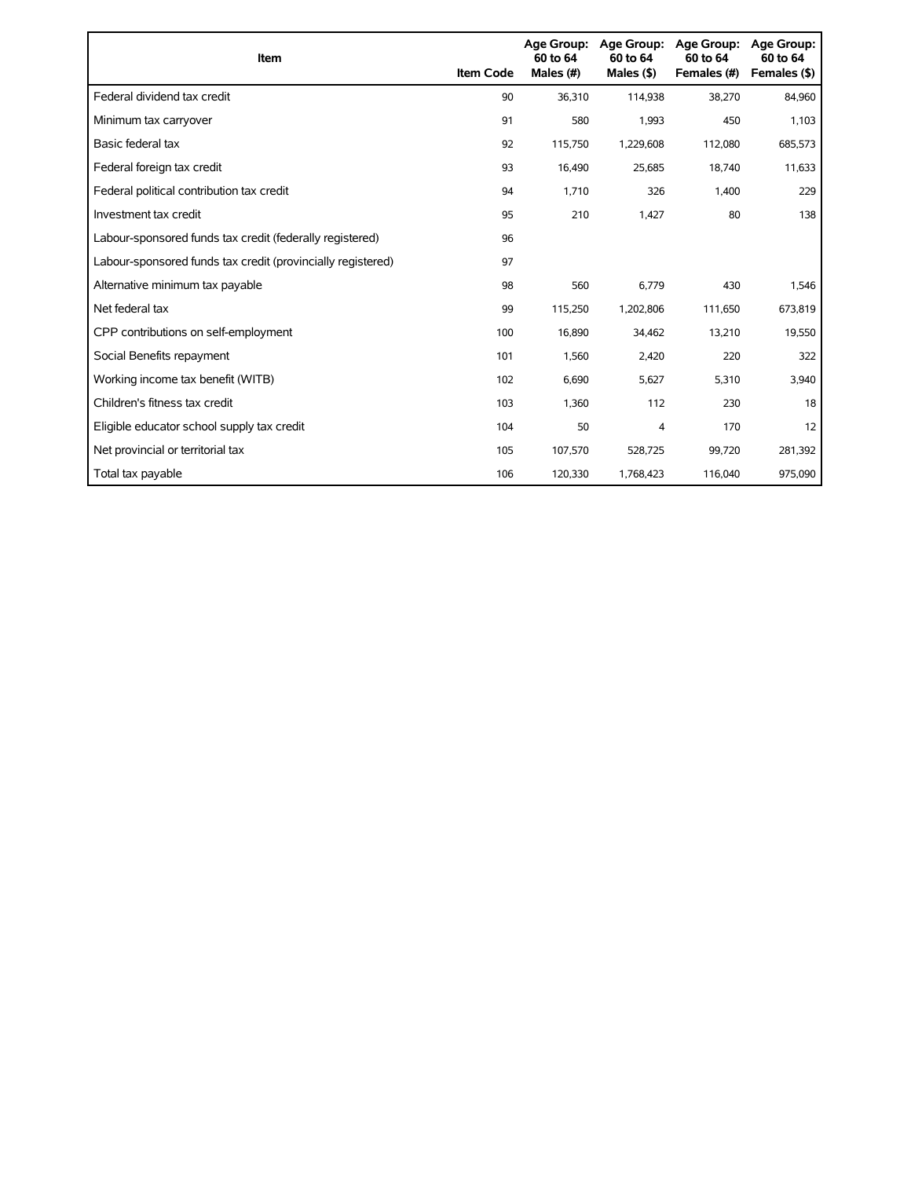| Item | Item Code | Age Group: 60 to 64 Males (#) | Age Group: 60 to 64 Males ($) | Age Group: 60 to 64 Females (#) | Age Group: 60 to 64 Females ($) |
|---|---|---|---|---|---|
| Federal dividend tax credit | 90 | 36,310 | 114,938 | 38,270 | 84,960 |
| Minimum tax carryover | 91 | 580 | 1,993 | 450 | 1,103 |
| Basic federal tax | 92 | 115,750 | 1,229,608 | 112,080 | 685,573 |
| Federal foreign tax credit | 93 | 16,490 | 25,685 | 18,740 | 11,633 |
| Federal political contribution tax credit | 94 | 1,710 | 326 | 1,400 | 229 |
| Investment tax credit | 95 | 210 | 1,427 | 80 | 138 |
| Labour-sponsored funds tax credit (federally registered) | 96 | | | | |
| Labour-sponsored funds tax credit (provincially registered) | 97 | | | | |
| Alternative minimum tax payable | 98 | 560 | 6,779 | 430 | 1,546 |
| Net federal tax | 99 | 115,250 | 1,202,806 | 111,650 | 673,819 |
| CPP contributions on self-employment | 100 | 16,890 | 34,462 | 13,210 | 19,550 |
| Social Benefits repayment | 101 | 1,560 | 2,420 | 220 | 322 |
| Working income tax benefit (WITB) | 102 | 6,690 | 5,627 | 5,310 | 3,940 |
| Children's fitness tax credit | 103 | 1,360 | 112 | 230 | 18 |
| Eligible educator school supply tax credit | 104 | 50 | 4 | 170 | 12 |
| Net provincial or territorial tax | 105 | 107,570 | 528,725 | 99,720 | 281,392 |
| Total tax payable | 106 | 120,330 | 1,768,423 | 116,040 | 975,090 |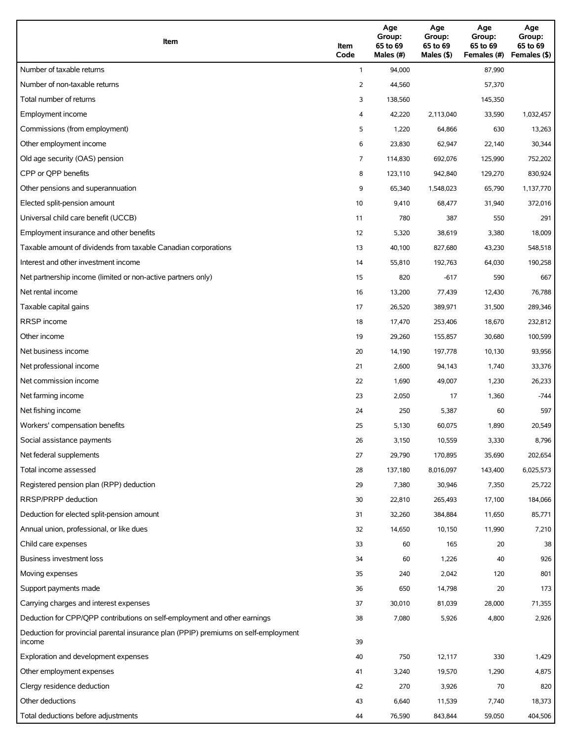| Item | Item Code | Age Group: 65 to 69 Males (#) | Age Group: 65 to 69 Males ($) | Age Group: 65 to 69 Females (#) | Age Group: 65 to 69 Females ($) |
| --- | --- | --- | --- | --- | --- |
| Number of taxable returns | 1 | 94,000 | | 87,990 | |
| Number of non-taxable returns | 2 | 44,560 | | 57,370 | |
| Total number of returns | 3 | 138,560 | | 145,350 | |
| Employment income | 4 | 42,220 | 2,113,040 | 33,590 | 1,032,457 |
| Commissions (from employment) | 5 | 1,220 | 64,866 | 630 | 13,263 |
| Other employment income | 6 | 23,830 | 62,947 | 22,140 | 30,344 |
| Old age security (OAS) pension | 7 | 114,830 | 692,076 | 125,990 | 752,202 |
| CPP or QPP benefits | 8 | 123,110 | 942,840 | 129,270 | 830,924 |
| Other pensions and superannuation | 9 | 65,340 | 1,548,023 | 65,790 | 1,137,770 |
| Elected split-pension amount | 10 | 9,410 | 68,477 | 31,940 | 372,016 |
| Universal child care benefit (UCCB) | 11 | 780 | 387 | 550 | 291 |
| Employment insurance and other benefits | 12 | 5,320 | 38,619 | 3,380 | 18,009 |
| Taxable amount of dividends from taxable Canadian corporations | 13 | 40,100 | 827,680 | 43,230 | 548,518 |
| Interest and other investment income | 14 | 55,810 | 192,763 | 64,030 | 190,258 |
| Net partnership income (limited or non-active partners only) | 15 | 820 | -617 | 590 | 667 |
| Net rental income | 16 | 13,200 | 77,439 | 12,430 | 76,788 |
| Taxable capital gains | 17 | 26,520 | 389,971 | 31,500 | 289,346 |
| RRSP income | 18 | 17,470 | 253,406 | 18,670 | 232,812 |
| Other income | 19 | 29,260 | 155,857 | 30,680 | 100,599 |
| Net business income | 20 | 14,190 | 197,778 | 10,130 | 93,956 |
| Net professional income | 21 | 2,600 | 94,143 | 1,740 | 33,376 |
| Net commission income | 22 | 1,690 | 49,007 | 1,230 | 26,233 |
| Net farming income | 23 | 2,050 | 17 | 1,360 | -744 |
| Net fishing income | 24 | 250 | 5,387 | 60 | 597 |
| Workers' compensation benefits | 25 | 5,130 | 60,075 | 1,890 | 20,549 |
| Social assistance payments | 26 | 3,150 | 10,559 | 3,330 | 8,796 |
| Net federal supplements | 27 | 29,790 | 170,895 | 35,690 | 202,654 |
| Total income assessed | 28 | 137,180 | 8,016,097 | 143,400 | 6,025,573 |
| Registered pension plan (RPP) deduction | 29 | 7,380 | 30,946 | 7,350 | 25,722 |
| RRSP/PRPP deduction | 30 | 22,810 | 265,493 | 17,100 | 184,066 |
| Deduction for elected split-pension amount | 31 | 32,260 | 384,884 | 11,650 | 85,771 |
| Annual union, professional, or like dues | 32 | 14,650 | 10,150 | 11,990 | 7,210 |
| Child care expenses | 33 | 60 | 165 | 20 | 38 |
| Business investment loss | 34 | 60 | 1,226 | 40 | 926 |
| Moving expenses | 35 | 240 | 2,042 | 120 | 801 |
| Support payments made | 36 | 650 | 14,798 | 20 | 173 |
| Carrying charges and interest expenses | 37 | 30,010 | 81,039 | 28,000 | 71,355 |
| Deduction for CPP/QPP contributions on self-employment and other earnings | 38 | 7,080 | 5,926 | 4,800 | 2,926 |
| Deduction for provincial parental insurance plan (PPIP) premiums on self-employment income | 39 | | | | |
| Exploration and development expenses | 40 | 750 | 12,117 | 330 | 1,429 |
| Other employment expenses | 41 | 3,240 | 19,570 | 1,290 | 4,875 |
| Clergy residence deduction | 42 | 270 | 3,926 | 70 | 820 |
| Other deductions | 43 | 6,640 | 11,539 | 7,740 | 18,373 |
| Total deductions before adjustments | 44 | 76,590 | 843,844 | 59,050 | 404,506 |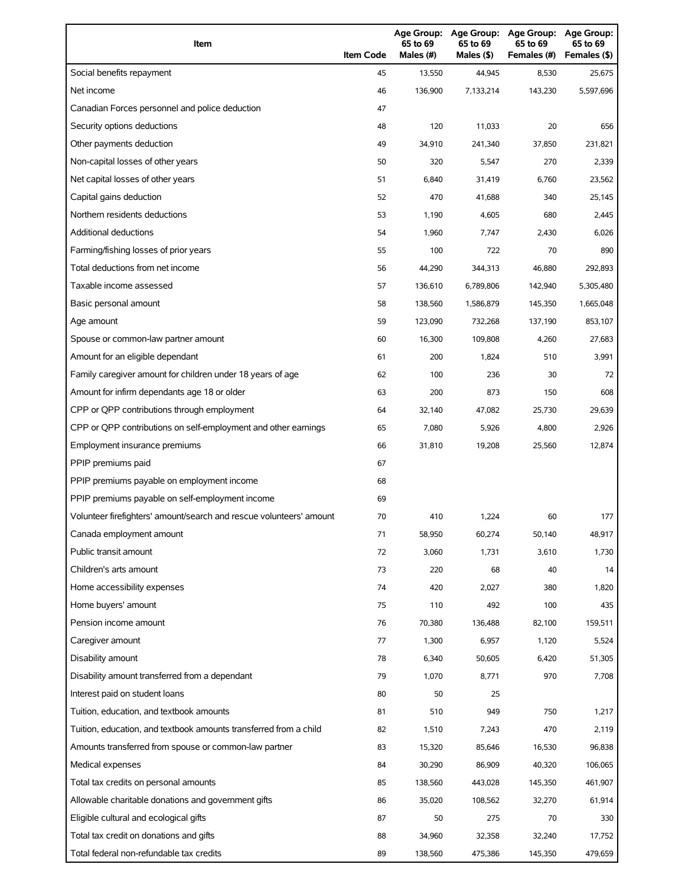| Item | Item Code | Age Group: 65 to 69 Males (#) | Age Group: 65 to 69 Males ($) | Age Group: 65 to 69 Females (#) | Age Group: 65 to 69 Females ($) |
| --- | --- | --- | --- | --- | --- |
| Social benefits repayment | 45 | 13,550 | 44,945 | 8,530 | 25,675 |
| Net income | 46 | 136,900 | 7,133,214 | 143,230 | 5,597,696 |
| Canadian Forces personnel and police deduction | 47 | | | | |
| Security options deductions | 48 | 120 | 11,033 | 20 | 656 |
| Other payments deduction | 49 | 34,910 | 241,340 | 37,850 | 231,821 |
| Non-capital losses of other years | 50 | 320 | 5,547 | 270 | 2,339 |
| Net capital losses of other years | 51 | 6,840 | 31,419 | 6,760 | 23,562 |
| Capital gains deduction | 52 | 470 | 41,688 | 340 | 25,145 |
| Northern residents deductions | 53 | 1,190 | 4,605 | 680 | 2,445 |
| Additional deductions | 54 | 1,960 | 7,747 | 2,430 | 6,026 |
| Farming/fishing losses of prior years | 55 | 100 | 722 | 70 | 890 |
| Total deductions from net income | 56 | 44,290 | 344,313 | 46,880 | 292,893 |
| Taxable income assessed | 57 | 136,610 | 6,789,806 | 142,940 | 5,305,480 |
| Basic personal amount | 58 | 138,560 | 1,586,879 | 145,350 | 1,665,048 |
| Age amount | 59 | 123,090 | 732,268 | 137,190 | 853,107 |
| Spouse or common-law partner amount | 60 | 16,300 | 109,808 | 4,260 | 27,683 |
| Amount for an eligible dependant | 61 | 200 | 1,824 | 510 | 3,991 |
| Family caregiver amount for children under 18 years of age | 62 | 100 | 236 | 30 | 72 |
| Amount for infirm dependants age 18 or older | 63 | 200 | 873 | 150 | 608 |
| CPP or QPP contributions through employment | 64 | 32,140 | 47,082 | 25,730 | 29,639 |
| CPP or QPP contributions on self-employment and other earnings | 65 | 7,080 | 5,926 | 4,800 | 2,926 |
| Employment insurance premiums | 66 | 31,810 | 19,208 | 25,560 | 12,874 |
| PPIP premiums paid | 67 | | | | |
| PPIP premiums payable on employment income | 68 | | | | |
| PPIP premiums payable on self-employment income | 69 | | | | |
| Volunteer firefighters' amount/search and rescue volunteers' amount | 70 | 410 | 1,224 | 60 | 177 |
| Canada employment amount | 71 | 58,950 | 60,274 | 50,140 | 48,917 |
| Public transit amount | 72 | 3,060 | 1,731 | 3,610 | 1,730 |
| Children's arts amount | 73 | 220 | 68 | 40 | 14 |
| Home accessibility expenses | 74 | 420 | 2,027 | 380 | 1,820 |
| Home buyers' amount | 75 | 110 | 492 | 100 | 435 |
| Pension income amount | 76 | 70,380 | 136,488 | 82,100 | 159,511 |
| Caregiver amount | 77 | 1,300 | 6,957 | 1,120 | 5,524 |
| Disability amount | 78 | 6,340 | 50,605 | 6,420 | 51,305 |
| Disability amount transferred from a dependant | 79 | 1,070 | 8,771 | 970 | 7,708 |
| Interest paid on student loans | 80 | 50 | 25 | | |
| Tuition, education, and textbook amounts | 81 | 510 | 949 | 750 | 1,217 |
| Tuition, education, and textbook amounts transferred from a child | 82 | 1,510 | 7,243 | 470 | 2,119 |
| Amounts transferred from spouse or common-law partner | 83 | 15,320 | 85,646 | 16,530 | 96,838 |
| Medical expenses | 84 | 30,290 | 86,909 | 40,320 | 106,065 |
| Total tax credits on personal amounts | 85 | 138,560 | 443,028 | 145,350 | 461,907 |
| Allowable charitable donations and government gifts | 86 | 35,020 | 108,562 | 32,270 | 61,914 |
| Eligible cultural and ecological gifts | 87 | 50 | 275 | 70 | 330 |
| Total tax credit on donations and gifts | 88 | 34,960 | 32,358 | 32,240 | 17,752 |
| Total federal non-refundable tax credits | 89 | 138,560 | 475,386 | 145,350 | 479,659 |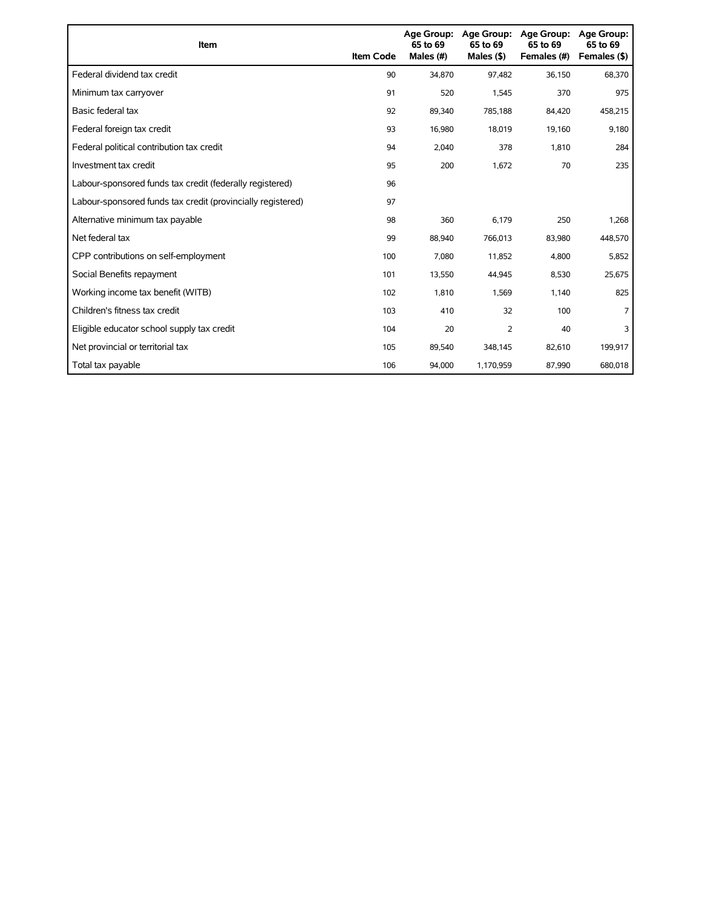| Item | Item Code | Age Group: 65 to 69 Males (#) | Age Group: 65 to 69 Males ($) | Age Group: 65 to 69 Females (#) | Age Group: 65 to 69 Females ($) |
|---|---|---|---|---|---|
| Federal dividend tax credit | 90 | 34,870 | 97,482 | 36,150 | 68,370 |
| Minimum tax carryover | 91 | 520 | 1,545 | 370 | 975 |
| Basic federal tax | 92 | 89,340 | 785,188 | 84,420 | 458,215 |
| Federal foreign tax credit | 93 | 16,980 | 18,019 | 19,160 | 9,180 |
| Federal political contribution tax credit | 94 | 2,040 | 378 | 1,810 | 284 |
| Investment tax credit | 95 | 200 | 1,672 | 70 | 235 |
| Labour-sponsored funds tax credit (federally registered) | 96 | | | | |
| Labour-sponsored funds tax credit (provincially registered) | 97 | | | | |
| Alternative minimum tax payable | 98 | 360 | 6,179 | 250 | 1,268 |
| Net federal tax | 99 | 88,940 | 766,013 | 83,980 | 448,570 |
| CPP contributions on self-employment | 100 | 7,080 | 11,852 | 4,800 | 5,852 |
| Social Benefits repayment | 101 | 13,550 | 44,945 | 8,530 | 25,675 |
| Working income tax benefit (WITB) | 102 | 1,810 | 1,569 | 1,140 | 825 |
| Children's fitness tax credit | 103 | 410 | 32 | 100 | 7 |
| Eligible educator school supply tax credit | 104 | 20 | 2 | 40 | 3 |
| Net provincial or territorial tax | 105 | 89,540 | 348,145 | 82,610 | 199,917 |
| Total tax payable | 106 | 94,000 | 1,170,959 | 87,990 | 680,018 |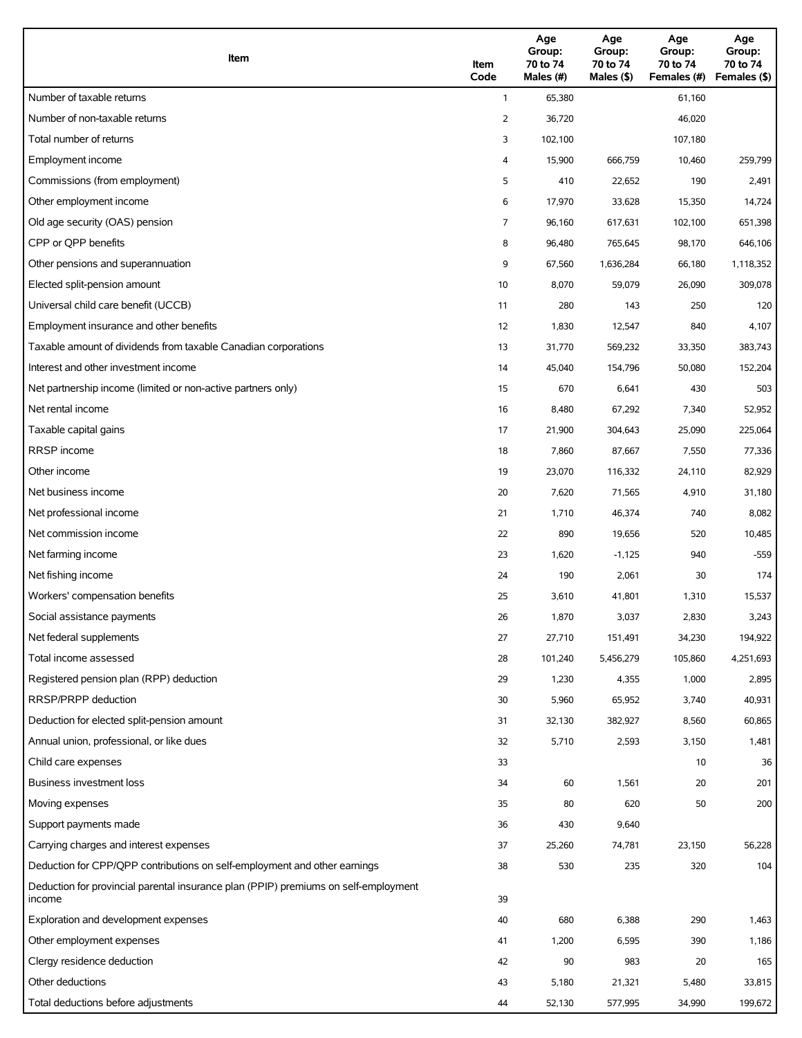| Item | Item Code | Age Group: 70 to 74 Males (#) | Age Group: 70 to 74 Males ($) | Age Group: 70 to 74 Females (#) | Age Group: 70 to 74 Females ($) |
|---|---|---|---|---|---|
| Number of taxable returns | 1 | 65,380 | | 61,160 | |
| Number of non-taxable returns | 2 | 36,720 | | 46,020 | |
| Total number of returns | 3 | 102,100 | | 107,180 | |
| Employment income | 4 | 15,900 | 666,759 | 10,460 | 259,799 |
| Commissions (from employment) | 5 | 410 | 22,652 | 190 | 2,491 |
| Other employment income | 6 | 17,970 | 33,628 | 15,350 | 14,724 |
| Old age security (OAS) pension | 7 | 96,160 | 617,631 | 102,100 | 651,398 |
| CPP or QPP benefits | 8 | 96,480 | 765,645 | 98,170 | 646,106 |
| Other pensions and superannuation | 9 | 67,560 | 1,636,284 | 66,180 | 1,118,352 |
| Elected split-pension amount | 10 | 8,070 | 59,079 | 26,090 | 309,078 |
| Universal child care benefit (UCCB) | 11 | 280 | 143 | 250 | 120 |
| Employment insurance and other benefits | 12 | 1,830 | 12,547 | 840 | 4,107 |
| Taxable amount of dividends from taxable Canadian corporations | 13 | 31,770 | 569,232 | 33,350 | 383,743 |
| Interest and other investment income | 14 | 45,040 | 154,796 | 50,080 | 152,204 |
| Net partnership income (limited or non-active partners only) | 15 | 670 | 6,641 | 430 | 503 |
| Net rental income | 16 | 8,480 | 67,292 | 7,340 | 52,952 |
| Taxable capital gains | 17 | 21,900 | 304,643 | 25,090 | 225,064 |
| RRSP income | 18 | 7,860 | 87,667 | 7,550 | 77,336 |
| Other income | 19 | 23,070 | 116,332 | 24,110 | 82,929 |
| Net business income | 20 | 7,620 | 71,565 | 4,910 | 31,180 |
| Net professional income | 21 | 1,710 | 46,374 | 740 | 8,082 |
| Net commission income | 22 | 890 | 19,656 | 520 | 10,485 |
| Net farming income | 23 | 1,620 | -1,125 | 940 | -559 |
| Net fishing income | 24 | 190 | 2,061 | 30 | 174 |
| Workers' compensation benefits | 25 | 3,610 | 41,801 | 1,310 | 15,537 |
| Social assistance payments | 26 | 1,870 | 3,037 | 2,830 | 3,243 |
| Net federal supplements | 27 | 27,710 | 151,491 | 34,230 | 194,922 |
| Total income assessed | 28 | 101,240 | 5,456,279 | 105,860 | 4,251,693 |
| Registered pension plan (RPP) deduction | 29 | 1,230 | 4,355 | 1,000 | 2,895 |
| RRSP/PRPP deduction | 30 | 5,960 | 65,952 | 3,740 | 40,931 |
| Deduction for elected split-pension amount | 31 | 32,130 | 382,927 | 8,560 | 60,865 |
| Annual union, professional, or like dues | 32 | 5,710 | 2,593 | 3,150 | 1,481 |
| Child care expenses | 33 | | | 10 | 36 |
| Business investment loss | 34 | 60 | 1,561 | 20 | 201 |
| Moving expenses | 35 | 80 | 620 | 50 | 200 |
| Support payments made | 36 | 430 | 9,640 | | |
| Carrying charges and interest expenses | 37 | 25,260 | 74,781 | 23,150 | 56,228 |
| Deduction for CPP/QPP contributions on self-employment and other earnings | 38 | 530 | 235 | 320 | 104 |
| Deduction for provincial parental insurance plan (PPIP) premiums on self-employment income | 39 | | | | |
| Exploration and development expenses | 40 | 680 | 6,388 | 290 | 1,463 |
| Other employment expenses | 41 | 1,200 | 6,595 | 390 | 1,186 |
| Clergy residence deduction | 42 | 90 | 983 | 20 | 165 |
| Other deductions | 43 | 5,180 | 21,321 | 5,480 | 33,815 |
| Total deductions before adjustments | 44 | 52,130 | 577,995 | 34,990 | 199,672 |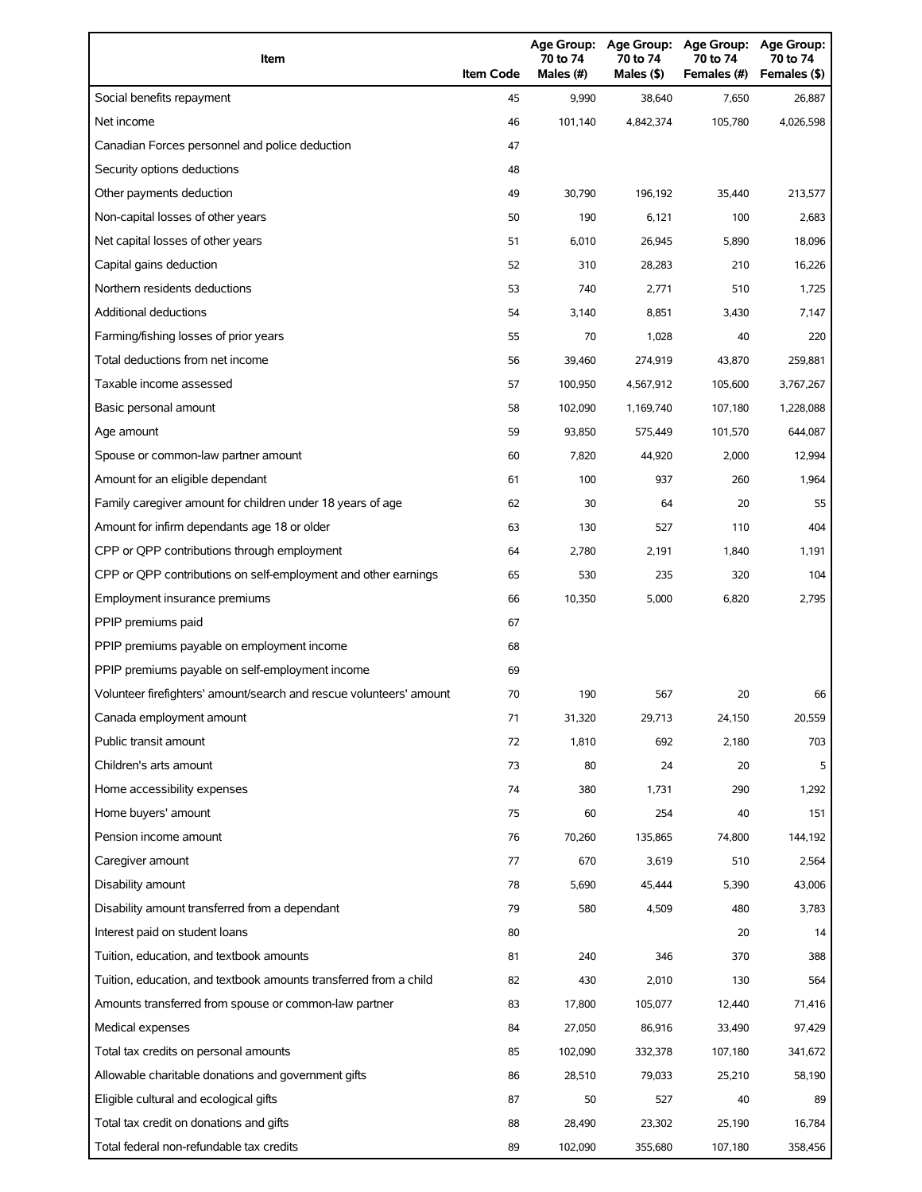| Item | Item Code | Age Group: 70 to 74 Males (#) | Age Group: 70 to 74 Males ($) | Age Group: 70 to 74 Females (#) | Age Group: 70 to 74 Females ($) |
| --- | --- | --- | --- | --- | --- |
| Social benefits repayment | 45 | 9,990 | 38,640 | 7,650 | 26,887 |
| Net income | 46 | 101,140 | 4,842,374 | 105,780 | 4,026,598 |
| Canadian Forces personnel and police deduction | 47 | | | | |
| Security options deductions | 48 | | | | |
| Other payments deduction | 49 | 30,790 | 196,192 | 35,440 | 213,577 |
| Non-capital losses of other years | 50 | 190 | 6,121 | 100 | 2,683 |
| Net capital losses of other years | 51 | 6,010 | 26,945 | 5,890 | 18,096 |
| Capital gains deduction | 52 | 310 | 28,283 | 210 | 16,226 |
| Northern residents deductions | 53 | 740 | 2,771 | 510 | 1,725 |
| Additional deductions | 54 | 3,140 | 8,851 | 3,430 | 7,147 |
| Farming/fishing losses of prior years | 55 | 70 | 1,028 | 40 | 220 |
| Total deductions from net income | 56 | 39,460 | 274,919 | 43,870 | 259,881 |
| Taxable income assessed | 57 | 100,950 | 4,567,912 | 105,600 | 3,767,267 |
| Basic personal amount | 58 | 102,090 | 1,169,740 | 107,180 | 1,228,088 |
| Age amount | 59 | 93,850 | 575,449 | 101,570 | 644,087 |
| Spouse or common-law partner amount | 60 | 7,820 | 44,920 | 2,000 | 12,994 |
| Amount for an eligible dependant | 61 | 100 | 937 | 260 | 1,964 |
| Family caregiver amount for children under 18 years of age | 62 | 30 | 64 | 20 | 55 |
| Amount for infirm dependants age 18 or older | 63 | 130 | 527 | 110 | 404 |
| CPP or QPP contributions through employment | 64 | 2,780 | 2,191 | 1,840 | 1,191 |
| CPP or QPP contributions on self-employment and other earnings | 65 | 530 | 235 | 320 | 104 |
| Employment insurance premiums | 66 | 10,350 | 5,000 | 6,820 | 2,795 |
| PPIP premiums paid | 67 | | | | |
| PPIP premiums payable on employment income | 68 | | | | |
| PPIP premiums payable on self-employment income | 69 | | | | |
| Volunteer firefighters' amount/search and rescue volunteers' amount | 70 | 190 | 567 | 20 | 66 |
| Canada employment amount | 71 | 31,320 | 29,713 | 24,150 | 20,559 |
| Public transit amount | 72 | 1,810 | 692 | 2,180 | 703 |
| Children's arts amount | 73 | 80 | 24 | 20 | 5 |
| Home accessibility expenses | 74 | 380 | 1,731 | 290 | 1,292 |
| Home buyers' amount | 75 | 60 | 254 | 40 | 151 |
| Pension income amount | 76 | 70,260 | 135,865 | 74,800 | 144,192 |
| Caregiver amount | 77 | 670 | 3,619 | 510 | 2,564 |
| Disability amount | 78 | 5,690 | 45,444 | 5,390 | 43,006 |
| Disability amount transferred from a dependant | 79 | 580 | 4,509 | 480 | 3,783 |
| Interest paid on student loans | 80 | | | 20 | 14 |
| Tuition, education, and textbook amounts | 81 | 240 | 346 | 370 | 388 |
| Tuition, education, and textbook amounts transferred from a child | 82 | 430 | 2,010 | 130 | 564 |
| Amounts transferred from spouse or common-law partner | 83 | 17,800 | 105,077 | 12,440 | 71,416 |
| Medical expenses | 84 | 27,050 | 86,916 | 33,490 | 97,429 |
| Total tax credits on personal amounts | 85 | 102,090 | 332,378 | 107,180 | 341,672 |
| Allowable charitable donations and government gifts | 86 | 28,510 | 79,033 | 25,210 | 58,190 |
| Eligible cultural and ecological gifts | 87 | 50 | 527 | 40 | 89 |
| Total tax credit on donations and gifts | 88 | 28,490 | 23,302 | 25,190 | 16,784 |
| Total federal non-refundable tax credits | 89 | 102,090 | 355,680 | 107,180 | 358,456 |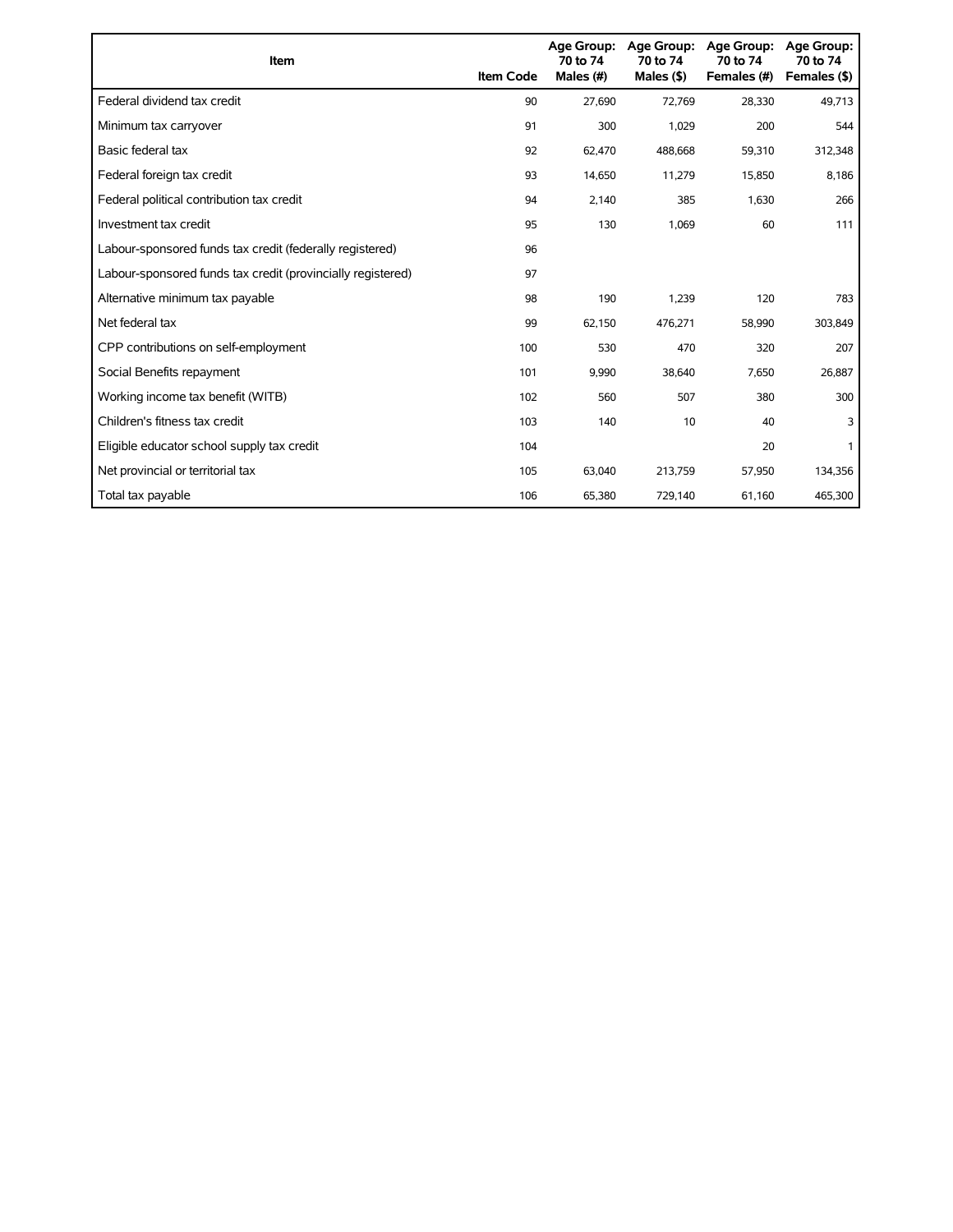| Item | Item Code | Age Group: 70 to 74 Males (#) | Age Group: 70 to 74 Males ($) | Age Group: 70 to 74 Females (#) | Age Group: 70 to 74 Females ($) |
|---|---|---|---|---|---|
| Federal dividend tax credit | 90 | 27,690 | 72,769 | 28,330 | 49,713 |
| Minimum tax carryover | 91 | 300 | 1,029 | 200 | 544 |
| Basic federal tax | 92 | 62,470 | 488,668 | 59,310 | 312,348 |
| Federal foreign tax credit | 93 | 14,650 | 11,279 | 15,850 | 8,186 |
| Federal political contribution tax credit | 94 | 2,140 | 385 | 1,630 | 266 |
| Investment tax credit | 95 | 130 | 1,069 | 60 | 111 |
| Labour-sponsored funds tax credit (federally registered) | 96 | | | | |
| Labour-sponsored funds tax credit (provincially registered) | 97 | | | | |
| Alternative minimum tax payable | 98 | 190 | 1,239 | 120 | 783 |
| Net federal tax | 99 | 62,150 | 476,271 | 58,990 | 303,849 |
| CPP contributions on self-employment | 100 | 530 | 470 | 320 | 207 |
| Social Benefits repayment | 101 | 9,990 | 38,640 | 7,650 | 26,887 |
| Working income tax benefit (WITB) | 102 | 560 | 507 | 380 | 300 |
| Children's fitness tax credit | 103 | 140 | 10 | 40 | 3 |
| Eligible educator school supply tax credit | 104 | | | 20 | 1 |
| Net provincial or territorial tax | 105 | 63,040 | 213,759 | 57,950 | 134,356 |
| Total tax payable | 106 | 65,380 | 729,140 | 61,160 | 465,300 |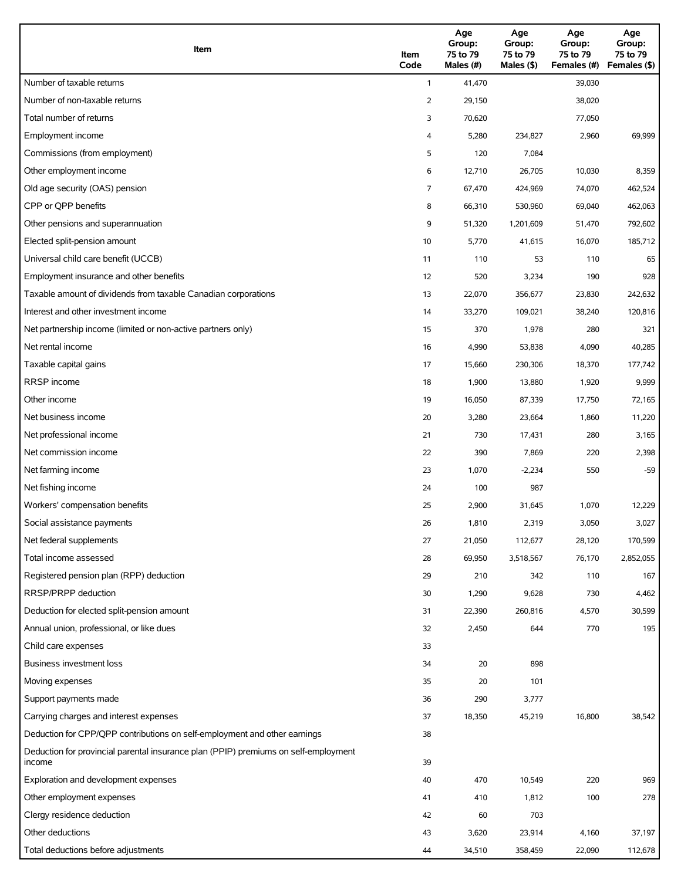| Item | Item Code | Age Group: 75 to 79 Males (#) | Age Group: 75 to 79 Males ($) | Age Group: 75 to 79 Females (#) | Age Group: 75 to 79 Females ($) |
|---|---|---|---|---|---|
| Number of taxable returns | 1 | 41,470 | | 39,030 | |
| Number of non-taxable returns | 2 | 29,150 | | 38,020 | |
| Total number of returns | 3 | 70,620 | | 77,050 | |
| Employment income | 4 | 5,280 | 234,827 | 2,960 | 69,999 |
| Commissions (from employment) | 5 | 120 | 7,084 | | |
| Other employment income | 6 | 12,710 | 26,705 | 10,030 | 8,359 |
| Old age security (OAS) pension | 7 | 67,470 | 424,969 | 74,070 | 462,524 |
| CPP or QPP benefits | 8 | 66,310 | 530,960 | 69,040 | 462,063 |
| Other pensions and superannuation | 9 | 51,320 | 1,201,609 | 51,470 | 792,602 |
| Elected split-pension amount | 10 | 5,770 | 41,615 | 16,070 | 185,712 |
| Universal child care benefit (UCCB) | 11 | 110 | 53 | 110 | 65 |
| Employment insurance and other benefits | 12 | 520 | 3,234 | 190 | 928 |
| Taxable amount of dividends from taxable Canadian corporations | 13 | 22,070 | 356,677 | 23,830 | 242,632 |
| Interest and other investment income | 14 | 33,270 | 109,021 | 38,240 | 120,816 |
| Net partnership income (limited or non-active partners only) | 15 | 370 | 1,978 | 280 | 321 |
| Net rental income | 16 | 4,990 | 53,838 | 4,090 | 40,285 |
| Taxable capital gains | 17 | 15,660 | 230,306 | 18,370 | 177,742 |
| RRSP income | 18 | 1,900 | 13,880 | 1,920 | 9,999 |
| Other income | 19 | 16,050 | 87,339 | 17,750 | 72,165 |
| Net business income | 20 | 3,280 | 23,664 | 1,860 | 11,220 |
| Net professional income | 21 | 730 | 17,431 | 280 | 3,165 |
| Net commission income | 22 | 390 | 7,869 | 220 | 2,398 |
| Net farming income | 23 | 1,070 | -2,234 | 550 | -59 |
| Net fishing income | 24 | 100 | 987 | | |
| Workers' compensation benefits | 25 | 2,900 | 31,645 | 1,070 | 12,229 |
| Social assistance payments | 26 | 1,810 | 2,319 | 3,050 | 3,027 |
| Net federal supplements | 27 | 21,050 | 112,677 | 28,120 | 170,599 |
| Total income assessed | 28 | 69,950 | 3,518,567 | 76,170 | 2,852,055 |
| Registered pension plan (RPP) deduction | 29 | 210 | 342 | 110 | 167 |
| RRSP/PRPP deduction | 30 | 1,290 | 9,628 | 730 | 4,462 |
| Deduction for elected split-pension amount | 31 | 22,390 | 260,816 | 4,570 | 30,599 |
| Annual union, professional, or like dues | 32 | 2,450 | 644 | 770 | 195 |
| Child care expenses | 33 | | | | |
| Business investment loss | 34 | 20 | 898 | | |
| Moving expenses | 35 | 20 | 101 | | |
| Support payments made | 36 | 290 | 3,777 | | |
| Carrying charges and interest expenses | 37 | 18,350 | 45,219 | 16,800 | 38,542 |
| Deduction for CPP/QPP contributions on self-employment and other earnings | 38 | | | | |
| Deduction for provincial parental insurance plan (PPIP) premiums on self-employment income | 39 | | | | |
| Exploration and development expenses | 40 | 470 | 10,549 | 220 | 969 |
| Other employment expenses | 41 | 410 | 1,812 | 100 | 278 |
| Clergy residence deduction | 42 | 60 | 703 | | |
| Other deductions | 43 | 3,620 | 23,914 | 4,160 | 37,197 |
| Total deductions before adjustments | 44 | 34,510 | 358,459 | 22,090 | 112,678 |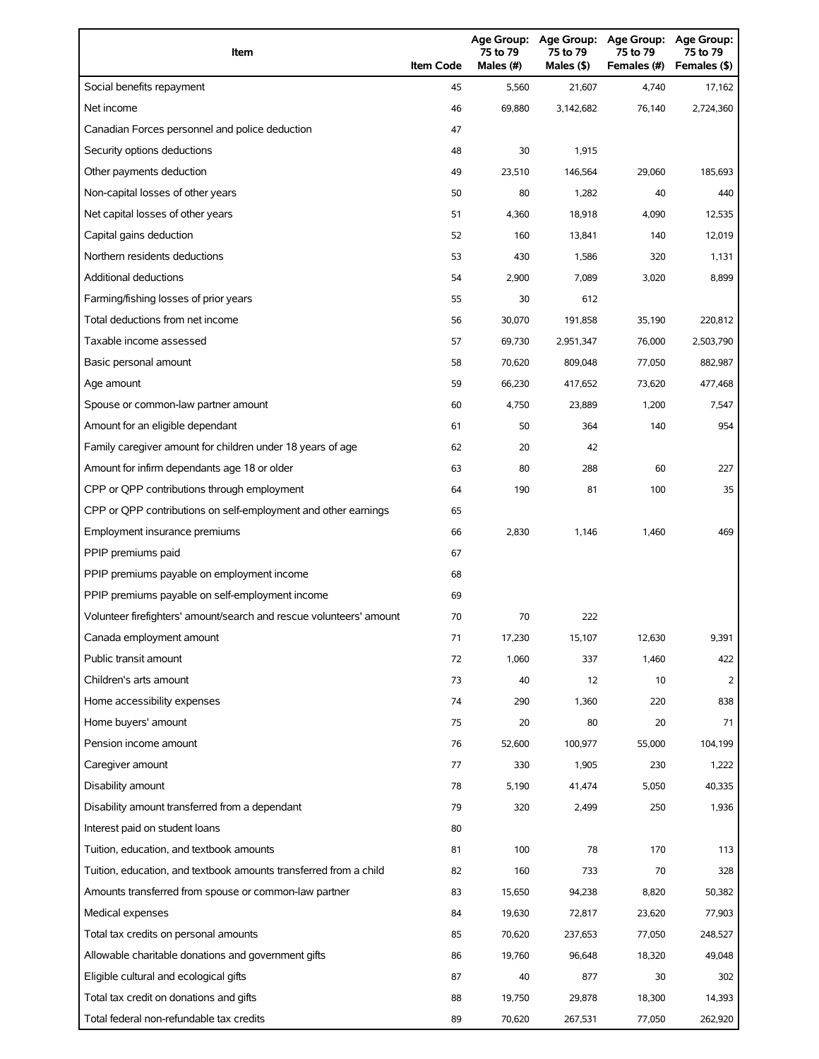| Item | Item Code | Age Group: 75 to 79 Males (#) | Age Group: 75 to 79 Males ($) | Age Group: 75 to 79 Females (#) | Age Group: 75 to 79 Females ($) |
|---|---|---|---|---|---|
| Social benefits repayment | 45 | 5,560 | 21,607 | 4,740 | 17,162 |
| Net income | 46 | 69,880 | 3,142,682 | 76,140 | 2,724,360 |
| Canadian Forces personnel and police deduction | 47 | | | | |
| Security options deductions | 48 | 30 | 1,915 | | |
| Other payments deduction | 49 | 23,510 | 146,564 | 29,060 | 185,693 |
| Non-capital losses of other years | 50 | 80 | 1,282 | 40 | 440 |
| Net capital losses of other years | 51 | 4,360 | 18,918 | 4,090 | 12,535 |
| Capital gains deduction | 52 | 160 | 13,841 | 140 | 12,019 |
| Northern residents deductions | 53 | 430 | 1,586 | 320 | 1,131 |
| Additional deductions | 54 | 2,900 | 7,089 | 3,020 | 8,899 |
| Farming/fishing losses of prior years | 55 | 30 | 612 | | |
| Total deductions from net income | 56 | 30,070 | 191,858 | 35,190 | 220,812 |
| Taxable income assessed | 57 | 69,730 | 2,951,347 | 76,000 | 2,503,790 |
| Basic personal amount | 58 | 70,620 | 809,048 | 77,050 | 882,987 |
| Age amount | 59 | 66,230 | 417,652 | 73,620 | 477,468 |
| Spouse or common-law partner amount | 60 | 4,750 | 23,889 | 1,200 | 7,547 |
| Amount for an eligible dependant | 61 | 50 | 364 | 140 | 954 |
| Family caregiver amount for children under 18 years of age | 62 | 20 | 42 | | |
| Amount for infirm dependants age 18 or older | 63 | 80 | 288 | 60 | 227 |
| CPP or QPP contributions through employment | 64 | 190 | 81 | 100 | 35 |
| CPP or QPP contributions on self-employment and other earnings | 65 | | | | |
| Employment insurance premiums | 66 | 2,830 | 1,146 | 1,460 | 469 |
| PPIP premiums paid | 67 | | | | |
| PPIP premiums payable on employment income | 68 | | | | |
| PPIP premiums payable on self-employment income | 69 | | | | |
| Volunteer firefighters' amount/search and rescue volunteers' amount | 70 | 70 | 222 | | |
| Canada employment amount | 71 | 17,230 | 15,107 | 12,630 | 9,391 |
| Public transit amount | 72 | 1,060 | 337 | 1,460 | 422 |
| Children's arts amount | 73 | 40 | 12 | 10 | 2 |
| Home accessibility expenses | 74 | 290 | 1,360 | 220 | 838 |
| Home buyers' amount | 75 | 20 | 80 | 20 | 71 |
| Pension income amount | 76 | 52,600 | 100,977 | 55,000 | 104,199 |
| Caregiver amount | 77 | 330 | 1,905 | 230 | 1,222 |
| Disability amount | 78 | 5,190 | 41,474 | 5,050 | 40,335 |
| Disability amount transferred from a dependant | 79 | 320 | 2,499 | 250 | 1,936 |
| Interest paid on student loans | 80 | | | | |
| Tuition, education, and textbook amounts | 81 | 100 | 78 | 170 | 113 |
| Tuition, education, and textbook amounts transferred from a child | 82 | 160 | 733 | 70 | 328 |
| Amounts transferred from spouse or common-law partner | 83 | 15,650 | 94,238 | 8,820 | 50,382 |
| Medical expenses | 84 | 19,630 | 72,817 | 23,620 | 77,903 |
| Total tax credits on personal amounts | 85 | 70,620 | 237,653 | 77,050 | 248,527 |
| Allowable charitable donations and government gifts | 86 | 19,760 | 96,648 | 18,320 | 49,048 |
| Eligible cultural and ecological gifts | 87 | 40 | 877 | 30 | 302 |
| Total tax credit on donations and gifts | 88 | 19,750 | 29,878 | 18,300 | 14,393 |
| Total federal non-refundable tax credits | 89 | 70,620 | 267,531 | 77,050 | 262,920 |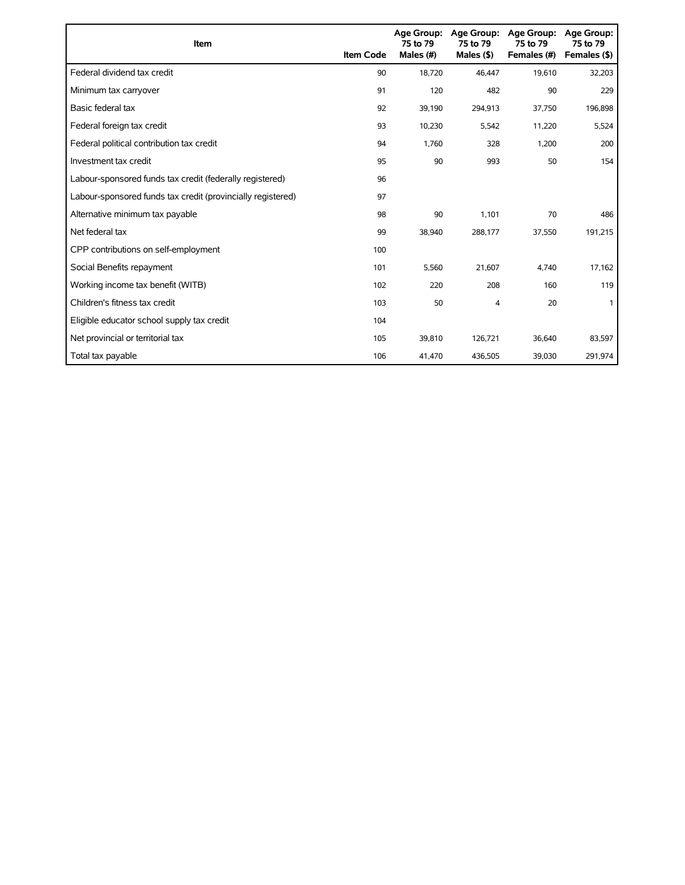| Item | Item Code | Age Group: 75 to 79 Males (#) | Age Group: 75 to 79 Males ($) | Age Group: 75 to 79 Females (#) | Age Group: 75 to 79 Females ($) |
|---|---|---|---|---|---|
| Federal dividend tax credit | 90 | 18,720 | 46,447 | 19,610 | 32,203 |
| Minimum tax carryover | 91 | 120 | 482 | 90 | 229 |
| Basic federal tax | 92 | 39,190 | 294,913 | 37,750 | 196,898 |
| Federal foreign tax credit | 93 | 10,230 | 5,542 | 11,220 | 5,524 |
| Federal political contribution tax credit | 94 | 1,760 | 328 | 1,200 | 200 |
| Investment tax credit | 95 | 90 | 993 | 50 | 154 |
| Labour-sponsored funds tax credit (federally registered) | 96 | | | | |
| Labour-sponsored funds tax credit (provincially registered) | 97 | | | | |
| Alternative minimum tax payable | 98 | 90 | 1,101 | 70 | 486 |
| Net federal tax | 99 | 38,940 | 288,177 | 37,550 | 191,215 |
| CPP contributions on self-employment | 100 | | | | |
| Social Benefits repayment | 101 | 5,560 | 21,607 | 4,740 | 17,162 |
| Working income tax benefit (WITB) | 102 | 220 | 208 | 160 | 119 |
| Children's fitness tax credit | 103 | 50 | 4 | 20 | 1 |
| Eligible educator school supply tax credit | 104 | | | | |
| Net provincial or territorial tax | 105 | 39,810 | 126,721 | 36,640 | 83,597 |
| Total tax payable | 106 | 41,470 | 436,505 | 39,030 | 291,974 |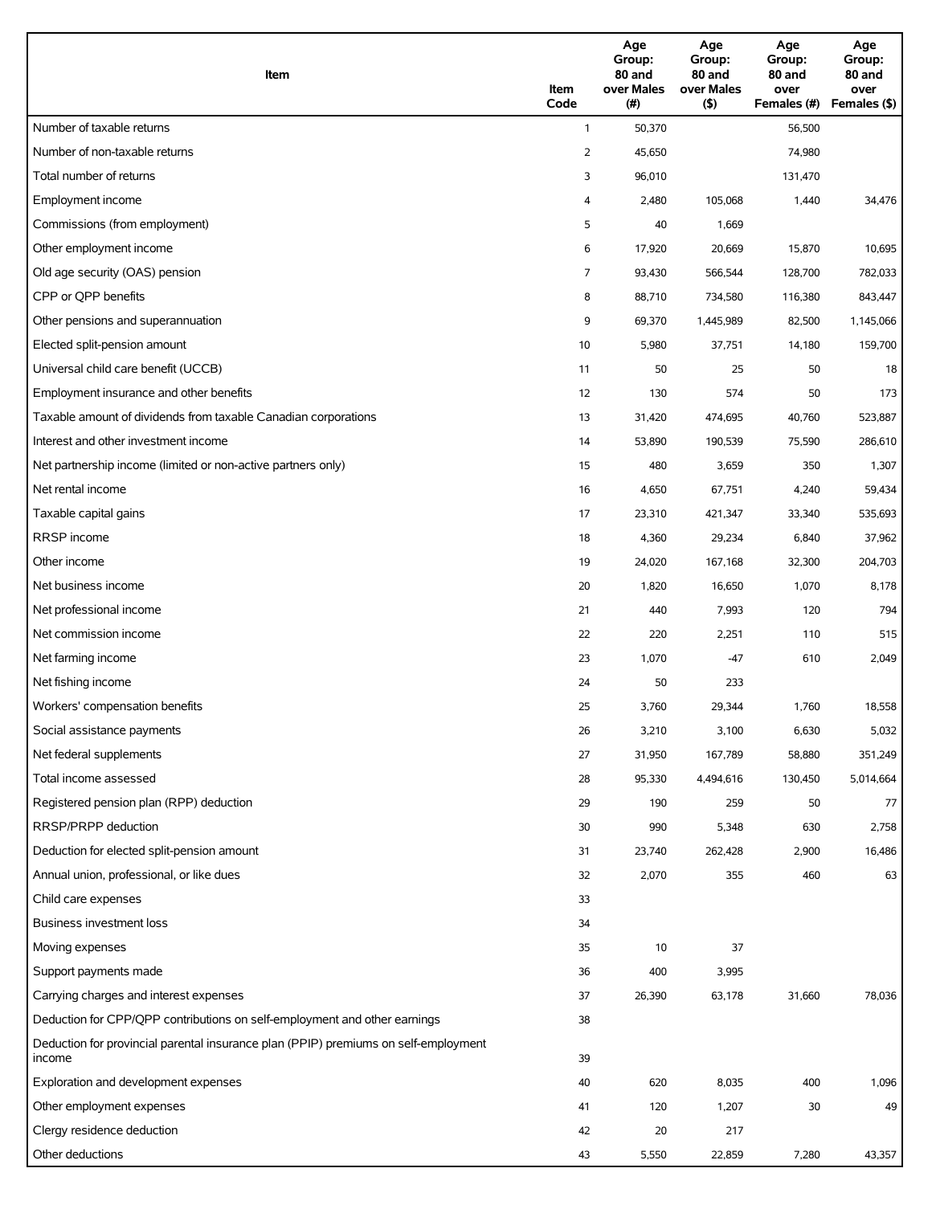| Item | Item Code | Age Group: 80 and over Males (#) | Age Group: 80 and over Males ($) | Age Group: 80 and over Females (#) | Age Group: 80 and over Females ($) |
|---|---|---|---|---|---|
| Number of taxable returns | 1 | 50,370 | | 56,500 | |
| Number of non-taxable returns | 2 | 45,650 | | 74,980 | |
| Total number of returns | 3 | 96,010 | | 131,470 | |
| Employment income | 4 | 2,480 | 105,068 | 1,440 | 34,476 |
| Commissions (from employment) | 5 | 40 | 1,669 | | |
| Other employment income | 6 | 17,920 | 20,669 | 15,870 | 10,695 |
| Old age security (OAS) pension | 7 | 93,430 | 566,544 | 128,700 | 782,033 |
| CPP or QPP benefits | 8 | 88,710 | 734,580 | 116,380 | 843,447 |
| Other pensions and superannuation | 9 | 69,370 | 1,445,989 | 82,500 | 1,145,066 |
| Elected split-pension amount | 10 | 5,980 | 37,751 | 14,180 | 159,700 |
| Universal child care benefit (UCCB) | 11 | 50 | 25 | 50 | 18 |
| Employment insurance and other benefits | 12 | 130 | 574 | 50 | 173 |
| Taxable amount of dividends from taxable Canadian corporations | 13 | 31,420 | 474,695 | 40,760 | 523,887 |
| Interest and other investment income | 14 | 53,890 | 190,539 | 75,590 | 286,610 |
| Net partnership income (limited or non-active partners only) | 15 | 480 | 3,659 | 350 | 1,307 |
| Net rental income | 16 | 4,650 | 67,751 | 4,240 | 59,434 |
| Taxable capital gains | 17 | 23,310 | 421,347 | 33,340 | 535,693 |
| RRSP income | 18 | 4,360 | 29,234 | 6,840 | 37,962 |
| Other income | 19 | 24,020 | 167,168 | 32,300 | 204,703 |
| Net business income | 20 | 1,820 | 16,650 | 1,070 | 8,178 |
| Net professional income | 21 | 440 | 7,993 | 120 | 794 |
| Net commission income | 22 | 220 | 2,251 | 110 | 515 |
| Net farming income | 23 | 1,070 | -47 | 610 | 2,049 |
| Net fishing income | 24 | 50 | 233 | | |
| Workers' compensation benefits | 25 | 3,760 | 29,344 | 1,760 | 18,558 |
| Social assistance payments | 26 | 3,210 | 3,100 | 6,630 | 5,032 |
| Net federal supplements | 27 | 31,950 | 167,789 | 58,880 | 351,249 |
| Total income assessed | 28 | 95,330 | 4,494,616 | 130,450 | 5,014,664 |
| Registered pension plan (RPP) deduction | 29 | 190 | 259 | 50 | 77 |
| RRSP/PRPP deduction | 30 | 990 | 5,348 | 630 | 2,758 |
| Deduction for elected split-pension amount | 31 | 23,740 | 262,428 | 2,900 | 16,486 |
| Annual union, professional, or like dues | 32 | 2,070 | 355 | 460 | 63 |
| Child care expenses | 33 | | | | |
| Business investment loss | 34 | | | | |
| Moving expenses | 35 | 10 | 37 | | |
| Support payments made | 36 | 400 | 3,995 | | |
| Carrying charges and interest expenses | 37 | 26,390 | 63,178 | 31,660 | 78,036 |
| Deduction for CPP/QPP contributions on self-employment and other earnings | 38 | | | | |
| Deduction for provincial parental insurance plan (PPIP) premiums on self-employment income | 39 | | | | |
| Exploration and development expenses | 40 | 620 | 8,035 | 400 | 1,096 |
| Other employment expenses | 41 | 120 | 1,207 | 30 | 49 |
| Clergy residence deduction | 42 | 20 | 217 | | |
| Other deductions | 43 | 5,550 | 22,859 | 7,280 | 43,357 |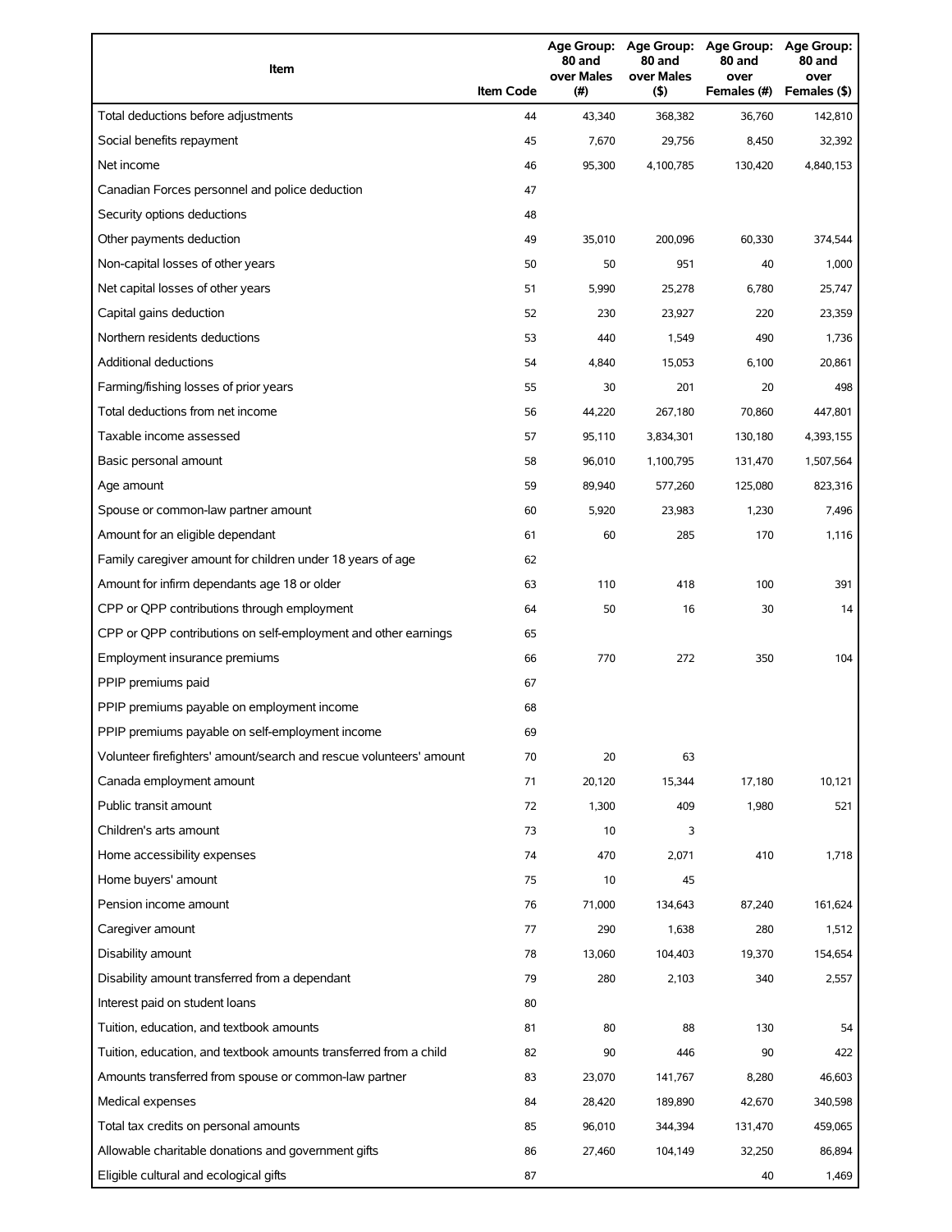| Item | Item Code | Age Group: 80 and over Males (#) | Age Group: 80 and over Males ($) | Age Group: 80 and over Females (#) | Age Group: 80 and over Females ($) |
|---|---|---|---|---|---|
| Total deductions before adjustments | 44 | 43,340 | 368,382 | 36,760 | 142,810 |
| Social benefits repayment | 45 | 7,670 | 29,756 | 8,450 | 32,392 |
| Net income | 46 | 95,300 | 4,100,785 | 130,420 | 4,840,153 |
| Canadian Forces personnel and police deduction | 47 | | | | |
| Security options deductions | 48 | | | | |
| Other payments deduction | 49 | 35,010 | 200,096 | 60,330 | 374,544 |
| Non-capital losses of other years | 50 | 50 | 951 | 40 | 1,000 |
| Net capital losses of other years | 51 | 5,990 | 25,278 | 6,780 | 25,747 |
| Capital gains deduction | 52 | 230 | 23,927 | 220 | 23,359 |
| Northern residents deductions | 53 | 440 | 1,549 | 490 | 1,736 |
| Additional deductions | 54 | 4,840 | 15,053 | 6,100 | 20,861 |
| Farming/fishing losses of prior years | 55 | 30 | 201 | 20 | 498 |
| Total deductions from net income | 56 | 44,220 | 267,180 | 70,860 | 447,801 |
| Taxable income assessed | 57 | 95,110 | 3,834,301 | 130,180 | 4,393,155 |
| Basic personal amount | 58 | 96,010 | 1,100,795 | 131,470 | 1,507,564 |
| Age amount | 59 | 89,940 | 577,260 | 125,080 | 823,316 |
| Spouse or common-law partner amount | 60 | 5,920 | 23,983 | 1,230 | 7,496 |
| Amount for an eligible dependant | 61 | 60 | 285 | 170 | 1,116 |
| Family caregiver amount for children under 18 years of age | 62 | | | | |
| Amount for infirm dependants age 18 or older | 63 | 110 | 418 | 100 | 391 |
| CPP or QPP contributions through employment | 64 | 50 | 16 | 30 | 14 |
| CPP or QPP contributions on self-employment and other earnings | 65 | | | | |
| Employment insurance premiums | 66 | 770 | 272 | 350 | 104 |
| PPIP premiums paid | 67 | | | | |
| PPIP premiums payable on employment income | 68 | | | | |
| PPIP premiums payable on self-employment income | 69 | | | | |
| Volunteer firefighters' amount/search and rescue volunteers' amount | 70 | 20 | 63 | | |
| Canada employment amount | 71 | 20,120 | 15,344 | 17,180 | 10,121 |
| Public transit amount | 72 | 1,300 | 409 | 1,980 | 521 |
| Children's arts amount | 73 | 10 | 3 | | |
| Home accessibility expenses | 74 | 470 | 2,071 | 410 | 1,718 |
| Home buyers' amount | 75 | 10 | 45 | | |
| Pension income amount | 76 | 71,000 | 134,643 | 87,240 | 161,624 |
| Caregiver amount | 77 | 290 | 1,638 | 280 | 1,512 |
| Disability amount | 78 | 13,060 | 104,403 | 19,370 | 154,654 |
| Disability amount transferred from a dependant | 79 | 280 | 2,103 | 340 | 2,557 |
| Interest paid on student loans | 80 | | | | |
| Tuition, education, and textbook amounts | 81 | 80 | 88 | 130 | 54 |
| Tuition, education, and textbook amounts transferred from a child | 82 | 90 | 446 | 90 | 422 |
| Amounts transferred from spouse or common-law partner | 83 | 23,070 | 141,767 | 8,280 | 46,603 |
| Medical expenses | 84 | 28,420 | 189,890 | 42,670 | 340,598 |
| Total tax credits on personal amounts | 85 | 96,010 | 344,394 | 131,470 | 459,065 |
| Allowable charitable donations and government gifts | 86 | 27,460 | 104,149 | 32,250 | 86,894 |
| Eligible cultural and ecological gifts | 87 | | | 40 | 1,469 |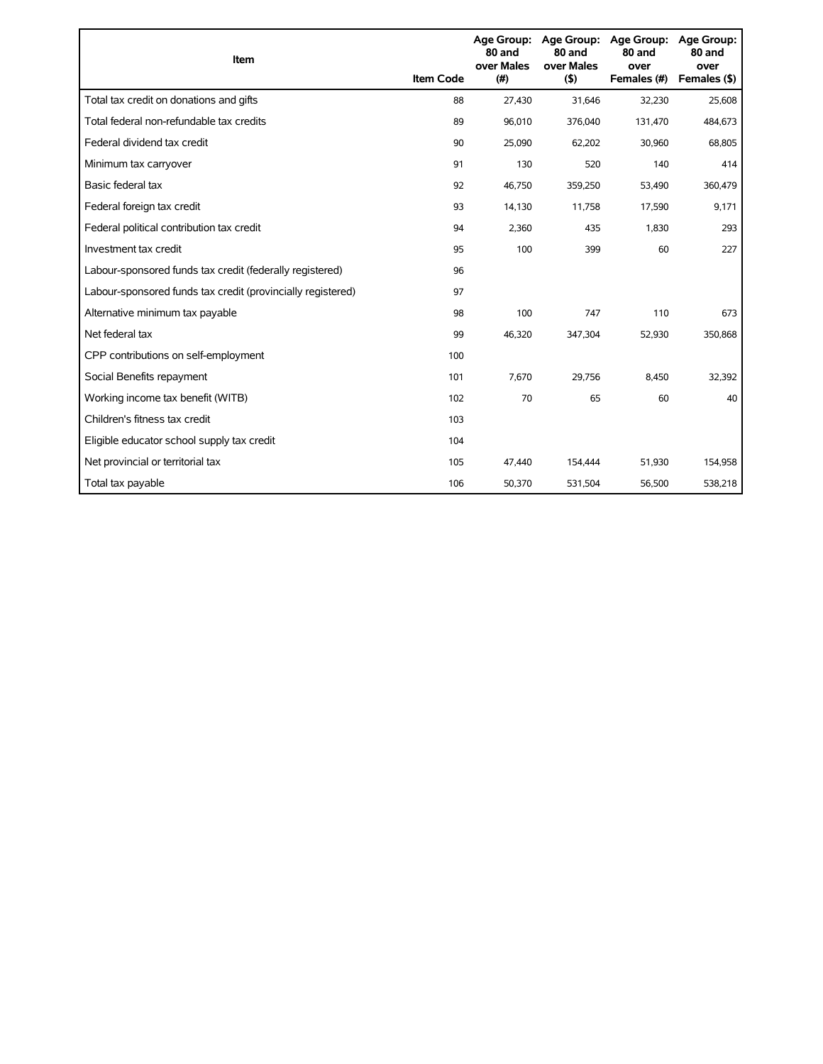| Item | Item Code | Age Group: 80 and over Males (#) | Age Group: 80 and over Males ($) | Age Group: 80 and over Females (#) | Age Group: 80 and over Females ($) |
|---|---|---|---|---|---|
| Total tax credit on donations and gifts | 88 | 27,430 | 31,646 | 32,230 | 25,608 |
| Total federal non-refundable tax credits | 89 | 96,010 | 376,040 | 131,470 | 484,673 |
| Federal dividend tax credit | 90 | 25,090 | 62,202 | 30,960 | 68,805 |
| Minimum tax carryover | 91 | 130 | 520 | 140 | 414 |
| Basic federal tax | 92 | 46,750 | 359,250 | 53,490 | 360,479 |
| Federal foreign tax credit | 93 | 14,130 | 11,758 | 17,590 | 9,171 |
| Federal political contribution tax credit | 94 | 2,360 | 435 | 1,830 | 293 |
| Investment tax credit | 95 | 100 | 399 | 60 | 227 |
| Labour-sponsored funds tax credit (federally registered) | 96 | | | | |
| Labour-sponsored funds tax credit (provincially registered) | 97 | | | | |
| Alternative minimum tax payable | 98 | 100 | 747 | 110 | 673 |
| Net federal tax | 99 | 46,320 | 347,304 | 52,930 | 350,868 |
| CPP contributions on self-employment | 100 | | | | |
| Social Benefits repayment | 101 | 7,670 | 29,756 | 8,450 | 32,392 |
| Working income tax benefit (WITB) | 102 | 70 | 65 | 60 | 40 |
| Children's fitness tax credit | 103 | | | | |
| Eligible educator school supply tax credit | 104 | | | | |
| Net provincial or territorial tax | 105 | 47,440 | 154,444 | 51,930 | 154,958 |
| Total tax payable | 106 | 50,370 | 531,504 | 56,500 | 538,218 |